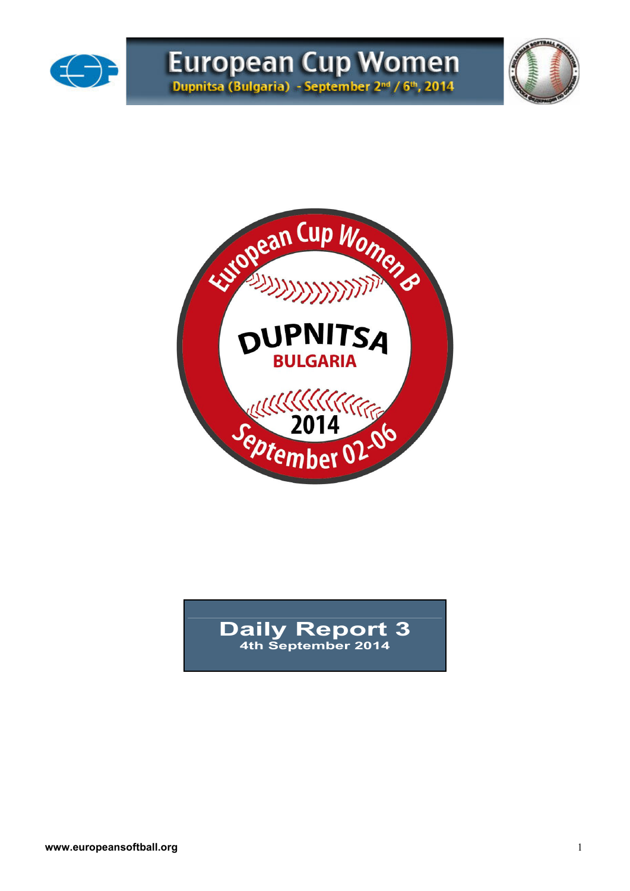# European Cup Women

Dupnitsa (Bulgaria) - September 2nd / 6th, 2014

European Cup Women B

DUPNITSA

BULGARIA

2014

September 02-06

## Daily Report 3

4th September 2014

www.europeansoftball.org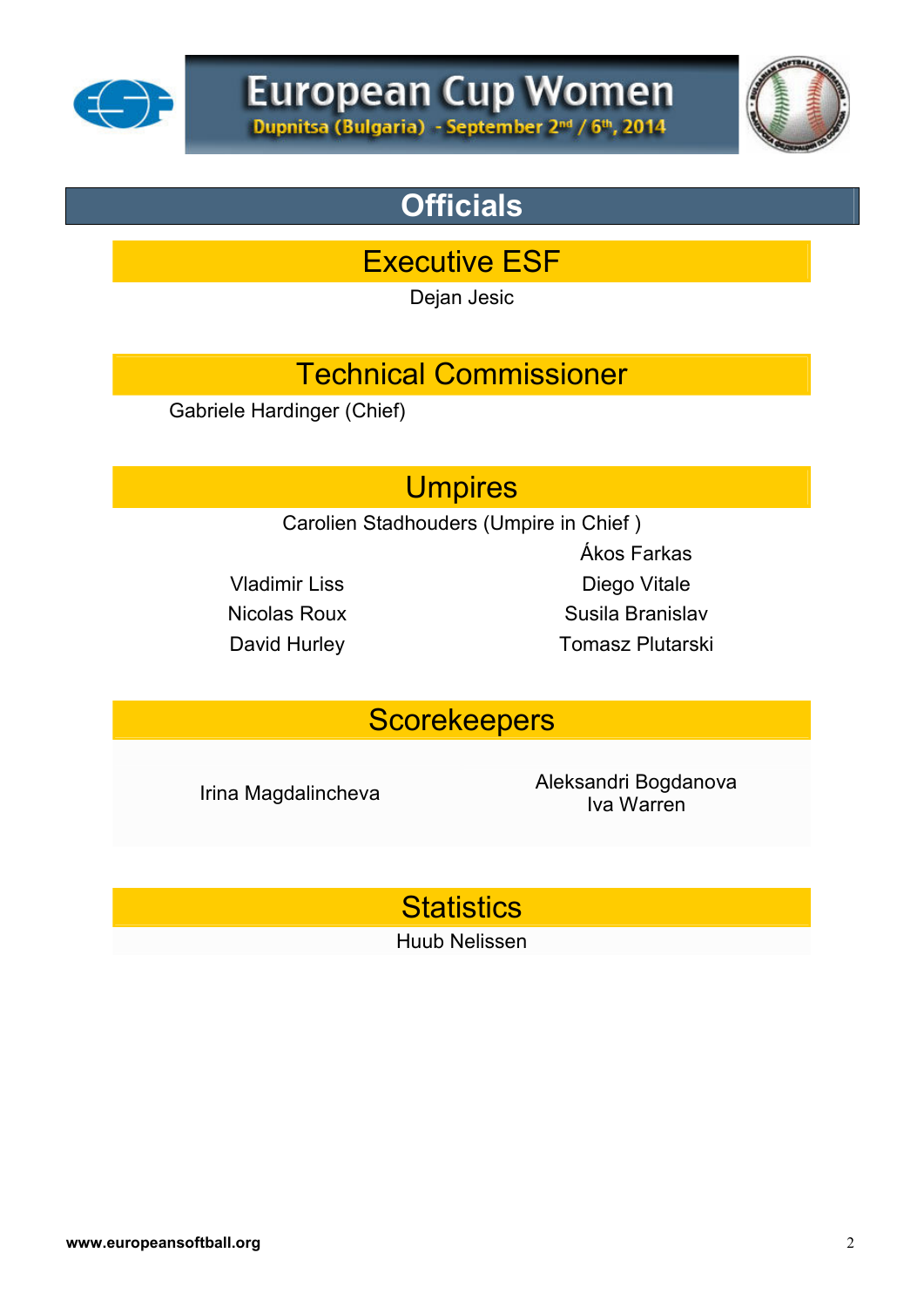# European Cup Women

Dupnitsa (Bulgaria) - September 2nd / 6th, 2014

## Officials

### Executive ESF

Dejan Jesic

### Technical Commissioner

Gabriele Hardinger (Chief)

### Umpires

Carolien Stadhouders (Umpire in Chief )

Ákos Farkas

Vladimir Liss

Diego Vitale

Nicolas Roux

Susila Branislav

David Hurley

Tomasz Plutarski

### Scorekeepers

Irina Magdalincheva

Aleksandri Bogdanova

Iva Warren

### Statistics

Huub Nelissen

www.europeansoftball.org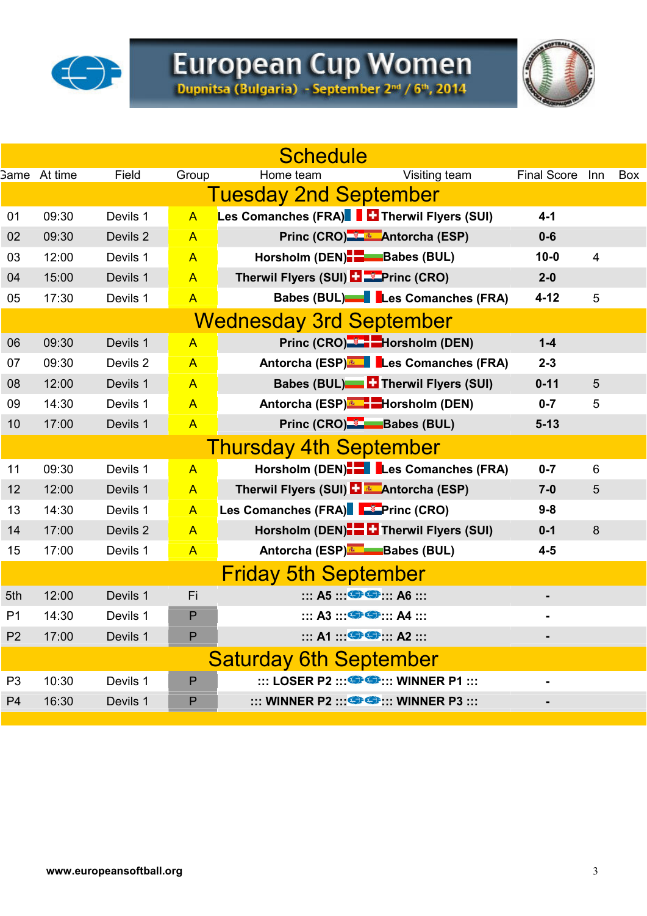# European Cup Women

**Dupnitsa (Bulgaria) - September 2nd / 6th, 2014**

## Schedule

| Game | At time | Field | Group | Home team | Visiting team | Final Score | Inn | Box |
|---|---|---|---|---|---|---|---|---|
| **Tuesday 2nd September** | | | | | | | | |
| 01 | 09:30 | Devils 1 | A | **Les Comanches (FRA)** | **Therwil Flyers (SUI)** | **4-1** | | |
| 02 | 09:30 | Devils 2 | A | **Princ (CRO)** | **Antorcha (ESP)** | **0-6** | | |
| 03 | 12:00 | Devils 1 | A | **Horsholm (DEN)** | **Babes (BUL)** | **10-0** | 4 | |
| 04 | 15:00 | Devils 1 | A | **Therwil Flyers (SUI)** | **Princ (CRO)** | **2-0** | | |
| 05 | 17:30 | Devils 1 | A | **Babes (BUL)** | **Les Comanches (FRA)** | **4-12** | 5 | |
| **Wednesday 3rd September** | | | | | | | | |
| 06 | 09:30 | Devils 1 | A | **Princ (CRO)** | **Horsholm (DEN)** | **1-4** | | |
| 07 | 09:30 | Devils 2 | A | **Antorcha (ESP)** | **Les Comanches (FRA)** | **2-3** | | |
| 08 | 12:00 | Devils 1 | A | **Babes (BUL)** | **Therwil Flyers (SUI)** | **0-11** | 5 | |
| 09 | 14:30 | Devils 1 | A | **Antorcha (ESP)** | **Horsholm (DEN)** | **0-7** | 5 | |
| 10 | 17:00 | Devils 1 | A | **Princ (CRO)** | **Babes (BUL)** | **5-13** | | |
| **Thursday 4th September** | | | | | | | | |
| 11 | 09:30 | Devils 1 | A | **Horsholm (DEN)** | **Les Comanches (FRA)** | **0-7** | 6 | |
| 12 | 12:00 | Devils 1 | A | **Therwil Flyers (SUI)** | **Antorcha (ESP)** | **7-0** | 5 | |
| 13 | 14:30 | Devils 1 | A | **Les Comanches (FRA)** | **Princ (CRO)** | **9-8** | | |
| 14 | 17:00 | Devils 2 | A | **Horsholm (DEN)** | **Therwil Flyers (SUI)** | **0-1** | 8 | |
| 15 | 17:00 | Devils 1 | A | **Antorcha (ESP)** | **Babes (BUL)** | **4-5** | | |
| **Friday 5th September** | | | | | | | | |
| 5th | 12:00 | Devils 1 | Fi | **::: A5 :::** | **::: A6 :::** | **-** | | |
| P1 | 14:30 | Devils 1 | P | **::: A3 :::** | **::: A4 :::** | **-** | | |
| P2 | 17:00 | Devils 1 | P | **::: A1 :::** | **::: A2 :::** | **-** | | |
| **Saturday 6th September** | | | | | | | | |
| P3 | 10:30 | Devils 1 | P | **::: LOSER P2 :::** | **::: WINNER P1 :::** | **-** | | |
| P4 | 16:30 | Devils 1 | P | **::: WINNER P2 :::** | **::: WINNER P3 :::** | **-** | | |

**www.europeansoftball.org**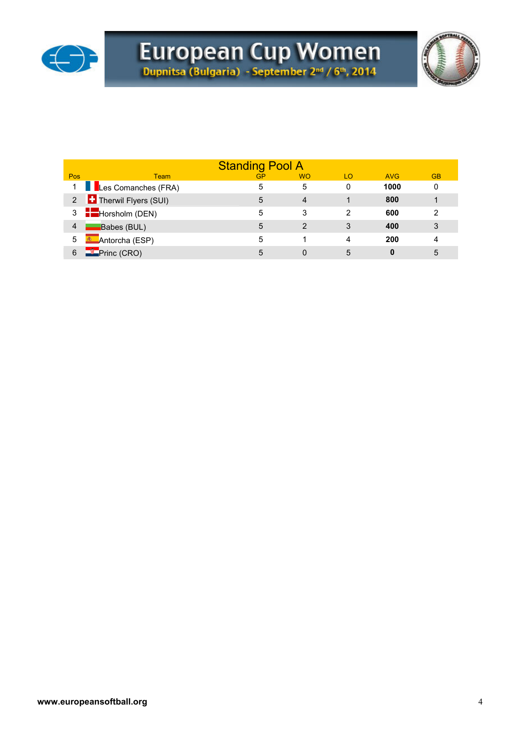# European Cup Women

Dupnitsa (Bulgaria) - September 2nd / 6th, 2014

## Standing Pool A

| Pos | Team | GP | WO | LO | AVG | GB |
|---|---|---|---|---|---|---|
| 1 | Les Comanches (FRA) | 5 | 5 | 0 | **1000** | 0 |
| 2 | Therwil Flyers (SUI) | 5 | 4 | 1 | **800** | 1 |
| 3 | Horsholm (DEN) | 5 | 3 | 2 | **600** | 2 |
| 4 | Babes (BUL) | 5 | 2 | 3 | **400** | 3 |
| 5 | Antorcha (ESP) | 5 | 1 | 4 | **200** | 4 |
| 6 | Princ (CRO) | 5 | 0 | 5 | **0** | 5 |

**www.europeansoftball.org**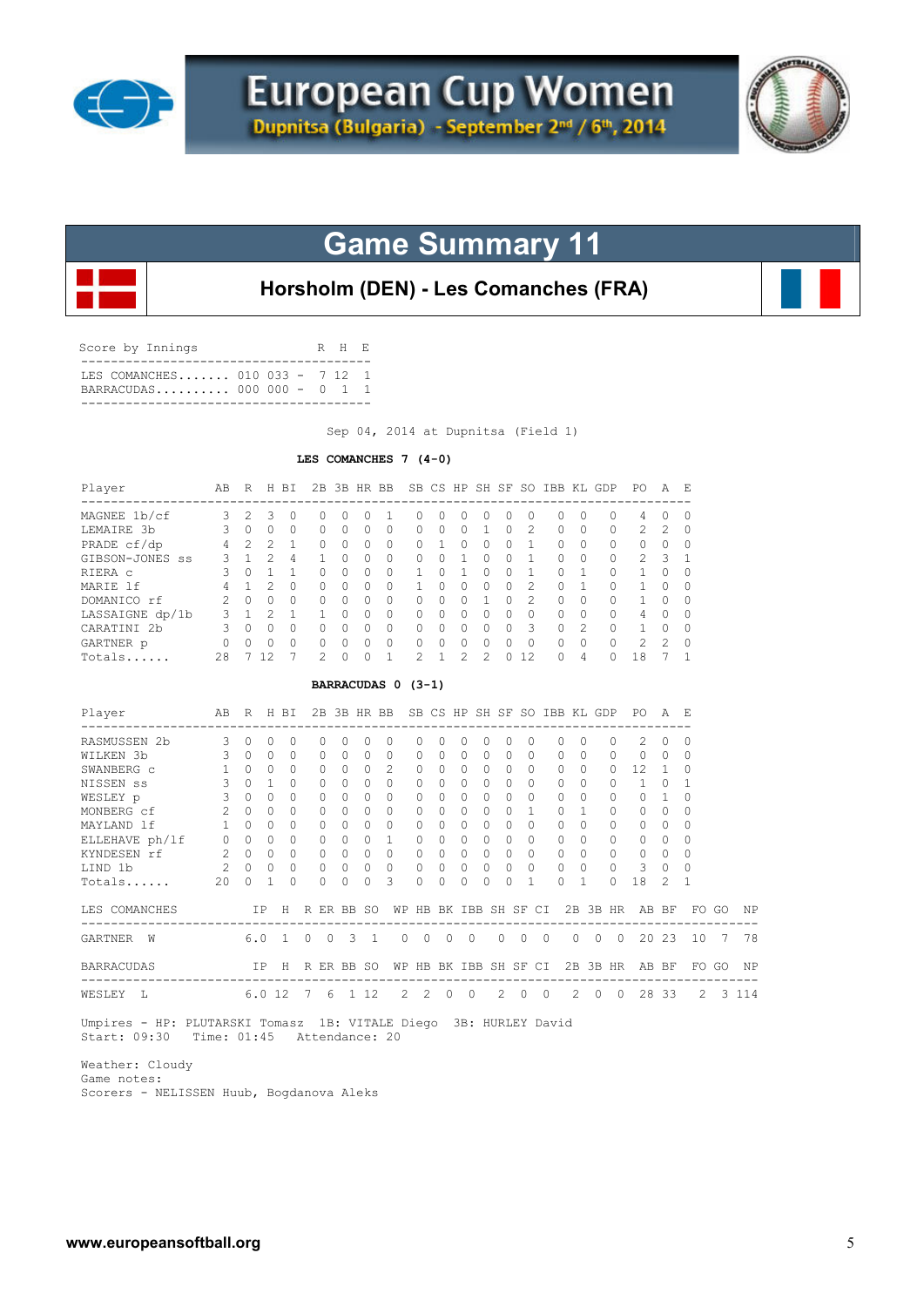# European Cup Women

Dupnitsa (Bulgaria) - September 2nd / 6th, 2014

## Game Summary 11

### Horsholm (DEN) - Les Comanches (FRA)

| Score by Innings | | R | H | E |
|---|---|---|---|---|
| LES COMANCHES | 010 033 - | 7 | 12 | 1 |
| BARRACUDAS | 000 000 - | 0 | 1 | 1 |

Sep 04, 2014 at Dupnitsa (Field 1)

**LES COMANCHES 7 (4-0)**

| Player | AB | R | H | BI | 2B | 3B | HR | BB | SB | CS | HP | SH | SF | SO | IBB | KL | GDP | PO | A | E |
|---|---|---|---|---|---|---|---|---|---|---|---|---|---|---|---|---|---|---|---|---|
| MAGNEE 1b/cf | 3 | 2 | 3 | 0 | 0 | 0 | 0 | 1 | 0 | 0 | 0 | 0 | 0 | 0 | 0 | 0 | 0 | 4 | 0 | 0 |
| LEMAIRE 3b | 3 | 0 | 0 | 0 | 0 | 0 | 0 | 0 | 0 | 0 | 0 | 1 | 0 | 2 | 0 | 0 | 0 | 2 | 2 | 0 |
| PRADE cf/dp | 4 | 2 | 2 | 1 | 0 | 0 | 0 | 0 | 0 | 1 | 0 | 0 | 0 | 1 | 0 | 0 | 0 | 0 | 0 | 0 |
| GIBSON-JONES ss | 3 | 1 | 2 | 4 | 1 | 0 | 0 | 0 | 0 | 0 | 1 | 0 | 0 | 1 | 0 | 0 | 0 | 2 | 3 | 1 |
| RIERA c | 3 | 0 | 1 | 1 | 0 | 0 | 0 | 0 | 1 | 0 | 1 | 0 | 0 | 1 | 0 | 1 | 0 | 1 | 0 | 0 |
| MARIE lf | 4 | 1 | 2 | 0 | 0 | 0 | 0 | 0 | 1 | 0 | 0 | 0 | 0 | 2 | 0 | 1 | 0 | 1 | 0 | 0 |
| DOMANICO rf | 2 | 0 | 0 | 0 | 0 | 0 | 0 | 0 | 0 | 0 | 0 | 1 | 0 | 2 | 0 | 0 | 0 | 1 | 0 | 0 |
| LASSAIGNE dp/1b | 3 | 1 | 2 | 1 | 1 | 0 | 0 | 0 | 0 | 0 | 0 | 0 | 0 | 0 | 0 | 0 | 0 | 4 | 0 | 0 |
| CARATINI 2b | 3 | 0 | 0 | 0 | 0 | 0 | 0 | 0 | 0 | 0 | 0 | 0 | 0 | 3 | 0 | 2 | 0 | 1 | 0 | 0 |
| GARTNER p | 0 | 0 | 0 | 0 | 0 | 0 | 0 | 0 | 0 | 0 | 0 | 0 | 0 | 0 | 0 | 0 | 0 | 2 | 2 | 0 |
| Totals...... | 28 | 7 | 12 | 7 | 2 | 0 | 0 | 1 | 2 | 1 | 2 | 2 | 0 | 12 | 0 | 4 | 0 | 18 | 7 | 1 |

**BARRACUDAS 0 (3-1)**

| Player | AB | R | H | BI | 2B | 3B | HR | BB | SB | CS | HP | SH | SF | SO | IBB | KL | GDP | PO | A | E |
|---|---|---|---|---|---|---|---|---|---|---|---|---|---|---|---|---|---|---|---|---|
| RASMUSSEN 2b | 3 | 0 | 0 | 0 | 0 | 0 | 0 | 0 | 0 | 0 | 0 | 0 | 0 | 0 | 0 | 0 | 0 | 2 | 0 | 0 |
| WILKEN 3b | 3 | 0 | 0 | 0 | 0 | 0 | 0 | 0 | 0 | 0 | 0 | 0 | 0 | 0 | 0 | 0 | 0 | 0 | 0 | 0 |
| SWANBERG c | 1 | 0 | 0 | 0 | 0 | 0 | 0 | 2 | 0 | 0 | 0 | 0 | 0 | 0 | 0 | 0 | 0 | 12 | 1 | 0 |
| NISSEN ss | 3 | 0 | 1 | 0 | 0 | 0 | 0 | 0 | 0 | 0 | 0 | 0 | 0 | 0 | 0 | 0 | 0 | 1 | 0 | 1 |
| WESLEY p | 3 | 0 | 0 | 0 | 0 | 0 | 0 | 0 | 0 | 0 | 0 | 0 | 0 | 0 | 0 | 0 | 0 | 0 | 1 | 0 |
| MONBERG cf | 2 | 0 | 0 | 0 | 0 | 0 | 0 | 0 | 0 | 0 | 0 | 0 | 0 | 1 | 0 | 1 | 0 | 0 | 0 | 0 |
| MAYLAND lf | 1 | 0 | 0 | 0 | 0 | 0 | 0 | 0 | 0 | 0 | 0 | 0 | 0 | 0 | 0 | 0 | 0 | 0 | 0 | 0 |
| ELLEHAVE ph/lf | 0 | 0 | 0 | 0 | 0 | 0 | 0 | 1 | 0 | 0 | 0 | 0 | 0 | 0 | 0 | 0 | 0 | 0 | 0 | 0 |
| KYNDESEN rf | 2 | 0 | 0 | 0 | 0 | 0 | 0 | 0 | 0 | 0 | 0 | 0 | 0 | 0 | 0 | 0 | 0 | 0 | 0 | 0 |
| LIND 1b | 2 | 0 | 0 | 0 | 0 | 0 | 0 | 0 | 0 | 0 | 0 | 0 | 0 | 0 | 0 | 0 | 0 | 3 | 0 | 0 |
| Totals...... | 20 | 0 | 1 | 0 | 0 | 0 | 0 | 3 | 0 | 0 | 0 | 0 | 0 | 1 | 0 | 1 | 0 | 18 | 2 | 1 |

| LES COMANCHES | IP | H | R | ER | BB | SO | WP | HB | BK | IBB | SH | SF | CI | 2B | 3B | HR | AB | BF | FO | GO | NP |
|---|---|---|---|---|---|---|---|---|---|---|---|---|---|---|---|---|---|---|---|---|---|
| GARTNER W | 6.0 | 1 | 0 | 0 | 3 | 1 | 0 | 0 | 0 | 0 | 0 | 0 | 0 | 0 | 0 | 0 | 20 | 23 | 10 | 7 | 78 |

| BARRACUDAS | IP | H | R | ER | BB | SO | WP | HB | BK | IBB | SH | SF | CI | 2B | 3B | HR | AB | BF | FO | GO | NP |
|---|---|---|---|---|---|---|---|---|---|---|---|---|---|---|---|---|---|---|---|---|---|
| WESLEY L | 6.0 | 12 | 7 | 6 | 1 | 12 | 2 | 2 | 0 | 0 | 2 | 0 | 0 | 2 | 0 | 0 | 28 | 33 | 2 | 3 | 114 |

Umpires - HP: PLUTARSKI Tomasz 1B: VITALE Diego 3B: HURLEY David
Start: 09:30 Time: 01:45 Attendance: 20

Weather: Cloudy
Game notes:
Scorers - NELISSEN Huub, Bogdanova Aleks

www.europeansoftball.org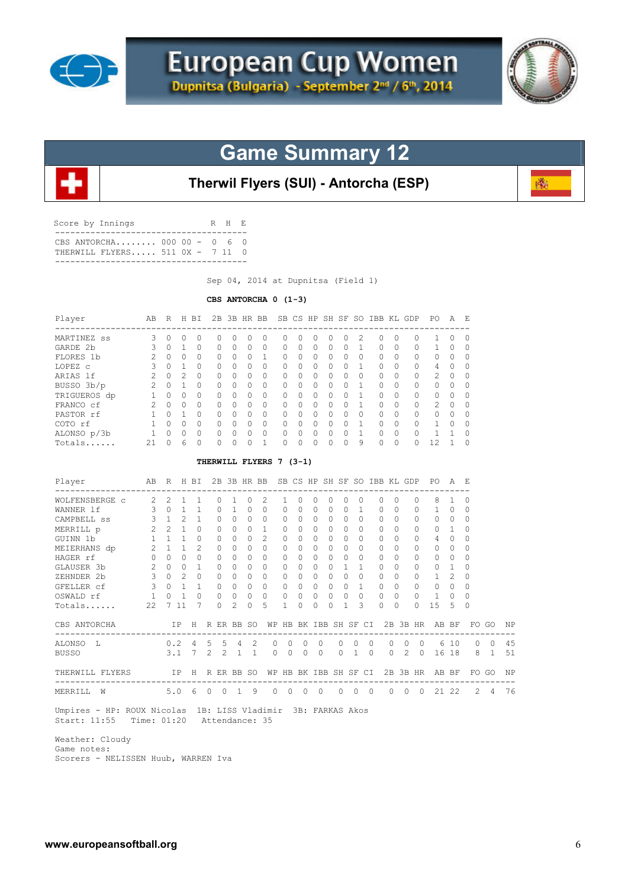# European Cup Women

Dupnitsa (Bulgaria) - September 2nd / 6th, 2014

## Game Summary 12

### Therwil Flyers (SUI) - Antorcha (ESP)

| Score by Innings | | R | H | E |
|---|---|---|---|---|
| CBS ANTORCHA........ | 000 00 - | 0 | 6 | 0 |
| THERWILL FLYERS..... | 511 0X - | 7 | 11 | 0 |

Sep 04, 2014 at Dupnitsa (Field 1)

**CBS ANTORCHA 0 (1-3)**

| Player | AB | R | H | BI | 2B | 3B | HR | BB | SB | CS | HP | SH | SF | SO | IBB | KL | GDP | PO | A | E |
|---|---|---|---|---|---|---|---|---|---|---|---|---|---|---|---|---|---|---|---|---|
| MARTINEZ ss | 3 | 0 | 0 | 0 | 0 | 0 | 0 | 0 | 0 | 0 | 0 | 0 | 0 | 2 | 0 | 0 | 0 | 1 | 0 | 0 |
| GARDE 2b | 3 | 0 | 1 | 0 | 0 | 0 | 0 | 0 | 0 | 0 | 0 | 0 | 0 | 1 | 0 | 0 | 0 | 1 | 0 | 0 |
| FLORES 1b | 2 | 0 | 0 | 0 | 0 | 0 | 0 | 1 | 0 | 0 | 0 | 0 | 0 | 0 | 0 | 0 | 0 | 0 | 0 | 0 |
| LOPEZ c | 3 | 0 | 1 | 0 | 0 | 0 | 0 | 0 | 0 | 0 | 0 | 0 | 0 | 1 | 0 | 0 | 0 | 4 | 0 | 0 |
| ARIAS lf | 2 | 0 | 2 | 0 | 0 | 0 | 0 | 0 | 0 | 0 | 0 | 0 | 0 | 0 | 0 | 0 | 0 | 2 | 0 | 0 |
| BUSSO 3b/p | 2 | 0 | 1 | 0 | 0 | 0 | 0 | 0 | 0 | 0 | 0 | 0 | 0 | 1 | 0 | 0 | 0 | 0 | 0 | 0 |
| TRIGUEROS dp | 1 | 0 | 0 | 0 | 0 | 0 | 0 | 0 | 0 | 0 | 0 | 0 | 0 | 1 | 0 | 0 | 0 | 0 | 0 | 0 |
| FRANCO cf | 2 | 0 | 0 | 0 | 0 | 0 | 0 | 0 | 0 | 0 | 0 | 0 | 0 | 1 | 0 | 0 | 0 | 2 | 0 | 0 |
| PASTOR rf | 1 | 0 | 1 | 0 | 0 | 0 | 0 | 0 | 0 | 0 | 0 | 0 | 0 | 0 | 0 | 0 | 0 | 0 | 0 | 0 |
| COTO rf | 1 | 0 | 0 | 0 | 0 | 0 | 0 | 0 | 0 | 0 | 0 | 0 | 0 | 1 | 0 | 0 | 0 | 1 | 0 | 0 |
| ALONSO p/3b | 1 | 0 | 0 | 0 | 0 | 0 | 0 | 0 | 0 | 0 | 0 | 0 | 0 | 1 | 0 | 0 | 0 | 1 | 1 | 0 |
| Totals...... | 21 | 0 | 6 | 0 | 0 | 0 | 0 | 1 | 0 | 0 | 0 | 0 | 0 | 9 | 0 | 0 | 0 | 12 | 1 | 0 |

**THERWILL FLYERS 7 (3-1)**

| Player | AB | R | H | BI | 2B | 3B | HR | BB | SB | CS | HP | SH | SF | SO | IBB | KL | GDP | PO | A | E |
|---|---|---|---|---|---|---|---|---|---|---|---|---|---|---|---|---|---|---|---|---|
| WOLFENSBERGE c | 2 | 2 | 1 | 1 | 0 | 1 | 0 | 2 | 1 | 0 | 0 | 0 | 0 | 0 | 0 | 0 | 0 | 8 | 1 | 0 |
| WANNER lf | 3 | 0 | 1 | 1 | 0 | 1 | 0 | 0 | 0 | 0 | 0 | 0 | 0 | 1 | 0 | 0 | 0 | 1 | 0 | 0 |
| CAMPBELL ss | 3 | 1 | 2 | 1 | 0 | 0 | 0 | 0 | 0 | 0 | 0 | 0 | 0 | 0 | 0 | 0 | 0 | 0 | 0 | 0 |
| MERRILL p | 2 | 2 | 1 | 0 | 0 | 0 | 0 | 1 | 0 | 0 | 0 | 0 | 0 | 0 | 0 | 0 | 0 | 0 | 1 | 0 |
| GUINN 1b | 1 | 1 | 1 | 0 | 0 | 0 | 0 | 2 | 0 | 0 | 0 | 0 | 0 | 0 | 0 | 0 | 0 | 4 | 0 | 0 |
| MEIERHANS dp | 2 | 1 | 1 | 2 | 0 | 0 | 0 | 0 | 0 | 0 | 0 | 0 | 0 | 0 | 0 | 0 | 0 | 0 | 0 | 0 |
| HAGER rf | 0 | 0 | 0 | 0 | 0 | 0 | 0 | 0 | 0 | 0 | 0 | 0 | 0 | 0 | 0 | 0 | 0 | 0 | 0 | 0 |
| GLAUSER 3b | 2 | 0 | 0 | 1 | 0 | 0 | 0 | 0 | 0 | 0 | 0 | 0 | 1 | 1 | 0 | 0 | 0 | 0 | 1 | 0 |
| ZEHNDER 2b | 3 | 0 | 2 | 0 | 0 | 0 | 0 | 0 | 0 | 0 | 0 | 0 | 0 | 0 | 0 | 0 | 0 | 1 | 2 | 0 |
| GFELLER cf | 3 | 0 | 1 | 1 | 0 | 0 | 0 | 0 | 0 | 0 | 0 | 0 | 0 | 1 | 0 | 0 | 0 | 0 | 0 | 0 |
| OSWALD rf | 1 | 0 | 1 | 0 | 0 | 0 | 0 | 0 | 0 | 0 | 0 | 0 | 0 | 0 | 0 | 0 | 0 | 1 | 0 | 0 |
| Totals...... | 22 | 7 | 11 | 7 | 0 | 2 | 0 | 5 | 1 | 0 | 0 | 0 | 1 | 3 | 0 | 0 | 0 | 15 | 5 | 0 |

| CBS ANTORCHA | IP | H | R | ER | BB | SO | WP | HB | BK | IBB | SH | SF | CI | 2B | 3B | HR | AB | BF | FO | GO | NP |
|---|---|---|---|---|---|---|---|---|---|---|---|---|---|---|---|---|---|---|---|---|---|
| ALONSO L | 0.2 | 4 | 5 | 5 | 4 | 2 | 0 | 0 | 0 | 0 | 0 | 0 | 0 | 0 | 0 | 0 | 6 | 10 | 0 | 0 | 45 |
| BUSSO | 3.1 | 7 | 2 | 2 | 1 | 1 | 0 | 0 | 0 | 0 | 0 | 1 | 0 | 0 | 2 | 0 | 16 | 18 | 8 | 1 | 51 |

| THERWILL FLYERS | IP | H | R | ER | BB | SO | WP | HB | BK | IBB | SH | SF | CI | 2B | 3B | HR | AB | BF | FO | GO | NP |
|---|---|---|---|---|---|---|---|---|---|---|---|---|---|---|---|---|---|---|---|---|---|
| MERRILL W | 5.0 | 6 | 0 | 0 | 1 | 9 | 0 | 0 | 0 | 0 | 0 | 0 | 0 | 0 | 0 | 0 | 21 | 22 | 2 | 4 | 76 |

Umpires - HP: ROUX Nicolas 1B: LISS Vladimir 3B: FARKAS Akos
Start: 11:55 Time: 01:20 Attendance: 35

Weather: Cloudy
Game notes:
Scorers - NELISSEN Huub, WARREN Iva

www.europeansoftball.org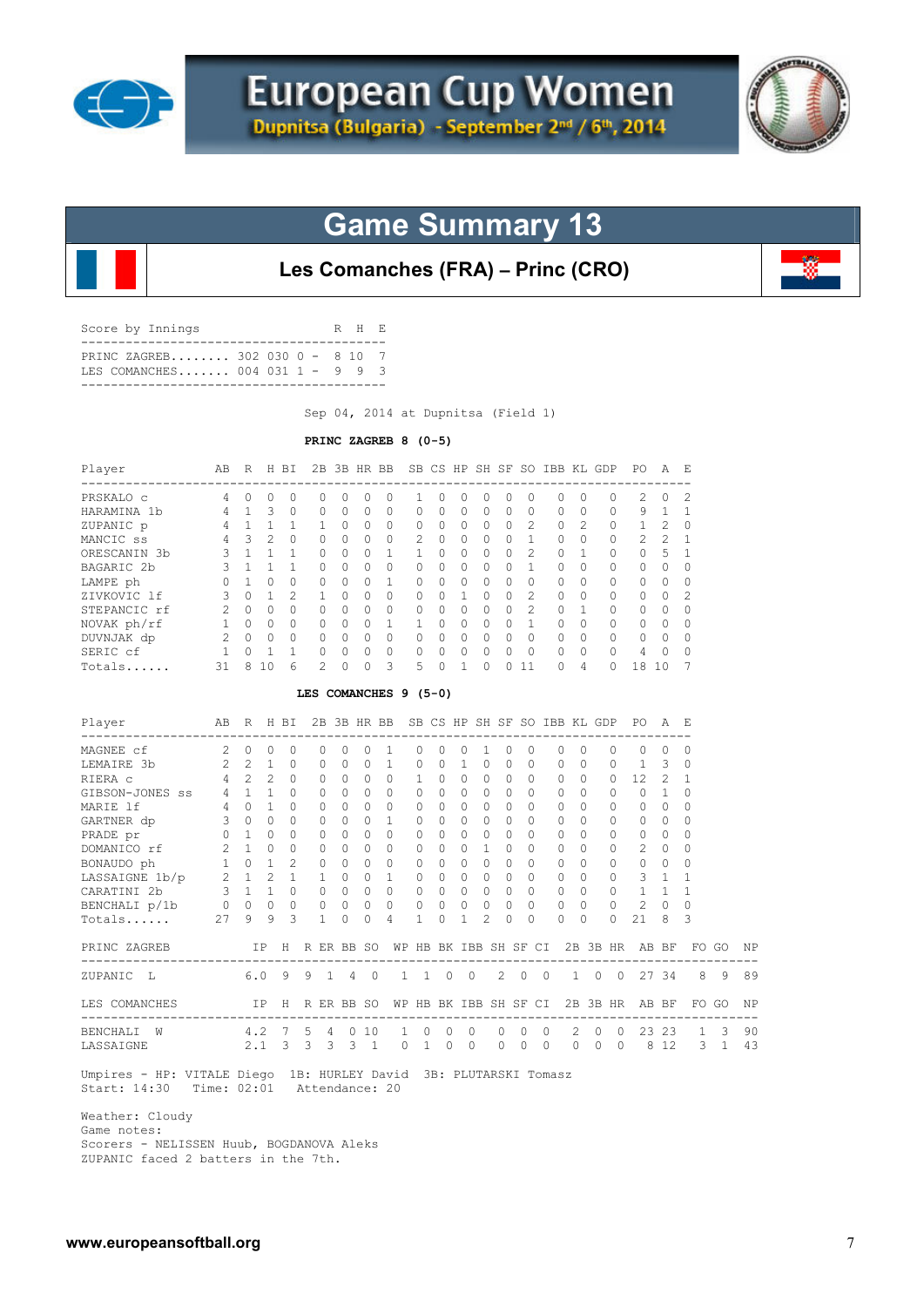# European Cup Women

Dupnitsa (Bulgaria) - September 2nd / 6th, 2014

## Game Summary 13

### Les Comanches (FRA) – Princ (CRO)

| Score by Innings | | R | H | E |
|---|---|---|---|---|
| PRINC ZAGREB........ | 302 030 0 - | 8 | 10 | 7 |
| LES COMANCHES....... | 004 031 1 - | 9 | 9 | 3 |

Sep 04, 2014 at Dupnitsa (Field 1)

**PRINC ZAGREB 8 (0-5)**

| Player | AB | R | H | BI | 2B | 3B | HR | BB | SB | CS | HP | SH | SF | SO | IBB | KL | GDP | PO | A | E |
|---|---|---|---|---|---|---|---|---|---|---|---|---|---|---|---|---|---|---|---|---|
| PRSKALO c | 4 | 0 | 0 | 0 | 0 | 0 | 0 | 0 | 1 | 0 | 0 | 0 | 0 | 0 | 0 | 0 | 0 | 2 | 0 | 2 |
| HARAMINA 1b | 4 | 1 | 3 | 0 | 0 | 0 | 0 | 0 | 0 | 0 | 0 | 0 | 0 | 0 | 0 | 0 | 0 | 9 | 1 | 1 |
| ZUPANIC p | 4 | 1 | 1 | 1 | 1 | 0 | 0 | 0 | 0 | 0 | 0 | 0 | 0 | 2 | 0 | 2 | 0 | 1 | 2 | 0 |
| MANCIC ss | 4 | 3 | 2 | 0 | 0 | 0 | 0 | 0 | 2 | 0 | 0 | 0 | 0 | 1 | 0 | 0 | 0 | 2 | 2 | 1 |
| ORESCANIN 3b | 3 | 1 | 1 | 1 | 0 | 0 | 0 | 1 | 1 | 0 | 0 | 0 | 0 | 2 | 0 | 1 | 0 | 0 | 5 | 1 |
| BAGARIC 2b | 3 | 1 | 1 | 1 | 0 | 0 | 0 | 0 | 0 | 0 | 0 | 0 | 0 | 1 | 0 | 0 | 0 | 0 | 0 | 0 |
| LAMPE ph | 0 | 1 | 0 | 0 | 0 | 0 | 0 | 1 | 0 | 0 | 0 | 0 | 0 | 0 | 0 | 0 | 0 | 0 | 0 | 0 |
| ZIVKOVIC lf | 3 | 0 | 1 | 2 | 1 | 0 | 0 | 0 | 0 | 0 | 1 | 0 | 0 | 2 | 0 | 0 | 0 | 0 | 0 | 2 |
| STEPANCIC rf | 2 | 0 | 0 | 0 | 0 | 0 | 0 | 0 | 0 | 0 | 0 | 0 | 0 | 2 | 0 | 1 | 0 | 0 | 0 | 0 |
| NOVAK ph/rf | 1 | 0 | 0 | 0 | 0 | 0 | 0 | 1 | 1 | 0 | 0 | 0 | 0 | 1 | 0 | 0 | 0 | 0 | 0 | 0 |
| DUVNJAK dp | 2 | 0 | 0 | 0 | 0 | 0 | 0 | 0 | 0 | 0 | 0 | 0 | 0 | 0 | 0 | 0 | 0 | 0 | 0 | 0 |
| SERIC cf | 1 | 0 | 1 | 1 | 0 | 0 | 0 | 0 | 0 | 0 | 0 | 0 | 0 | 0 | 0 | 0 | 0 | 4 | 0 | 0 |
| Totals...... | 31 | 8 | 10 | 6 | 2 | 0 | 0 | 3 | 5 | 0 | 1 | 0 | 0 | 11 | 0 | 4 | 0 | 18 | 10 | 7 |

**LES COMANCHES 9 (5-0)**

| Player | AB | R | H | BI | 2B | 3B | HR | BB | SB | CS | HP | SH | SF | SO | IBB | KL | GDP | PO | A | E |
|---|---|---|---|---|---|---|---|---|---|---|---|---|---|---|---|---|---|---|---|---|
| MAGNEE cf | 2 | 0 | 0 | 0 | 0 | 0 | 0 | 1 | 0 | 0 | 0 | 1 | 0 | 0 | 0 | 0 | 0 | 0 | 0 | 0 |
| LEMAIRE 3b | 2 | 2 | 1 | 0 | 0 | 0 | 0 | 1 | 0 | 0 | 1 | 0 | 0 | 0 | 0 | 0 | 0 | 1 | 3 | 0 |
| RIERA c | 4 | 2 | 2 | 0 | 0 | 0 | 0 | 0 | 1 | 0 | 0 | 0 | 0 | 0 | 0 | 0 | 0 | 12 | 2 | 1 |
| GIBSON-JONES ss | 4 | 1 | 1 | 0 | 0 | 0 | 0 | 0 | 0 | 0 | 0 | 0 | 0 | 0 | 0 | 0 | 0 | 0 | 1 | 0 |
| MARIE lf | 4 | 0 | 1 | 0 | 0 | 0 | 0 | 0 | 0 | 0 | 0 | 0 | 0 | 0 | 0 | 0 | 0 | 0 | 0 | 0 |
| GARTNER dp | 3 | 0 | 0 | 0 | 0 | 0 | 0 | 1 | 0 | 0 | 0 | 0 | 0 | 0 | 0 | 0 | 0 | 0 | 0 | 0 |
| PRADE pr | 0 | 1 | 0 | 0 | 0 | 0 | 0 | 0 | 0 | 0 | 0 | 0 | 0 | 0 | 0 | 0 | 0 | 0 | 0 | 0 |
| DOMANICO rf | 2 | 1 | 0 | 0 | 0 | 0 | 0 | 0 | 0 | 0 | 0 | 1 | 0 | 0 | 0 | 0 | 0 | 2 | 0 | 0 |
| BONAUDO ph | 1 | 0 | 1 | 2 | 0 | 0 | 0 | 0 | 0 | 0 | 0 | 0 | 0 | 0 | 0 | 0 | 0 | 0 | 0 | 0 |
| LASSAIGNE 1b/p | 2 | 1 | 2 | 1 | 1 | 0 | 0 | 1 | 0 | 0 | 0 | 0 | 0 | 0 | 0 | 0 | 0 | 3 | 1 | 1 |
| CARATINI 2b | 3 | 1 | 1 | 0 | 0 | 0 | 0 | 0 | 0 | 0 | 0 | 0 | 0 | 0 | 0 | 0 | 0 | 1 | 1 | 1 |
| BENCHALI p/1b | 0 | 0 | 0 | 0 | 0 | 0 | 0 | 0 | 0 | 0 | 0 | 0 | 0 | 0 | 0 | 0 | 0 | 2 | 0 | 0 |
| Totals...... | 27 | 9 | 9 | 3 | 1 | 0 | 0 | 4 | 1 | 0 | 1 | 2 | 0 | 0 | 0 | 0 | 0 | 21 | 8 | 3 |

| PRINC ZAGREB | IP | H | R | ER | BB | SO | WP | HB | BK | IBB | SH | SF | CI | 2B | 3B | HR | AB | BF | FO | GO | NP |
|---|---|---|---|---|---|---|---|---|---|---|---|---|---|---|---|---|---|---|---|---|---|
| ZUPANIC L | 6.0 | 9 | 9 | 1 | 4 | 0 | 1 | 1 | 0 | 0 | 2 | 0 | 0 | 1 | 0 | 0 | 27 | 34 | 8 | 9 | 89 |

| LES COMANCHES | IP | H | R | ER | BB | SO | WP | HB | BK | IBB | SH | SF | CI | 2B | 3B | HR | AB | BF | FO | GO | NP |
|---|---|---|---|---|---|---|---|---|---|---|---|---|---|---|---|---|---|---|---|---|---|
| BENCHALI W | 4.2 | 7 | 5 | 4 | 0 | 10 | 1 | 0 | 0 | 0 | 0 | 0 | 0 | 2 | 0 | 0 | 23 | 23 | 1 | 3 | 90 |
| LASSAIGNE | 2.1 | 3 | 3 | 3 | 3 | 1 | 0 | 1 | 0 | 0 | 0 | 0 | 0 | 0 | 0 | 0 | 8 | 12 | 3 | 1 | 43 |

Umpires - HP: VITALE Diego 1B: HURLEY David 3B: PLUTARSKI Tomasz
Start: 14:30 Time: 02:01 Attendance: 20

Weather: Cloudy
Game notes:
Scorers - NELISSEN Huub, BOGDANOVA Aleks
ZUPANIC faced 2 batters in the 7th.

www.europeansoftball.org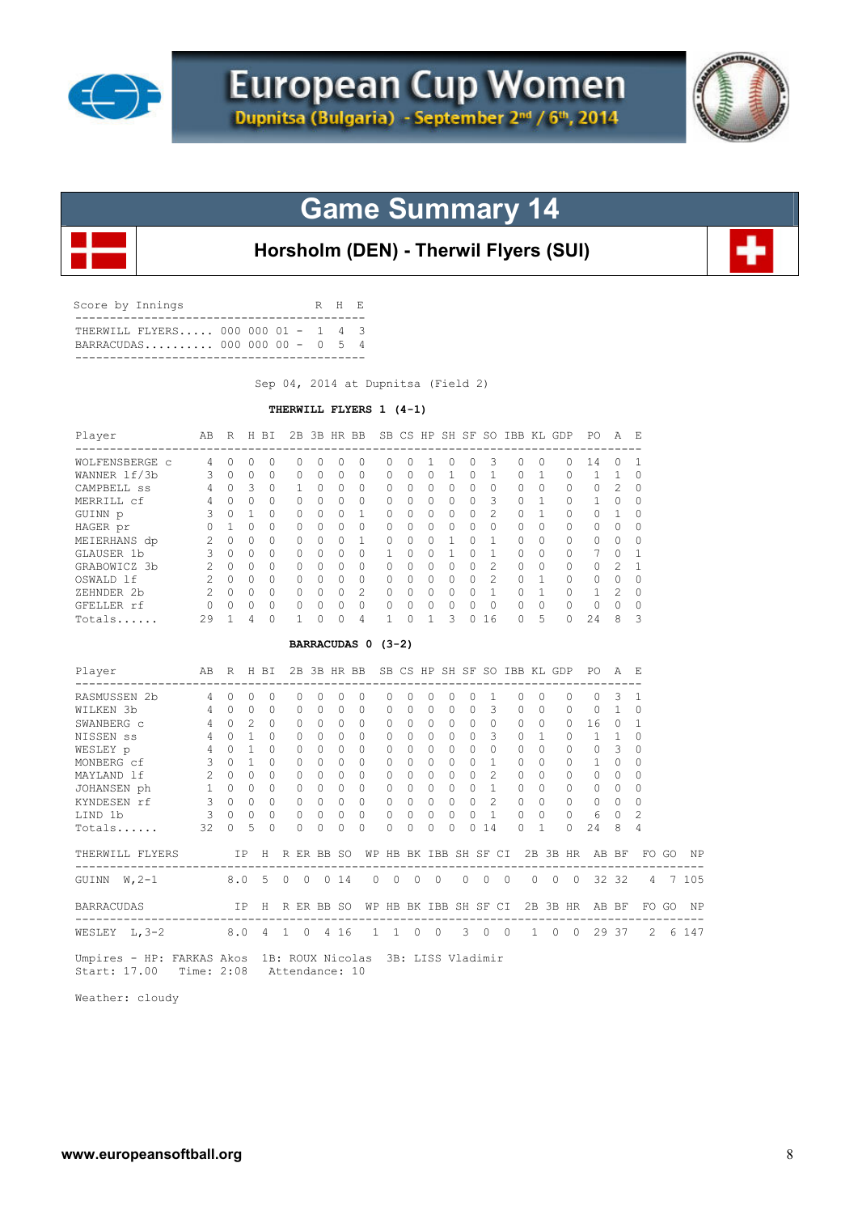# European Cup Women

Dupnitsa (Bulgaria) - September 2nd / 6th, 2014

## Game Summary 14

### Horsholm (DEN) - Therwil Flyers (SUI)

| Score by Innings | | R | H | E |
|---|---|---|---|---|
| THERWILL FLYERS..... | 000 000 01 - | 1 | 4 | 3 |
| BARRACUDAS.......... | 000 000 00 - | 0 | 5 | 4 |

Sep 04, 2014 at Dupnitsa (Field 2)

**THERWILL FLYERS 1 (4-1)**

| Player | AB | R | H | BI | 2B | 3B | HR | BB | SB | CS | HP | SH | SF | SO | IBB | KL | GDP | PO | A | E |
|---|---|---|---|---|---|---|---|---|---|---|---|---|---|---|---|---|---|---|---|---|
| WOLFENSBERGE c | 4 | 0 | 0 | 0 | 0 | 0 | 0 | 0 | 0 | 0 | 1 | 0 | 0 | 3 | 0 | 0 | 0 | 14 | 0 | 1 |
| WANNER lf/3b | 3 | 0 | 0 | 0 | 0 | 0 | 0 | 0 | 0 | 0 | 0 | 1 | 0 | 1 | 0 | 1 | 0 | 1 | 1 | 0 |
| CAMPBELL ss | 4 | 0 | 3 | 0 | 1 | 0 | 0 | 0 | 0 | 0 | 0 | 0 | 0 | 0 | 0 | 0 | 0 | 0 | 2 | 0 |
| MERRILL cf | 4 | 0 | 0 | 0 | 0 | 0 | 0 | 0 | 0 | 0 | 0 | 0 | 0 | 3 | 0 | 1 | 0 | 1 | 0 | 0 |
| GUINN p | 3 | 0 | 1 | 0 | 0 | 0 | 0 | 1 | 0 | 0 | 0 | 0 | 0 | 2 | 0 | 1 | 0 | 0 | 1 | 0 |
| HAGER pr | 0 | 1 | 0 | 0 | 0 | 0 | 0 | 0 | 0 | 0 | 0 | 0 | 0 | 0 | 0 | 0 | 0 | 0 | 0 | 0 |
| MEIERHANS dp | 2 | 0 | 0 | 0 | 0 | 0 | 0 | 1 | 0 | 0 | 0 | 1 | 0 | 1 | 0 | 0 | 0 | 0 | 0 | 0 |
| GLAUSER 1b | 3 | 0 | 0 | 0 | 0 | 0 | 0 | 0 | 1 | 0 | 0 | 1 | 0 | 1 | 0 | 0 | 0 | 7 | 0 | 1 |
| GRABOWICZ 3b | 2 | 0 | 0 | 0 | 0 | 0 | 0 | 0 | 0 | 0 | 0 | 0 | 0 | 2 | 0 | 0 | 0 | 0 | 2 | 1 |
| OSWALD lf | 2 | 0 | 0 | 0 | 0 | 0 | 0 | 0 | 0 | 0 | 0 | 0 | 0 | 2 | 0 | 1 | 0 | 0 | 0 | 0 |
| ZEHNDER 2b | 2 | 0 | 0 | 0 | 0 | 0 | 0 | 2 | 0 | 0 | 0 | 0 | 0 | 1 | 0 | 1 | 0 | 1 | 2 | 0 |
| GFELLER rf | 0 | 0 | 0 | 0 | 0 | 0 | 0 | 0 | 0 | 0 | 0 | 0 | 0 | 0 | 0 | 0 | 0 | 0 | 0 | 0 |
| Totals...... | 29 | 1 | 4 | 0 | 1 | 0 | 0 | 4 | 1 | 0 | 1 | 3 | 0 | 16 | 0 | 5 | 0 | 24 | 8 | 3 |

**BARRACUDAS 0 (3-2)**

| Player | AB | R | H | BI | 2B | 3B | HR | BB | SB | CS | HP | SH | SF | SO | IBB | KL | GDP | PO | A | E |
|---|---|---|---|---|---|---|---|---|---|---|---|---|---|---|---|---|---|---|---|---|
| RASMUSSEN 2b | 4 | 0 | 0 | 0 | 0 | 0 | 0 | 0 | 0 | 0 | 0 | 0 | 0 | 1 | 0 | 0 | 0 | 0 | 3 | 1 |
| WILKEN 3b | 4 | 0 | 0 | 0 | 0 | 0 | 0 | 0 | 0 | 0 | 0 | 0 | 0 | 3 | 0 | 0 | 0 | 0 | 1 | 0 |
| SWANBERG c | 4 | 0 | 2 | 0 | 0 | 0 | 0 | 0 | 0 | 0 | 0 | 0 | 0 | 0 | 0 | 0 | 0 | 16 | 0 | 1 |
| NISSEN ss | 4 | 0 | 1 | 0 | 0 | 0 | 0 | 0 | 0 | 0 | 0 | 0 | 0 | 3 | 0 | 1 | 0 | 1 | 1 | 0 |
| WESLEY p | 4 | 0 | 1 | 0 | 0 | 0 | 0 | 0 | 0 | 0 | 0 | 0 | 0 | 0 | 0 | 0 | 0 | 0 | 3 | 0 |
| MONBERG cf | 3 | 0 | 1 | 0 | 0 | 0 | 0 | 0 | 0 | 0 | 0 | 0 | 0 | 1 | 0 | 0 | 0 | 1 | 0 | 0 |
| MAYLAND lf | 2 | 0 | 0 | 0 | 0 | 0 | 0 | 0 | 0 | 0 | 0 | 0 | 0 | 2 | 0 | 0 | 0 | 0 | 0 | 0 |
| JOHANSEN ph | 1 | 0 | 0 | 0 | 0 | 0 | 0 | 0 | 0 | 0 | 0 | 0 | 0 | 1 | 0 | 0 | 0 | 0 | 0 | 0 |
| KYNDESEN rf | 3 | 0 | 0 | 0 | 0 | 0 | 0 | 0 | 0 | 0 | 0 | 0 | 0 | 2 | 0 | 0 | 0 | 0 | 0 | 0 |
| LIND 1b | 3 | 0 | 0 | 0 | 0 | 0 | 0 | 0 | 0 | 0 | 0 | 0 | 0 | 1 | 0 | 0 | 0 | 6 | 0 | 2 |
| Totals...... | 32 | 0 | 5 | 0 | 0 | 0 | 0 | 0 | 0 | 0 | 0 | 0 | 0 | 14 | 0 | 1 | 0 | 24 | 8 | 4 |

| THERWILL FLYERS | IP | H | R | ER | BB | SO | WP | HB | BK | IBB | SH | SF | CI | 2B | 3B | HR | AB | BF | FO | GO | NP |
|---|---|---|---|---|---|---|---|---|---|---|---|---|---|---|---|---|---|---|---|---|---|
| GUINN W,2-1 | 8.0 | 5 | 0 | 0 | 0 | 14 | 0 | 0 | 0 | 0 | 0 | 0 | 0 | 0 | 0 | 0 | 32 | 32 | 4 | 7 | 105 |

| BARRACUDAS | IP | H | R | ER | BB | SO | WP | HB | BK | IBB | SH | SF | CI | 2B | 3B | HR | AB | BF | FO | GO | NP |
|---|---|---|---|---|---|---|---|---|---|---|---|---|---|---|---|---|---|---|---|---|---|
| WESLEY L,3-2 | 8.0 | 4 | 1 | 0 | 4 | 16 | 1 | 1 | 0 | 0 | 3 | 0 | 0 | 1 | 0 | 0 | 29 | 37 | 2 | 6 | 147 |

Umpires - HP: FARKAS Akos 1B: ROUX Nicolas 3B: LISS Vladimir
Start: 17.00 Time: 2:08 Attendance: 10

Weather: cloudy

www.europeansoftball.org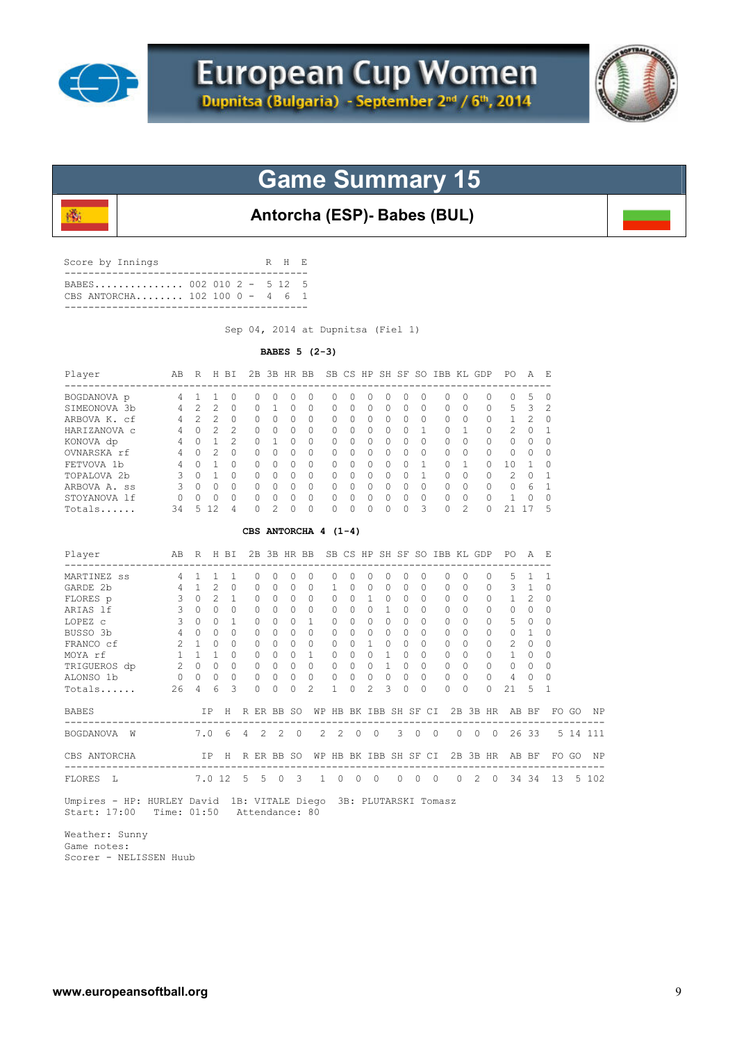# European Cup Women

**Dupnitsa (Bulgaria) - September 2nd / 6th, 2014**

## Game Summary 15

### Antorcha (ESP)- Babes (BUL)

| Score by Innings | | R | H | E |
|---|---|---|---|---|
| BABES | 002 010 2 - | 5 | 12 | 5 |
| CBS ANTORCHA | 102 100 0 - | 4 | 6 | 1 |

Sep 04, 2014 at Dupnitsa (Fiel 1)

**BABES 5 (2-3)**

| Player | AB | R | H | BI | 2B | 3B | HR | BB | SB | CS | HP | SH | SF | SO | IBB | KL | GDP | PO | A | E |
|---|---|---|---|---|---|---|---|---|---|---|---|---|---|---|---|---|---|---|---|---|
| BOGDANOVA p | 4 | 1 | 1 | 0 | 0 | 0 | 0 | 0 | 0 | 0 | 0 | 0 | 0 | 0 | 0 | 0 | 0 | 0 | 5 | 0 |
| SIMEONOVA 3b | 4 | 2 | 2 | 0 | 0 | 1 | 0 | 0 | 0 | 0 | 0 | 0 | 0 | 0 | 0 | 0 | 0 | 5 | 3 | 2 |
| ARBOVA K. cf | 4 | 2 | 2 | 0 | 0 | 0 | 0 | 0 | 0 | 0 | 0 | 0 | 0 | 0 | 0 | 0 | 0 | 1 | 2 | 0 |
| HARIZANOVA c | 4 | 0 | 2 | 2 | 0 | 0 | 0 | 0 | 0 | 0 | 0 | 0 | 0 | 1 | 0 | 1 | 0 | 2 | 0 | 1 |
| KONOVA dp | 4 | 0 | 1 | 2 | 0 | 1 | 0 | 0 | 0 | 0 | 0 | 0 | 0 | 0 | 0 | 0 | 0 | 0 | 0 | 0 |
| OVNARSKA rf | 4 | 0 | 2 | 0 | 0 | 0 | 0 | 0 | 0 | 0 | 0 | 0 | 0 | 0 | 0 | 0 | 0 | 0 | 0 | 0 |
| FETVOVA 1b | 4 | 0 | 1 | 0 | 0 | 0 | 0 | 0 | 0 | 0 | 0 | 0 | 0 | 1 | 0 | 1 | 0 | 10 | 1 | 0 |
| TOPALOVA 2b | 3 | 0 | 1 | 0 | 0 | 0 | 0 | 0 | 0 | 0 | 0 | 0 | 0 | 1 | 0 | 0 | 0 | 2 | 0 | 1 |
| ARBOVA A. ss | 3 | 0 | 0 | 0 | 0 | 0 | 0 | 0 | 0 | 0 | 0 | 0 | 0 | 0 | 0 | 0 | 0 | 0 | 6 | 1 |
| STOYANOVA lf | 0 | 0 | 0 | 0 | 0 | 0 | 0 | 0 | 0 | 0 | 0 | 0 | 0 | 0 | 0 | 0 | 0 | 1 | 0 | 0 |
| Totals | 34 | 5 | 12 | 4 | 0 | 2 | 0 | 0 | 0 | 0 | 0 | 0 | 0 | 3 | 0 | 2 | 0 | 21 | 17 | 5 |

**CBS ANTORCHA 4 (1-4)**

| Player | AB | R | H | BI | 2B | 3B | HR | BB | SB | CS | HP | SH | SF | SO | IBB | KL | GDP | PO | A | E |
|---|---|---|---|---|---|---|---|---|---|---|---|---|---|---|---|---|---|---|---|---|
| MARTINEZ ss | 4 | 1 | 1 | 1 | 0 | 0 | 0 | 0 | 0 | 0 | 0 | 0 | 0 | 0 | 0 | 0 | 0 | 5 | 1 | 1 |
| GARDE 2b | 4 | 1 | 2 | 0 | 0 | 0 | 0 | 0 | 1 | 0 | 0 | 0 | 0 | 0 | 0 | 0 | 0 | 3 | 1 | 0 |
| FLORES p | 3 | 0 | 2 | 1 | 0 | 0 | 0 | 0 | 0 | 0 | 1 | 0 | 0 | 0 | 0 | 0 | 0 | 1 | 2 | 0 |
| ARIAS lf | 3 | 0 | 0 | 0 | 0 | 0 | 0 | 0 | 0 | 0 | 0 | 1 | 0 | 0 | 0 | 0 | 0 | 0 | 0 | 0 |
| LOPEZ c | 3 | 0 | 0 | 1 | 0 | 0 | 0 | 1 | 0 | 0 | 0 | 0 | 0 | 0 | 0 | 0 | 0 | 5 | 0 | 0 |
| BUSSO 3b | 4 | 0 | 0 | 0 | 0 | 0 | 0 | 0 | 0 | 0 | 0 | 0 | 0 | 0 | 0 | 0 | 0 | 0 | 1 | 0 |
| FRANCO cf | 2 | 1 | 0 | 0 | 0 | 0 | 0 | 0 | 0 | 0 | 1 | 0 | 0 | 0 | 0 | 0 | 0 | 2 | 0 | 0 |
| MOYA rf | 1 | 1 | 1 | 0 | 0 | 0 | 0 | 1 | 0 | 0 | 0 | 1 | 0 | 0 | 0 | 0 | 0 | 1 | 0 | 0 |
| TRIGUEROS dp | 2 | 0 | 0 | 0 | 0 | 0 | 0 | 0 | 0 | 0 | 0 | 1 | 0 | 0 | 0 | 0 | 0 | 0 | 0 | 0 |
| ALONSO 1b | 0 | 0 | 0 | 0 | 0 | 0 | 0 | 0 | 0 | 0 | 0 | 0 | 0 | 0 | 0 | 0 | 0 | 4 | 0 | 0 |
| Totals | 26 | 4 | 6 | 3 | 0 | 0 | 0 | 2 | 1 | 0 | 2 | 3 | 0 | 0 | 0 | 0 | 0 | 21 | 5 | 1 |

| BABES | IP | H | R | ER | BB | SO | WP | HB | BK | IBB | SH | SF | CI | 2B | 3B | HR | AB | BF | FO | GO | NP |
|---|---|---|---|---|---|---|---|---|---|---|---|---|---|---|---|---|---|---|---|---|---|
| BOGDANOVA W | 7.0 | 6 | 4 | 2 | 2 | 0 | 2 | 2 | 0 | 0 | 3 | 0 | 0 | 0 | 0 | 0 | 26 | 33 | 5 | 14 | 111 |

| CBS ANTORCHA | IP | H | R | ER | BB | SO | WP | HB | BK | IBB | SH | SF | CI | 2B | 3B | HR | AB | BF | FO | GO | NP |
|---|---|---|---|---|---|---|---|---|---|---|---|---|---|---|---|---|---|---|---|---|---|
| FLORES L | 7.0 | 12 | 5 | 5 | 0 | 3 | 1 | 0 | 0 | 0 | 0 | 0 | 0 | 0 | 2 | 0 | 34 | 34 | 13 | 5 | 102 |

Umpires - HP: HURLEY David 1B: VITALE Diego 3B: PLUTARSKI Tomasz
Start: 17:00 Time: 01:50 Attendance: 80

Weather: Sunny
Game notes:
Scorer - NELISSEN Huub

www.europeansoftball.org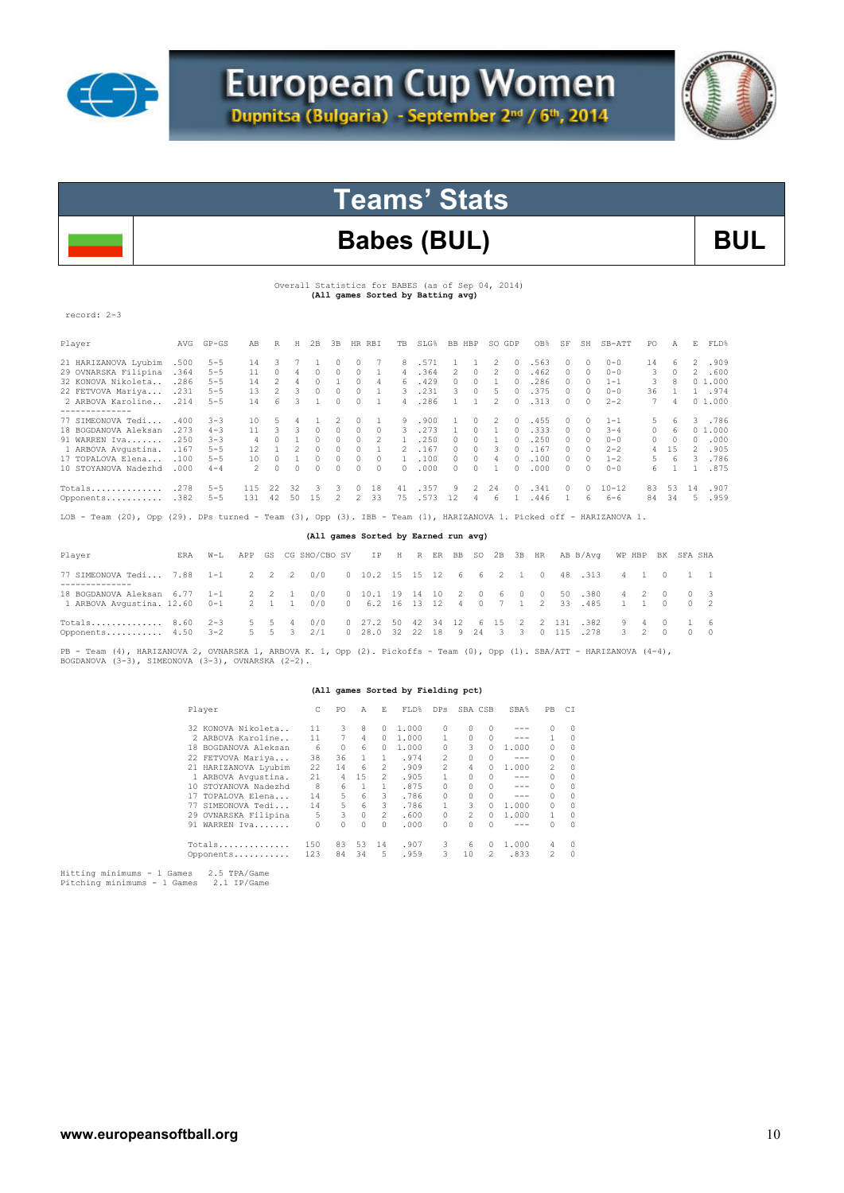# European Cup Women

Dupnitsa (Bulgaria) - September 2nd / 6th, 2014

## Teams' Stats

## Babes (BUL)

**BUL**

Overall Statistics for BABES (as of Sep 04, 2014)
**(All games Sorted by Batting avg)**

record: 2-3

| Player | AVG | GP-GS | AB | R | H | 2B | 3B | HR | RBI | TB | SLG% | BB | HBP | SO | GDP | OB% | SF | SH | SB-ATT | PO | A | E | FLD% |
|---|---|---|---|---|---|---|---|---|---|---|---|---|---|---|---|---|---|---|---|---|---|---|---|
| 21 HARIZANOVA Lyubim | .500 | 5-5 | 14 | 3 | 7 | 1 | 0 | 0 | 7 | 8 | .571 | 1 | 1 | 2 | 0 | .563 | 0 | 0 | 0-0 | 14 | 6 | 2 | .909 |
| 29 OVNARSKA Filipina | .364 | 5-5 | 11 | 0 | 4 | 0 | 0 | 0 | 1 | 4 | .364 | 2 | 0 | 2 | 0 | .462 | 0 | 0 | 0-0 | 3 | 0 | 2 | .600 |
| 32 KONOVA Nikoleta.. | .286 | 5-5 | 14 | 2 | 4 | 0 | 1 | 0 | 4 | 6 | .429 | 0 | 0 | 1 | 0 | .286 | 0 | 0 | 1-1 | 3 | 8 | 0 | 1.000 |
| 22 FETVOVA Mariya... | .231 | 5-5 | 13 | 2 | 3 | 0 | 0 | 0 | 1 | 3 | .231 | 3 | 0 | 5 | 0 | .375 | 0 | 0 | 0-0 | 36 | 1 | 1 | .974 |
| 2 ARBOVA Karoline... | .214 | 5-5 | 14 | 6 | 3 | 1 | 0 | 0 | 1 | 4 | .286 | 1 | 1 | 2 | 0 | .313 | 0 | 0 | 2-2 | 7 | 4 | 0 | 1.000 |
| 77 SIMEONOVA Tedi.... | .400 | 3-3 | 10 | 5 | 4 | 1 | 2 | 0 | 1 | 9 | .900 | 1 | 0 | 2 | 0 | .455 | 0 | 0 | 1-1 | 5 | 6 | 3 | .786 |
| 18 BOGDANOVA Aleksan | .273 | 4-3 | 11 | 3 | 3 | 0 | 0 | 0 | 0 | 3 | .273 | 1 | 0 | 1 | 0 | .333 | 0 | 0 | 3-4 | 0 | 6 | 0 | 1.000 |
| 91 WARREN Iva........ | .250 | 3-3 | 4 | 0 | 1 | 0 | 0 | 0 | 2 | 1 | .250 | 0 | 0 | 1 | 0 | .250 | 0 | 0 | 0-0 | 0 | 0 | 0 | .000 |
| 1 ARBOVA Avgustina. | .167 | 5-5 | 12 | 1 | 2 | 0 | 0 | 0 | 1 | 2 | .167 | 0 | 0 | 3 | 0 | .167 | 0 | 0 | 2-2 | 4 | 15 | 2 | .905 |
| 17 TOPALOVA Elena.... | .100 | 5-5 | 10 | 0 | 1 | 0 | 0 | 0 | 0 | 1 | .100 | 0 | 0 | 4 | 0 | .100 | 0 | 0 | 1-2 | 5 | 6 | 3 | .786 |
| 10 STOYANOVA Nadezhd | .000 | 4-4 | 2 | 0 | 0 | 0 | 0 | 0 | 0 | 0 | .000 | 0 | 0 | 1 | 0 | .000 | 0 | 0 | 0-0 | 6 | 1 | 1 | .875 |
| Totals.............. | .278 | 5-5 | 115 | 22 | 32 | 3 | 3 | 0 | 18 | 41 | .357 | 9 | 2 | 24 | 0 | .341 | 0 | 0 | 10-12 | 83 | 53 | 14 | .907 |
| Opponents........... | .382 | 5-5 | 131 | 42 | 50 | 15 | 2 | 2 | 33 | 75 | .573 | 12 | 4 | 6 | 1 | .446 | 1 | 6 | 6-6 | 84 | 34 | 5 | .959 |

LOB - Team (20), Opp (29). DPs turned - Team (3), Opp (3). IBB - Team (1), HARIZANOVA 1. Picked off - HARIZANOVA 1.

**(All games Sorted by Earned run avg)**

| Player | ERA | W-L | APP | GS | CG | SHO/CBO | SV | IP | H | R | ER | BB | SO | 2B | 3B | HR | AB | B/Avg | WP | HBP | BK | SFA | SHA |
|---|---|---|---|---|---|---|---|---|---|---|---|---|---|---|---|---|---|---|---|---|---|---|---|
| 77 SIMEONOVA Tedi... | 7.88 | 1-1 | 2 | 2 | 2 | 0/0 | 0 | 10.2 | 15 | 15 | 12 | 6 | 6 | 2 | 1 | 0 | 48 | .313 | 4 | 1 | 0 | 1 | 1 |
| 18 BOGDANOVA Aleksan | 6.77 | 1-1 | 2 | 2 | 1 | 0/0 | 0 | 10.1 | 19 | 14 | 10 | 2 | 0 | 6 | 0 | 0 | 50 | .380 | 4 | 2 | 0 | 0 | 3 |
| 1 ARBOVA Avgustina. | 12.60 | 0-1 | 2 | 1 | 1 | 0/0 | 0 | 6.2 | 16 | 13 | 12 | 4 | 0 | 7 | 1 | 2 | 33 | .485 | 1 | 1 | 0 | 0 | 2 |
| Totals.............. | 8.60 | 2-3 | 5 | 5 | 4 | 0/0 | 0 | 27.2 | 50 | 42 | 34 | 12 | 6 | 15 | 2 | 2 | 131 | .382 | 9 | 4 | 0 | 1 | 6 |
| Opponents........... | 4.50 | 3-2 | 5 | 5 | 3 | 2/1 | 0 | 28.0 | 32 | 22 | 18 | 9 | 24 | 3 | 3 | 0 | 115 | .278 | 3 | 2 | 0 | 0 | 0 |

PB - Team (4), HARIZANOVA 2, OVNARSKA 1, ARBOVA K. 1, Opp (2). Pickoffs - Team (0), Opp (1). SBA/ATT - HARIZANOVA (4-4), BOGDANOVA (3-3), SIMEONOVA (3-3), OVNARSKA (2-2).

**(All games Sorted by Fielding pct)**

| Player | C | PO | A | E | FLD% | DPs | SBA | CSB | SBA% | PB | CI |
|---|---|---|---|---|---|---|---|---|---|---|---|
| 32 KONOVA Nikoleta.. | 11 | 3 | 8 | 0 | 1.000 | 0 | 0 | 0 | --- | 0 | 0 |
| 2 ARBOVA Karoline.. | 11 | 7 | 4 | 0 | 1.000 | 1 | 0 | 0 | --- | 1 | 0 |
| 18 BOGDANOVA Aleksan | 6 | 0 | 6 | 0 | 1.000 | 0 | 3 | 0 | 1.000 | 0 | 0 |
| 22 FETVOVA Mariya... | 38 | 36 | 1 | 1 | .974 | 2 | 0 | 0 | --- | 0 | 0 |
| 21 HARIZANOVA Lyubim | 22 | 14 | 6 | 2 | .909 | 2 | 4 | 0 | 1.000 | 2 | 0 |
| 1 ARBOVA Avgustina. | 21 | 4 | 15 | 2 | .905 | 1 | 0 | 0 | --- | 0 | 0 |
| 10 STOYANOVA Nadezhd | 8 | 6 | 1 | 1 | .875 | 0 | 0 | 0 | --- | 0 | 0 |
| 17 TOPALOVA Elena... | 14 | 5 | 6 | 3 | .786 | 0 | 0 | 0 | --- | 0 | 0 |
| 77 SIMEONOVA Tedi... | 14 | 5 | 6 | 3 | .786 | 1 | 3 | 0 | 1.000 | 0 | 0 |
| 29 OVNARSKA Filipina | 5 | 3 | 0 | 2 | .600 | 0 | 2 | 0 | 1.000 | 1 | 0 |
| 91 WARREN Iva....... | 0 | 0 | 0 | 0 | .000 | 0 | 0 | 0 | --- | 0 | 0 |
| Totals.............. | 150 | 83 | 53 | 14 | .907 | 3 | 6 | 0 | 1.000 | 4 | 0 |
| Opponents........... | 123 | 84 | 34 | 5 | .959 | 3 | 10 | 2 | .833 | 2 | 0 |

Hitting minimums - 1 Games 2.5 TPA/Game
Pitching minimums - 1 Games 2.1 IP/Game

www.europeansoftball.org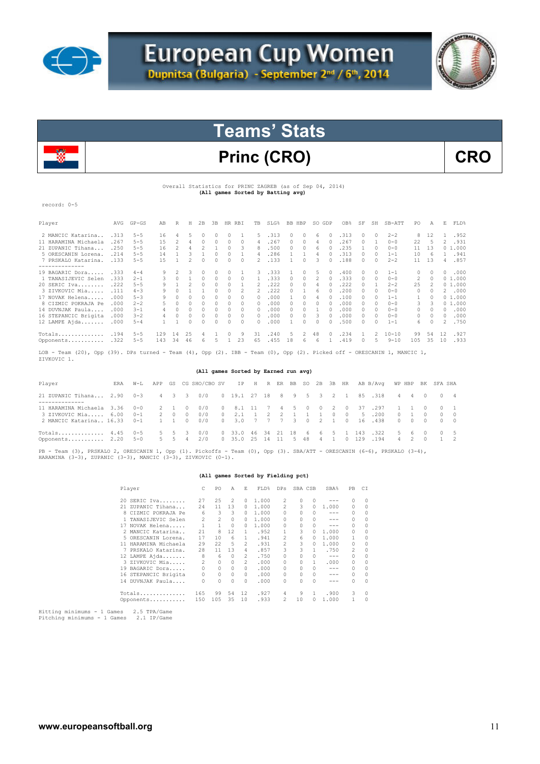# European Cup Women

Dupnitsa (Bulgaria) - September 2nd / 6th, 2014

## Teams' Stats

## Princ (CRO)

**CRO**

Overall Statistics for PRINC ZAGREB (as of Sep 04, 2014)
(All games Sorted by Batting avg)

record: 0-5

| Player | AVG | GP-GS | AB | R | H | 2B | 3B | HR | RBI | TB | SLG% | BB | HBP | SO | GDP | OB% | SF | SH | SB-ATT | PO | A | E | FLD% |
|---|---|---|---|---|---|---|---|---|---|---|---|---|---|---|---|---|---|---|---|---|---|---|---|
| 2 MANCIC Katarina.. | .313 | 5-5 | 16 | 4 | 5 | 0 | 0 | 0 | 1 | 5 | .313 | 0 | 0 | 6 | 0 | .313 | 0 | 0 | 2-2 | 8 | 12 | 1 | .952 |
| 11 HARAMINA Michaela | .267 | 5-5 | 15 | 2 | 4 | 0 | 0 | 0 | 0 | 4 | .267 | 0 | 0 | 4 | 0 | .267 | 0 | 1 | 0-0 | 22 | 5 | 2 | .931 |
| 21 ZUPANIC Tihana... | .250 | 5-5 | 16 | 2 | 4 | 2 | 1 | 0 | 3 | 8 | .500 | 0 | 0 | 6 | 0 | .235 | 1 | 0 | 0-0 | 11 | 13 | 0 | 1.000 |
| 5 ORESCANIN Lorena. | .214 | 5-5 | 14 | 1 | 3 | 1 | 0 | 0 | 1 | 4 | .286 | 1 | 1 | 4 | 0 | .313 | 0 | 0 | 1-1 | 10 | 6 | 1 | .941 |
| 7 PRSKALO Katarina. | .133 | 5-5 | 15 | 1 | 2 | 0 | 0 | 0 | 0 | 2 | .133 | 1 | 0 | 3 | 0 | .188 | 0 | 0 | 2-2 | 11 | 13 | 4 | .857 |
| 19 BAGARIC Dora..... | .333 | 4-4 | 9 | 2 | 3 | 0 | 0 | 0 | 1 | 3 | .333 | 1 | 0 | 5 | 0 | .400 | 0 | 0 | 1-1 | 0 | 0 | 0 | .000 |
| 1 TANASIJEVIC Selen | .333 | 2-1 | 3 | 0 | 1 | 0 | 0 | 0 | 0 | 1 | .333 | 0 | 0 | 2 | 0 | .333 | 0 | 0 | 0-0 | 2 | 0 | 0 | 1.000 |
| 20 SERIC Iva........ | .222 | 5-5 | 9 | 1 | 2 | 0 | 0 | 0 | 1 | 2 | .222 | 0 | 0 | 4 | 0 | .222 | 0 | 1 | 2-2 | 25 | 2 | 0 | 1.000 |
| 3 ZIVKOVIC Mia...... | .111 | 4-3 | 9 | 0 | 1 | 1 | 0 | 0 | 2 | 2 | .222 | 0 | 1 | 6 | 0 | .200 | 0 | 0 | 0-0 | 0 | 0 | 2 | .000 |
| 17 NOVAK Helena..... | .000 | 5-3 | 9 | 0 | 0 | 0 | 0 | 0 | 0 | 0 | .000 | 1 | 0 | 4 | 0 | .100 | 0 | 0 | 1-1 | 1 | 0 | 0 | 1.000 |
| 8 CIZMIC POKRAJA Pe | .000 | 2-2 | 5 | 0 | 0 | 0 | 0 | 0 | 0 | 0 | .000 | 0 | 0 | 0 | 0 | .000 | 0 | 0 | 0-0 | 3 | 3 | 0 | 1.000 |
| 14 DUVNJAK Paula.... | .000 | 3-1 | 4 | 0 | 0 | 0 | 0 | 0 | 0 | 0 | .000 | 0 | 0 | 1 | 0 | .000 | 0 | 0 | 0-0 | 0 | 0 | 0 | .000 |
| 16 STEPANCIC Brigita | .000 | 3-2 | 4 | 0 | 0 | 0 | 0 | 0 | 0 | 0 | .000 | 0 | 0 | 3 | 0 | .000 | 0 | 0 | 0-0 | 0 | 0 | 0 | .000 |
| 12 LAMPE Ajda....... | .000 | 5-4 | 1 | 1 | 0 | 0 | 0 | 0 | 0 | 0 | .000 | 1 | 0 | 0 | 0 | .500 | 0 | 0 | 1-1 | 6 | 0 | 2 | .750 |
| Totals.............. | .194 | 5-5 | 129 | 14 | 25 | 4 | 1 | 0 | 9 | 31 | .240 | 5 | 2 | 48 | 0 | .234 | 1 | 2 | 10-10 | 99 | 54 | 12 | .927 |
| Opponents........... | .322 | 5-5 | 143 | 34 | 46 | 6 | 5 | 1 | 23 | 65 | .455 | 18 | 6 | 6 | 1 | .419 | 0 | 5 | 9-10 | 105 | 35 | 10 | .933 |

LOB - Team (20), Opp (39). DPs turned - Team (4), Opp (2). IBB - Team (0), Opp (2). Picked off - ORESCANIN 1, MANCIC 1, ZIVKOVIC 1.

(All games Sorted by Earned run avg)

| Player | ERA | W-L | APP | GS | CG | SHO/CBO | SV | IP | H | R | ER | BB | SO | 2B | 3B | HR | AB | B/Avg | WP | HBP | BK | SFA | SHA |
|---|---|---|---|---|---|---|---|---|---|---|---|---|---|---|---|---|---|---|---|---|---|---|---|
| 21 ZUPANIC Tihana... | 2.90 | 0-3 | 4 | 3 | 3 | 0/0 | 0 | 19.1 | 27 | 18 | 8 | 9 | 5 | 3 | 2 | 1 | 85 | .318 | 4 | 4 | 0 | 0 | 4 |
| 11 HARAMINA Michaela | 3.36 | 0-0 | 2 | 1 | 0 | 0/0 | 0 | 8.1 | 11 | 7 | 4 | 5 | 0 | 0 | 2 | 0 | 37 | .297 | 1 | 1 | 0 | 0 | 1 |
| 3 ZIVKOVIC Mia...... | 6.00 | 0-1 | 2 | 0 | 0 | 0/0 | 0 | 2.1 | 1 | 2 | 2 | 1 | 1 | 1 | 0 | 0 | 5 | .200 | 0 | 1 | 0 | 0 | 0 |
| 2 MANCIC Katarina.. | 16.33 | 0-1 | 1 | 1 | 0 | 0/0 | 0 | 3.0 | 7 | 7 | 7 | 3 | 0 | 2 | 1 | 0 | 16 | .438 | 0 | 0 | 0 | 0 | 0 |
| Totals.............. | 4.45 | 0-5 | 5 | 5 | 3 | 0/0 | 0 | 33.0 | 46 | 34 | 21 | 18 | 6 | 6 | 5 | 1 | 143 | .322 | 5 | 6 | 0 | 0 | 5 |
| Opponents........... | 2.20 | 5-0 | 5 | 5 | 4 | 2/0 | 0 | 35.0 | 25 | 14 | 11 | 5 | 48 | 4 | 1 | 0 | 129 | .194 | 4 | 2 | 0 | 1 | 2 |

PB - Team (3), PRSKALO 2, ORESCANIN 1, Opp (1). Pickoffs - Team (0), Opp (3). SBA/ATT - ORESCANIN (6-6), PRSKALO (3-4), HARAMINA (3-3), ZUPANIC (3-3), MANCIC (3-3), ZIVKOVIC (0-1).

(All games Sorted by Fielding pct)

| Player | C | PO | A | E | FLD% | DPs | SBA | CSB | SBA% | PB | CI |
|---|---|---|---|---|---|---|---|---|---|---|---|
| 20 SERIC Iva........ | 27 | 25 | 2 | 0 | 1.000 | 2 | 0 | 0 | --- | 0 | 0 |
| 21 ZUPANIC Tihana... | 24 | 11 | 13 | 0 | 1.000 | 2 | 3 | 0 | 1.000 | 0 | 0 |
| 8 CIZMIC POKRAJA Pe | 6 | 3 | 3 | 0 | 1.000 | 0 | 0 | 0 | --- | 0 | 0 |
| 1 TANASIJEVIC Selen | 2 | 2 | 0 | 0 | 1.000 | 0 | 0 | 0 | --- | 0 | 0 |
| 17 NOVAK Helena..... | 1 | 1 | 0 | 0 | 1.000 | 0 | 0 | 0 | --- | 0 | 0 |
| 2 MANCIC Katarina.. | 21 | 8 | 12 | 1 | .952 | 1 | 3 | 0 | 1.000 | 0 | 0 |
| 5 ORESCANIN Lorena. | 17 | 10 | 6 | 1 | .941 | 2 | 6 | 0 | 1.000 | 1 | 0 |
| 11 HARAMINA Michaela | 29 | 22 | 5 | 2 | .931 | 2 | 3 | 0 | 1.000 | 0 | 0 |
| 7 PRSKALO Katarina. | 28 | 11 | 13 | 4 | .857 | 3 | 3 | 1 | .750 | 2 | 0 |
| 12 LAMPE Ajda....... | 8 | 6 | 0 | 2 | .750 | 0 | 0 | 0 | --- | 0 | 0 |
| 3 ZIVKOVIC Mia...... | 2 | 0 | 0 | 2 | .000 | 0 | 0 | 1 | .000 | 0 | 0 |
| 19 BAGARIC Dora..... | 0 | 0 | 0 | 0 | .000 | 0 | 0 | 0 | --- | 0 | 0 |
| 16 STEPANCIC Brigita | 0 | 0 | 0 | 0 | .000 | 0 | 0 | 0 | --- | 0 | 0 |
| 14 DUVNJAK Paula.... | 0 | 0 | 0 | 0 | .000 | 0 | 0 | 0 | --- | 0 | 0 |
| Totals.............. | 165 | 99 | 54 | 12 | .927 | 4 | 9 | 1 | .900 | 3 | 0 |
| Opponents........... | 150 | 105 | 35 | 10 | .933 | 2 | 10 | 0 | 1.000 | 1 | 0 |

Hitting minimums - 1 Games 2.5 TPA/Game
Pitching minimums - 1 Games 2.1 IP/Game

www.europeansoftball.org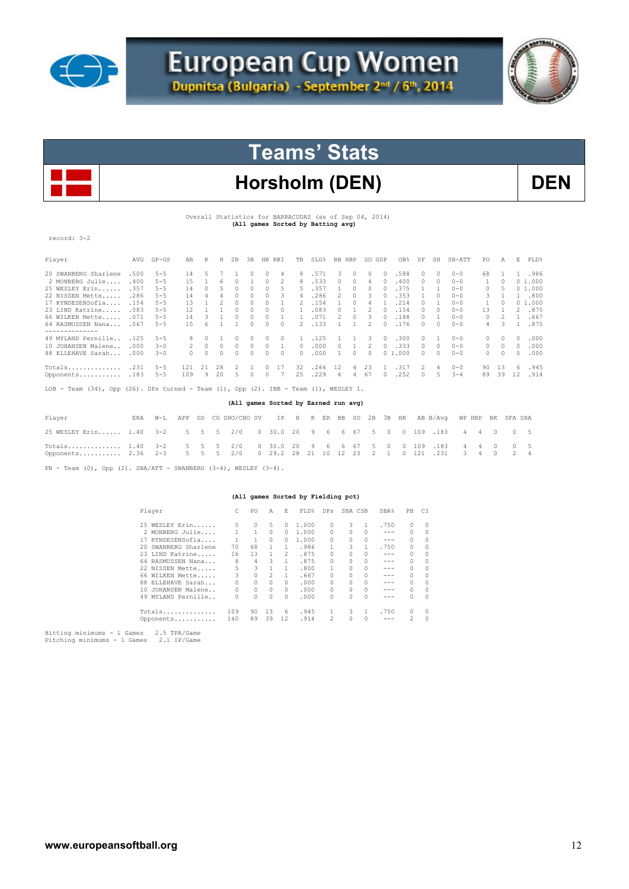# European Cup Women

Dupnitsa (Bulgaria) - September 2nd / 6th, 2014

## Teams' Stats

## Horsholm (DEN)

DEN

Overall Statistics for BARRACUDAS (as of Sep 04, 2014)
**(All games Sorted by Batting avg)**

record: 3-2

| Player | AVG | GP-GS | AB | R | H | 2B | 3B | HR | RBI | TB | SLG% | BB | HBP | SO | GDP | OB% | SF | SH | SB-ATT | PO | A | E | FLD% |
|---|---|---|---|---|---|---|---|---|---|---|---|---|---|---|---|---|---|---|---|---|---|---|---|
| 20 SWANBERG Sharlene | .500 | 5-5 | 14 | 5 | 7 | 1 | 0 | 0 | 4 | 8 | .571 | 3 | 0 | 0 | 0 | .588 | 0 | 0 | 0-0 | 68 | 1 | 1 | .986 |
| 2 MONBERG Julie..... | .400 | 5-5 | 15 | 1 | 6 | 0 | 1 | 0 | 2 | 8 | .533 | 0 | 0 | 4 | 0 | .400 | 0 | 0 | 0-0 | 1 | 0 | 0 | 1.000 |
| 25 WESLEY Erin...... | .357 | 5-5 | 14 | 0 | 5 | 0 | 0 | 0 | 5 | 5 | .357 | 1 | 0 | 0 | 0 | .375 | 1 | 1 | 0-0 | 0 | 5 | 0 | 1.000 |
| 22 NISSEN Mette..... | .286 | 5-5 | 14 | 4 | 4 | 0 | 0 | 0 | 3 | 4 | .286 | 2 | 0 | 3 | 0 | .353 | 1 | 0 | 0-0 | 3 | 1 | 1 | .800 |
| 17 KYNDESENSofia.... | .154 | 5-5 | 13 | 1 | 2 | 0 | 0 | 0 | 1 | 2 | .154 | 1 | 0 | 4 | 1 | .214 | 0 | 1 | 0-0 | 1 | 0 | 0 | 1.000 |
| 23 LIND Katrine..... | .083 | 5-5 | 12 | 1 | 1 | 0 | 0 | 0 | 0 | 1 | .083 | 0 | 1 | 2 | 0 | .154 | 0 | 0 | 0-0 | 13 | 1 | 2 | .875 |
| 66 WILKEN Mette..... | .071 | 5-5 | 14 | 3 | 1 | 0 | 0 | 0 | 1 | 1 | .071 | 2 | 0 | 3 | 0 | .188 | 0 | 1 | 0-0 | 0 | 2 | 1 | .667 |
| 64 RASMUSSEN Nana... | .067 | 5-5 | 15 | 6 | 1 | 1 | 0 | 0 | 0 | 2 | .133 | 1 | 1 | 2 | 0 | .176 | 0 | 0 | 0-0 | 4 | 3 | 1 | .875 |
| 49 MYLAND Pernille.. | .125 | 5-5 | 8 | 0 | 1 | 0 | 0 | 0 | 0 | 1 | .125 | 1 | 1 | 3 | 0 | .300 | 0 | 1 | 0-0 | 0 | 0 | 0 | .000 |
| 10 JOHANSEN Malene.. | .000 | 3-0 | 2 | 0 | 0 | 0 | 0 | 0 | 1 | 0 | .000 | 0 | 1 | 2 | 0 | .333 | 0 | 0 | 0-0 | 0 | 0 | 0 | .000 |
| 88 ELLEHAVE Sarah... | .000 | 3-0 | 0 | 0 | 0 | 0 | 0 | 0 | 0 | 0 | .000 | 1 | 0 | 0 | 0 | 1.000 | 0 | 0 | 0-0 | 0 | 0 | 0 | .000 |
| Totals.............. | .231 | 5-5 | 121 | 21 | 28 | 2 | 1 | 0 | 17 | 32 | .264 | 12 | 4 | 23 | 1 | .317 | 2 | 4 | 0-0 | 90 | 13 | 6 | .945 |
| Opponents........... | .183 | 5-5 | 109 | 9 | 20 | 5 | 0 | 0 | 7 | 25 | .229 | 6 | 4 | 67 | 0 | .252 | 0 | 5 | 3-4 | 89 | 39 | 12 | .914 |

LOB - Team (34), Opp (26). DPs turned - Team (1), Opp (2). IBB - Team (1), WESLEY 1.

**(All games Sorted by Earned run avg)**

| Player | ERA | W-L | APP | GS | CG | SHO/CBO | SV | IP | H | R | ER | BB | SO | 2B | 3B | HR | AB | B/Avg | WP | HBP | BK | SFA | SHA |
|---|---|---|---|---|---|---|---|---|---|---|---|---|---|---|---|---|---|---|---|---|---|---|---|
| 25 WESLEY Erin...... | 1.40 | 3-2 | 5 | 5 | 5 | 2/0 | 0 | 30.0 | 20 | 9 | 6 | 6 | 67 | 5 | 0 | 0 | 109 | .183 | 4 | 4 | 0 | 0 | 5 |
| Totals.............. | 1.40 | 3-2 | 5 | 5 | 5 | 2/0 | 0 | 30.0 | 20 | 9 | 6 | 6 | 67 | 5 | 0 | 0 | 109 | .183 | 4 | 4 | 0 | 0 | 5 |
| Opponents........... | 2.36 | 2-3 | 5 | 5 | 5 | 2/0 | 0 | 29.2 | 28 | 21 | 10 | 12 | 23 | 2 | 1 | 0 | 121 | .231 | 3 | 4 | 0 | 2 | 4 |

PB - Team (0), Opp (2). SBA/ATT - SWANBERG (3-4), WESLEY (3-4).

**(All games Sorted by Fielding pct)**

| Player | C | PO | A | E | FLD% | DPs | SBA | CSB | SBA% | PB | CI |
|---|---|---|---|---|---|---|---|---|---|---|---|
| 25 WESLEY Erin...... | 5 | 0 | 5 | 0 | 1.000 | 0 | 3 | 1 | .750 | 0 | 0 |
| 2 MONBERG Julie.... | 1 | 1 | 0 | 0 | 1.000 | 0 | 0 | 0 | --- | 0 | 0 |
| 17 KYNDESENSofia.... | 1 | 1 | 0 | 0 | 1.000 | 0 | 0 | 0 | --- | 0 | 0 |
| 20 SWANBERG Sharlene | 70 | 68 | 1 | 1 | .986 | 1 | 3 | 1 | .750 | 0 | 0 |
| 23 LIND Katrine..... | 16 | 13 | 1 | 2 | .875 | 0 | 0 | 0 | --- | 0 | 0 |
| 64 RASMUSSEN Nana... | 8 | 4 | 3 | 1 | .875 | 0 | 0 | 0 | --- | 0 | 0 |
| 22 NISSEN Mette..... | 5 | 3 | 1 | 1 | .800 | 1 | 0 | 0 | --- | 0 | 0 |
| 66 WILKEN Mette..... | 3 | 0 | 2 | 1 | .667 | 0 | 0 | 0 | --- | 0 | 0 |
| 88 ELLEHAVE Sarah... | 0 | 0 | 0 | 0 | .000 | 0 | 0 | 0 | --- | 0 | 0 |
| 10 JOHANSEN Malene.. | 0 | 0 | 0 | 0 | .000 | 0 | 0 | 0 | --- | 0 | 0 |
| 49 MYLAND Pernille.. | 0 | 0 | 0 | 0 | .000 | 0 | 0 | 0 | --- | 0 | 0 |
| Totals.............. | 109 | 90 | 13 | 6 | .945 | 1 | 3 | 1 | .750 | 0 | 0 |
| Opponents........... | 140 | 89 | 39 | 12 | .914 | 2 | 0 | 0 | --- | 2 | 0 |

Hitting minimums - 1 Games   2.5 TPA/Game
Pitching minimums - 1 Games   2.1 IP/Game

www.europeansoftball.org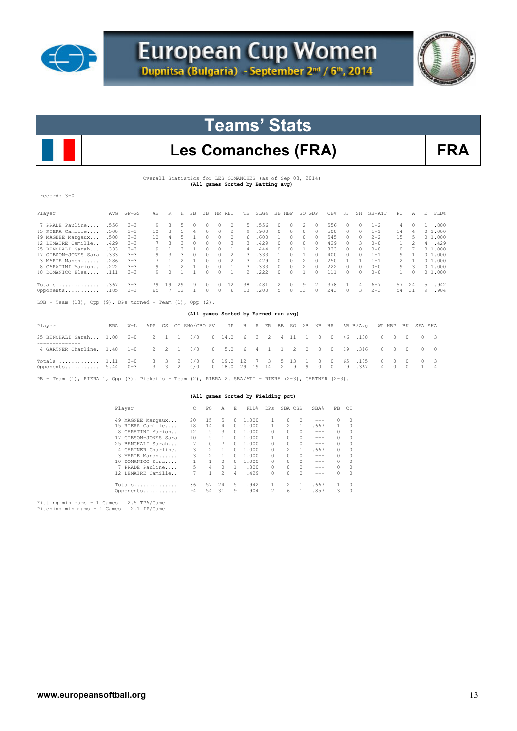# European Cup Women

**Dupnitsa (Bulgaria) - September 2nd / 6th, 2014**

## Teams' Stats

## Les Comanches (FRA) — FRA

Overall Statistics for LES COMANCHES (as of Sep 03, 2014)
**(All games Sorted by Batting avg)**

record: 3-0

| Player | AVG | GP-GS | AB | R | H | 2B | 3B | HR | RBI | TB | SLG% | BB | HBP | SO | GDP | OB% | SF | SH | SB-ATT | PO | A | E | FLD% |
|---|---|---|---|---|---|---|---|---|---|---|---|---|---|---|---|---|---|---|---|---|---|---|---|
| 7 PRADE Pauline.... | .556 | 3-3 | 9 | 3 | 5 | 0 | 0 | 0 | 0 | 5 | .556 | 0 | 0 | 2 | 0 | .556 | 0 | 0 | 1-2 | 4 | 0 | 1 | .800 |
| 15 RIERA Camille.... | .500 | 3-3 | 10 | 3 | 5 | 4 | 0 | 0 | 2 | 9 | .900 | 0 | 0 | 0 | 0 | .500 | 0 | 0 | 1-1 | 14 | 4 | 0 | 1.000 |
| 49 MAGNEE Margaux... | .500 | 3-3 | 10 | 4 | 5 | 1 | 0 | 0 | 0 | 6 | .600 | 1 | 0 | 0 | 0 | .545 | 0 | 0 | 2-2 | 15 | 5 | 0 | 1.000 |
| 12 LEMAIRE Camille.. | .429 | 3-3 | 7 | 3 | 3 | 0 | 0 | 0 | 3 | 3 | .429 | 0 | 0 | 0 | 0 | .429 | 0 | 3 | 0-0 | 1 | 2 | 4 | .429 |
| 25 BENCHALI Sarah... | .333 | 3-3 | 9 | 1 | 3 | 1 | 0 | 0 | 1 | 4 | .444 | 0 | 0 | 1 | 2 | .333 | 0 | 0 | 0-0 | 0 | 7 | 0 | 1.000 |
| 17 GIBSON-JONES Sara | .333 | 3-3 | 9 | 3 | 3 | 0 | 0 | 0 | 2 | 3 | .333 | 1 | 0 | 1 | 0 | .400 | 0 | 0 | 1-1 | 9 | 1 | 0 | 1.000 |
| 3 MARIE Manon...... | .286 | 3-3 | 7 | 1 | 2 | 1 | 0 | 0 | 2 | 3 | .429 | 0 | 0 | 2 | 0 | .250 | 1 | 1 | 1-1 | 2 | 1 | 0 | 1.000 |
| 8 CARATINI Marion.. | .222 | 3-3 | 9 | 1 | 2 | 1 | 0 | 0 | 1 | 3 | .333 | 0 | 0 | 2 | 0 | .222 | 0 | 0 | 0-0 | 9 | 3 | 0 | 1.000 |
| 10 DOMANICO Elsa.... | .111 | 3-3 | 9 | 0 | 1 | 1 | 0 | 0 | 1 | 2 | .222 | 0 | 0 | 1 | 0 | .111 | 0 | 0 | 0-0 | 1 | 0 | 0 | 1.000 |
| Totals.............. | .367 | 3-3 | 79 | 19 | 29 | 9 | 0 | 0 | 12 | 38 | .481 | 2 | 0 | 9 | 2 | .378 | 1 | 4 | 6-7 | 57 | 24 | 5 | .942 |
| Opponents........... | .185 | 3-3 | 65 | 7 | 12 | 1 | 0 | 0 | 6 | 13 | .200 | 5 | 0 | 13 | 0 | .243 | 0 | 3 | 2-3 | 54 | 31 | 9 | .904 |

LOB - Team (13), Opp (9). DPs turned - Team (1), Opp (2).

**(All games Sorted by Earned run avg)**

| Player | ERA | W-L | APP | GS | CG | SHO/CBO | SV | IP | H | R | ER | BB | SO | 2B | 3B | HR | AB | B/Avg | WP | HBP | BK | SFA | SHA |
|---|---|---|---|---|---|---|---|---|---|---|---|---|---|---|---|---|---|---|---|---|---|---|---|
| 25 BENCHALI Sarah... | 1.00 | 2-0 | 2 | 1 | 1 | 0/0 | 0 | 14.0 | 6 | 3 | 2 | 4 | 11 | 1 | 0 | 0 | 46 | .130 | 0 | 0 | 0 | 0 | 3 |
| 4 GARTNER Charline. | 1.40 | 1-0 | 2 | 2 | 1 | 0/0 | 0 | 5.0 | 6 | 4 | 1 | 1 | 2 | 0 | 0 | 0 | 19 | .316 | 0 | 0 | 0 | 0 | 0 |
| Totals.............. | 1.11 | 3-0 | 3 | 3 | 2 | 0/0 | 0 | 19.0 | 12 | 7 | 3 | 5 | 13 | 1 | 0 | 0 | 65 | .185 | 0 | 0 | 0 | 0 | 3 |
| Opponents........... | 5.44 | 0-3 | 3 | 3 | 2 | 0/0 | 0 | 18.0 | 29 | 19 | 14 | 2 | 9 | 9 | 0 | 0 | 79 | .367 | 4 | 0 | 0 | 1 | 4 |

PB - Team (1), RIERA 1, Opp (3). Pickoffs - Team (2), RIERA 2. SBA/ATT - RIERA (2-3), GARTNER (2-3).

**(All games Sorted by Fielding pct)**

| Player | C | PO | A | E | FLD% | DPs | SBA | CSB | SBA% | PB | CI |
|---|---|---|---|---|---|---|---|---|---|---|---|
| 49 MAGNEE Margaux... | 20 | 15 | 5 | 0 | 1.000 | 1 | 0 | 0 | --- | 0 | 0 |
| 15 RIERA Camille.... | 18 | 14 | 4 | 0 | 1.000 | 1 | 2 | 1 | .667 | 1 | 0 |
| 8 CARATINI Marion.. | 12 | 9 | 3 | 0 | 1.000 | 0 | 0 | 0 | --- | 0 | 0 |
| 17 GIBSON-JONES Sara | 10 | 9 | 1 | 0 | 1.000 | 1 | 0 | 0 | --- | 0 | 0 |
| 25 BENCHALI Sarah... | 7 | 0 | 7 | 0 | 1.000 | 0 | 0 | 0 | --- | 0 | 0 |
| 4 GARTNER Charline. | 3 | 2 | 1 | 0 | 1.000 | 0 | 2 | 1 | .667 | 0 | 0 |
| 3 MARIE Manon...... | 3 | 2 | 1 | 0 | 1.000 | 0 | 0 | 0 | --- | 0 | 0 |
| 10 DOMANICO Elsa.... | 1 | 1 | 0 | 0 | 1.000 | 0 | 0 | 0 | --- | 0 | 0 |
| 7 PRADE Pauline.... | 5 | 4 | 0 | 1 | .800 | 0 | 0 | 0 | --- | 0 | 0 |
| 12 LEMAIRE Camille.. | 7 | 1 | 2 | 4 | .429 | 0 | 0 | 0 | --- | 0 | 0 |
| Totals.............. | 86 | 57 | 24 | 5 | .942 | 1 | 2 | 1 | .667 | 1 | 0 |
| Opponents........... | 94 | 54 | 31 | 9 | .904 | 2 | 6 | 1 | .857 | 3 | 0 |

Hitting minimums - 1 Games 2.5 TPA/Game
Pitching minimums - 1 Games 2.1 IP/Game

www.europeansoftball.org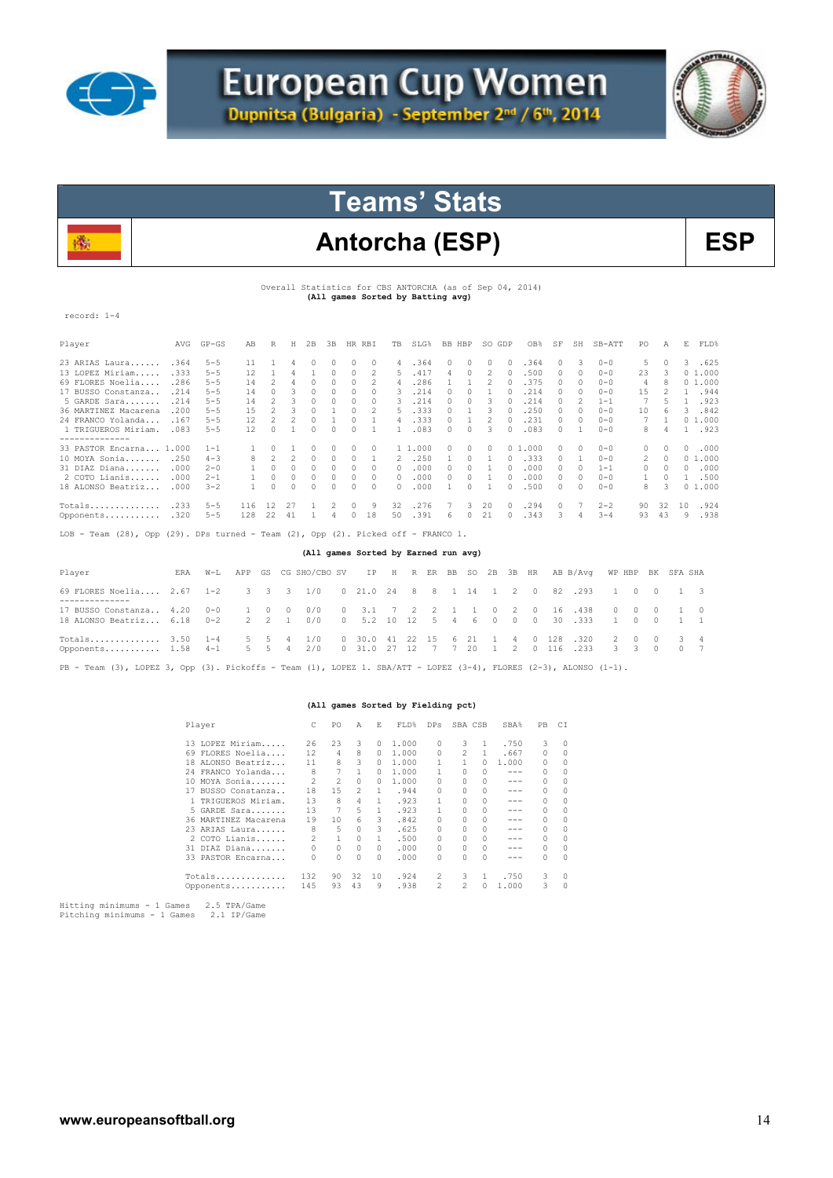# European Cup Women

Dupnitsa (Bulgaria) - September 2nd / 6th, 2014

## Teams' Stats

## Antorcha (ESP) — ESP

Overall Statistics for CBS ANTORCHA (as of Sep 04, 2014)
**(All games Sorted by Batting avg)**

record: 1-4

| Player | AVG | GP-GS | AB | R | H | 2B | 3B | HR | RBI | TB | SLG% | BB | HBP | SO | GDP | OB% | SF | SH | SB-ATT | PO | A | E | FLD% |
|---|---|---|---|---|---|---|---|---|---|---|---|---|---|---|---|---|---|---|---|---|---|---|---|
| 23 ARIAS Laura | .364 | 5-5 | 11 | 1 | 4 | 0 | 0 | 0 | 0 | 4 | .364 | 0 | 0 | 0 | 0 | .364 | 0 | 3 | 0-0 | 5 | 0 | 3 | .625 |
| 13 LOPEZ Miriam | .333 | 5-5 | 12 | 1 | 4 | 1 | 0 | 0 | 2 | 5 | .417 | 4 | 0 | 2 | 0 | .500 | 0 | 0 | 0-0 | 23 | 3 | 0 | 1.000 |
| 69 FLORES Noelia | .286 | 5-5 | 14 | 2 | 4 | 0 | 0 | 0 | 2 | 4 | .286 | 1 | 1 | 2 | 0 | .375 | 0 | 0 | 0-0 | 4 | 8 | 0 | 1.000 |
| 17 BUSSO Constanza | .214 | 5-5 | 14 | 0 | 3 | 0 | 0 | 0 | 0 | 3 | .214 | 0 | 0 | 1 | 0 | .214 | 0 | 0 | 0-0 | 15 | 2 | 1 | .944 |
| 5 GARDE Sara | .214 | 5-5 | 14 | 2 | 3 | 0 | 0 | 0 | 0 | 3 | .214 | 0 | 0 | 3 | 0 | .214 | 0 | 2 | 1-1 | 7 | 5 | 1 | .923 |
| 36 MARTINEZ Macarena | .200 | 5-5 | 15 | 2 | 3 | 0 | 1 | 0 | 2 | 5 | .333 | 0 | 1 | 3 | 0 | .250 | 0 | 0 | 0-0 | 10 | 6 | 3 | .842 |
| 24 FRANCO Yolanda | .167 | 5-5 | 12 | 2 | 2 | 0 | 1 | 0 | 1 | 4 | .333 | 0 | 1 | 2 | 0 | .231 | 0 | 0 | 0-0 | 7 | 1 | 0 | 1.000 |
| 1 TRIGUEROS Miriam | .083 | 5-5 | 12 | 0 | 1 | 0 | 0 | 0 | 1 | 1 | .083 | 0 | 0 | 3 | 0 | .083 | 0 | 1 | 0-0 | 8 | 4 | 1 | .923 |
| 33 PASTOR Encarna | 1.000 | 1-1 | 1 | 0 | 1 | 0 | 0 | 0 | 0 | 1 | 1.000 | 0 | 0 | 0 | 0 | 1.000 | 0 | 0 | 0-0 | 0 | 0 | 0 | .000 |
| 10 MOYA Sonia | .250 | 4-3 | 8 | 2 | 2 | 0 | 0 | 0 | 1 | 2 | .250 | 1 | 0 | 1 | 0 | .333 | 0 | 1 | 0-0 | 2 | 0 | 0 | 1.000 |
| 31 DIAZ Diana | .000 | 2-0 | 1 | 0 | 0 | 0 | 0 | 0 | 0 | 0 | .000 | 0 | 0 | 1 | 0 | .000 | 0 | 0 | 1-1 | 0 | 0 | 0 | .000 |
| 2 COTO Lianis | .000 | 2-1 | 1 | 0 | 0 | 0 | 0 | 0 | 0 | 0 | .000 | 0 | 0 | 1 | 0 | .000 | 0 | 0 | 0-0 | 1 | 0 | 1 | .500 |
| 18 ALONSO Beatriz | .000 | 3-2 | 1 | 0 | 0 | 0 | 0 | 0 | 0 | 0 | .000 | 1 | 0 | 1 | 0 | .500 | 0 | 0 | 0-0 | 8 | 3 | 0 | 1.000 |
| Totals | .233 | 5-5 | 116 | 12 | 27 | 1 | 2 | 0 | 9 | 32 | .276 | 7 | 3 | 20 | 0 | .294 | 0 | 7 | 2-2 | 90 | 32 | 10 | .924 |
| Opponents | .320 | 5-5 | 128 | 22 | 41 | 1 | 4 | 0 | 18 | 50 | .391 | 6 | 0 | 21 | 0 | .343 | 3 | 4 | 3-4 | 93 | 43 | 9 | .938 |

LOB - Team (28), Opp (29). DPs turned - Team (2), Opp (2). Picked off - FRANCO 1.

**(All games Sorted by Earned run avg)**

| Player | ERA | W-L | APP | GS | CG | SHO/CBO | SV | IP | H | R | ER | BB | SO | 2B | 3B | HR | AB | B/Avg | WP | HBP | BK | SFA | SHA |
|---|---|---|---|---|---|---|---|---|---|---|---|---|---|---|---|---|---|---|---|---|---|---|---|
| 69 FLORES Noelia | 2.67 | 1-2 | 3 | 3 | 3 | 1/0 | 0 | 21.0 | 24 | 8 | 8 | 1 | 14 | 1 | 2 | 0 | 82 | .293 | 1 | 0 | 0 | 1 | 3 |
| 17 BUSSO Constanza | 4.20 | 0-0 | 1 | 0 | 0 | 0/0 | 0 | 3.1 | 7 | 2 | 2 | 1 | 1 | 0 | 2 | 0 | 16 | .438 | 0 | 0 | 0 | 1 | 0 |
| 18 ALONSO Beatriz | 6.18 | 0-2 | 2 | 2 | 1 | 0/0 | 0 | 5.2 | 10 | 12 | 5 | 4 | 6 | 0 | 0 | 0 | 30 | .333 | 1 | 0 | 0 | 1 | 1 |
| Totals | 3.50 | 1-4 | 5 | 5 | 4 | 1/0 | 0 | 30.0 | 41 | 22 | 15 | 6 | 21 | 1 | 4 | 0 | 128 | .320 | 2 | 0 | 0 | 3 | 4 |
| Opponents | 1.58 | 4-1 | 5 | 5 | 4 | 2/0 | 0 | 31.0 | 27 | 12 | 7 | 7 | 20 | 1 | 2 | 0 | 116 | .233 | 3 | 3 | 0 | 0 | 7 |

PB - Team (3), LOPEZ 3, Opp (3). Pickoffs - Team (1), LOPEZ 1. SBA/ATT - LOPEZ (3-4), FLORES (2-3), ALONSO (1-1).

**(All games Sorted by Fielding pct)**

| Player | C | PO | A | E | FLD% | DPs | SBA | CSB | SBA% | PB | CI |
|---|---|---|---|---|---|---|---|---|---|---|---|
| 13 LOPEZ Miriam | 26 | 23 | 3 | 0 | 1.000 | 0 | 3 | 1 | .750 | 3 | 0 |
| 69 FLORES Noelia | 12 | 4 | 8 | 0 | 1.000 | 0 | 2 | 1 | .667 | 0 | 0 |
| 18 ALONSO Beatriz | 11 | 8 | 3 | 0 | 1.000 | 1 | 1 | 0 | 1.000 | 0 | 0 |
| 24 FRANCO Yolanda | 8 | 7 | 1 | 0 | 1.000 | 1 | 0 | 0 | --- | 0 | 0 |
| 10 MOYA Sonia | 2 | 2 | 0 | 0 | 1.000 | 0 | 0 | 0 | --- | 0 | 0 |
| 17 BUSSO Constanza | 18 | 15 | 2 | 1 | .944 | 0 | 0 | 0 | --- | 0 | 0 |
| 1 TRIGUEROS Miriam | 13 | 8 | 4 | 1 | .923 | 1 | 0 | 0 | --- | 0 | 0 |
| 5 GARDE Sara | 13 | 7 | 5 | 1 | .923 | 1 | 0 | 0 | --- | 0 | 0 |
| 36 MARTINEZ Macarena | 19 | 10 | 6 | 3 | .842 | 0 | 0 | 0 | --- | 0 | 0 |
| 23 ARIAS Laura | 8 | 5 | 0 | 3 | .625 | 0 | 0 | 0 | --- | 0 | 0 |
| 2 COTO Lianis | 2 | 1 | 0 | 1 | .500 | 0 | 0 | 0 | --- | 0 | 0 |
| 31 DIAZ Diana | 0 | 0 | 0 | 0 | .000 | 0 | 0 | 0 | --- | 0 | 0 |
| 33 PASTOR Encarna | 0 | 0 | 0 | 0 | .000 | 0 | 0 | 0 | --- | 0 | 0 |
| Totals | 132 | 90 | 32 | 10 | .924 | 2 | 3 | 1 | .750 | 3 | 0 |
| Opponents | 145 | 93 | 43 | 9 | .938 | 2 | 2 | 0 | 1.000 | 3 | 0 |

Hitting minimums - 1 Games 2.5 TPA/Game
Pitching minimums - 1 Games 2.1 IP/Game

www.europeansoftball.org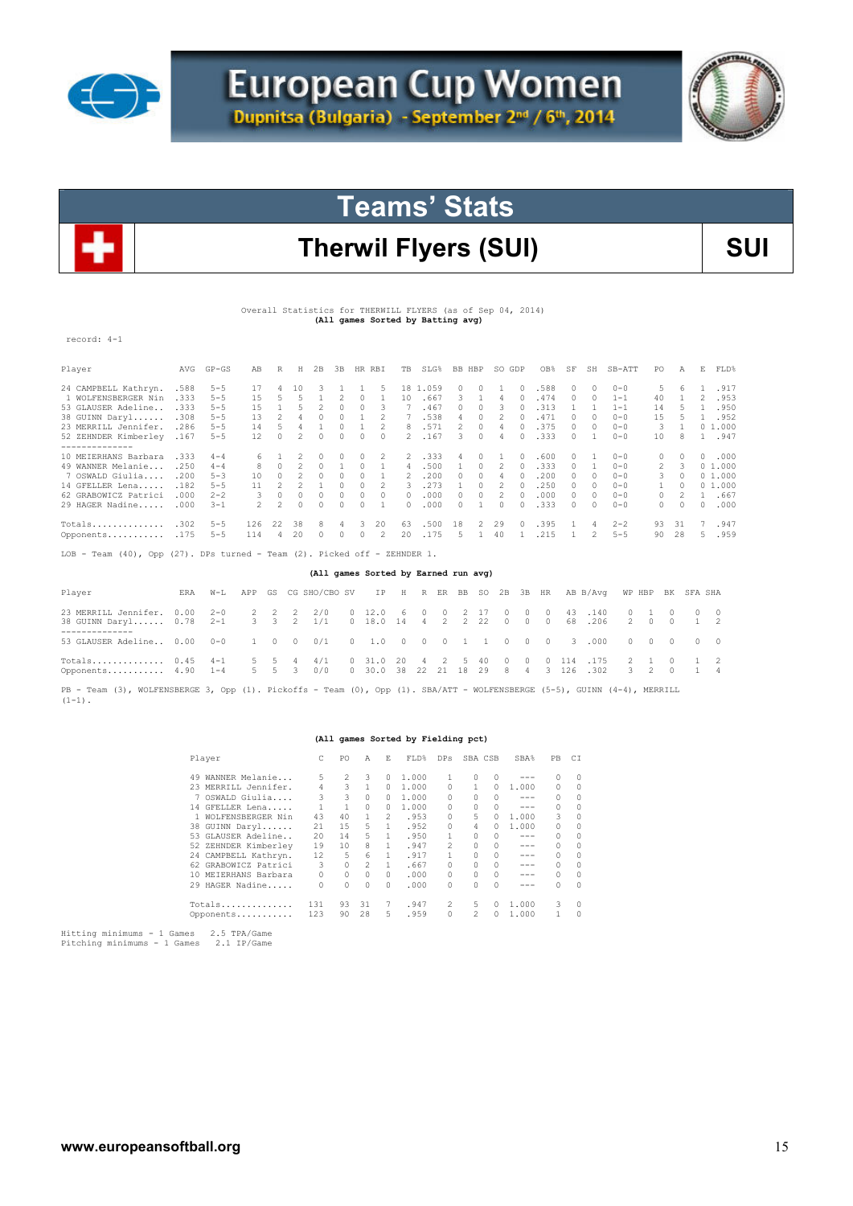# European Cup Women

Dupnitsa (Bulgaria) - September 2nd / 6th, 2014

## Teams' Stats

## Therwil Flyers (SUI)

SUI

Overall Statistics for THERWILL FLYERS (as of Sep 04, 2014)
**(All games Sorted by Batting avg)**

record: 4-1

| Player | AVG | GP-GS | AB | R | H | 2B | 3B | HR | RBI | TB | SLG% | BB | HBP | SO | GDP | OB% | SF | SH | SB-ATT | PO | A | E | FLD% |
|---|---|---|---|---|---|---|---|---|---|---|---|---|---|---|---|---|---|---|---|---|---|---|---|
| 24 CAMPBELL Kathryn. | .588 | 5-5 | 17 | 4 | 10 | 3 | 1 | 1 | 5 | 18 | 1.059 | 0 | 0 | 1 | 0 | .588 | 0 | 0 | 0-0 | 5 | 6 | 1 | .917 |
| 1 WOLFENSBERGER Nin | .333 | 5-5 | 15 | 5 | 5 | 1 | 2 | 0 | 1 | 10 | .667 | 3 | 1 | 4 | 0 | .474 | 0 | 0 | 1-1 | 40 | 1 | 2 | .953 |
| 53 GLAUSER Adeline.. | .333 | 5-5 | 15 | 1 | 5 | 2 | 0 | 0 | 3 | 7 | .467 | 0 | 0 | 3 | 0 | .313 | 1 | 1 | 1-1 | 14 | 5 | 1 | .950 |
| 38 GUINN Daryl...... | .308 | 5-5 | 13 | 2 | 4 | 0 | 0 | 1 | 2 | 7 | .538 | 4 | 0 | 2 | 0 | .471 | 0 | 0 | 0-0 | 15 | 5 | 1 | .952 |
| 23 MERRILL Jennifer. | .286 | 5-5 | 14 | 5 | 4 | 1 | 0 | 1 | 2 | 8 | .571 | 2 | 0 | 4 | 0 | .375 | 0 | 0 | 0-0 | 3 | 1 | 0 | 1.000 |
| 52 ZEHNDER Kimberley | .167 | 5-5 | 12 | 0 | 2 | 0 | 0 | 0 | 0 | 2 | .167 | 3 | 0 | 4 | 0 | .333 | 0 | 1 | 0-0 | 10 | 8 | 1 | .947 |
| -------------- | | | | | | | | | | | | | | | | | | | | | | | |
| 10 MEIERHANS Barbara | .333 | 4-4 | 6 | 1 | 2 | 0 | 0 | 0 | 2 | 2 | .333 | 4 | 0 | 1 | 0 | .600 | 0 | 1 | 0-0 | 0 | 0 | 0 | .000 |
| 49 WANNER Melanie... | .250 | 4-4 | 8 | 0 | 2 | 0 | 1 | 0 | 1 | 4 | .500 | 1 | 0 | 2 | 0 | .333 | 0 | 1 | 0-0 | 2 | 3 | 0 | 1.000 |
| 7 OSWALD Giulia..... | .200 | 5-3 | 10 | 0 | 2 | 0 | 0 | 0 | 1 | 2 | .200 | 0 | 0 | 4 | 0 | .200 | 0 | 0 | 0-0 | 3 | 0 | 0 | 1.000 |
| 14 GFELLER Lena..... | .182 | 5-5 | 11 | 2 | 2 | 1 | 0 | 0 | 2 | 3 | .273 | 1 | 0 | 2 | 0 | .250 | 0 | 0 | 0-0 | 1 | 0 | 0 | 1.000 |
| 62 GRABOWICZ Patrici | .000 | 2-2 | 3 | 0 | 0 | 0 | 0 | 0 | 0 | 0 | .000 | 0 | 0 | 2 | 0 | .000 | 0 | 0 | 0-0 | 0 | 2 | 1 | .667 |
| 29 HAGER Nadine..... | .000 | 3-1 | 2 | 2 | 0 | 0 | 0 | 0 | 1 | 0 | .000 | 0 | 1 | 0 | 0 | .333 | 0 | 0 | 0-0 | 0 | 0 | 0 | .000 |
| Totals.............. | .302 | 5-5 | 126 | 22 | 38 | 8 | 4 | 3 | 20 | 63 | .500 | 18 | 2 | 29 | 0 | .395 | 1 | 4 | 2-2 | 93 | 31 | 7 | .947 |
| Opponents........... | .175 | 5-5 | 114 | 4 | 20 | 0 | 0 | 0 | 2 | 20 | .175 | 5 | 1 | 40 | 1 | .215 | 1 | 2 | 5-5 | 90 | 28 | 5 | .959 |

LOB - Team (40), Opp (27). DPs turned - Team (2). Picked off - ZEHNDER 1.

**(All games Sorted by Earned run avg)**

| Player | ERA | W-L | APP | GS | CG | SHO/CBO | SV | IP | H | R | ER | BB | SO | 2B | 3B | HR | AB | B/Avg | WP | HBP | BK | SFA | SHA |
|---|---|---|---|---|---|---|---|---|---|---|---|---|---|---|---|---|---|---|---|---|---|---|---|
| 23 MERRILL Jennifer. | 0.00 | 2-0 | 2 | 2 | 2 | 2/0 | 0 | 12.0 | 6 | 0 | 0 | 2 | 17 | 0 | 0 | 0 | 43 | .140 | 0 | 1 | 0 | 0 | 0 |
| 38 GUINN Daryl...... | 0.78 | 2-1 | 3 | 3 | 2 | 1/1 | 0 | 18.0 | 14 | 4 | 2 | 2 | 22 | 0 | 0 | 0 | 68 | .206 | 2 | 0 | 0 | 1 | 2 |
| -------------- | | | | | | | | | | | | | | | | | | | | | | | |
| 53 GLAUSER Adeline.. | 0.00 | 0-0 | 1 | 0 | 0 | 0/1 | 0 | 1.0 | 0 | 0 | 0 | 1 | 1 | 0 | 0 | 0 | 3 | .000 | 0 | 0 | 0 | 0 | 0 |
| Totals.............. | 0.45 | 4-1 | 5 | 5 | 4 | 4/1 | 0 | 31.0 | 20 | 4 | 2 | 5 | 40 | 0 | 0 | 0 | 114 | .175 | 2 | 1 | 0 | 1 | 2 |
| Opponents........... | 4.90 | 1-4 | 5 | 5 | 3 | 0/0 | 0 | 30.0 | 38 | 22 | 21 | 18 | 29 | 8 | 4 | 3 | 126 | .302 | 3 | 2 | 0 | 1 | 4 |

PB - Team (3), WOLFENSBERGE 3, Opp (1). Pickoffs - Team (0), Opp (1). SBA/ATT - WOLFENSBERGE (5-5), GUINN (4-4), MERRILL (1-1).

**(All games Sorted by Fielding pct)**

| Player | C | PO | A | E | FLD% | DPs | SBA | CSB | SBA% | PB | CI |
|---|---|---|---|---|---|---|---|---|---|---|---|
| 49 WANNER Melanie... | 5 | 2 | 3 | 0 | 1.000 | 1 | 0 | 0 | --- | 0 | 0 |
| 23 MERRILL Jennifer. | 4 | 3 | 1 | 0 | 1.000 | 0 | 1 | 0 | 1.000 | 0 | 0 |
| 7 OSWALD Giulia..... | 3 | 3 | 0 | 0 | 1.000 | 0 | 0 | 0 | --- | 0 | 0 |
| 14 GFELLER Lena..... | 1 | 1 | 0 | 0 | 1.000 | 0 | 0 | 0 | --- | 0 | 0 |
| 1 WOLFENSBERGER Nin | 43 | 40 | 1 | 2 | .953 | 0 | 5 | 0 | 1.000 | 3 | 0 |
| 38 GUINN Daryl...... | 21 | 15 | 5 | 1 | .952 | 0 | 4 | 0 | 1.000 | 0 | 0 |
| 53 GLAUSER Adeline.. | 20 | 14 | 5 | 1 | .950 | 1 | 0 | 0 | --- | 0 | 0 |
| 52 ZEHNDER Kimberley | 19 | 10 | 8 | 1 | .947 | 2 | 0 | 0 | --- | 0 | 0 |
| 24 CAMPBELL Kathryn. | 12 | 5 | 6 | 1 | .917 | 1 | 0 | 0 | --- | 0 | 0 |
| 62 GRABOWICZ Patrici | 3 | 0 | 2 | 1 | .667 | 0 | 0 | 0 | --- | 0 | 0 |
| 10 MEIERHANS Barbara | 0 | 0 | 0 | 0 | .000 | 0 | 0 | 0 | --- | 0 | 0 |
| 29 HAGER Nadine..... | 0 | 0 | 0 | 0 | .000 | 0 | 0 | 0 | --- | 0 | 0 |
| Totals.............. | 131 | 93 | 31 | 7 | .947 | 2 | 5 | 0 | 1.000 | 3 | 0 |
| Opponents........... | 123 | 90 | 28 | 5 | .959 | 0 | 2 | 0 | 1.000 | 1 | 0 |

Hitting minimums - 1 Games 2.5 TPA/Game
Pitching minimums - 1 Games 2.1 IP/Game

www.europeansoftball.org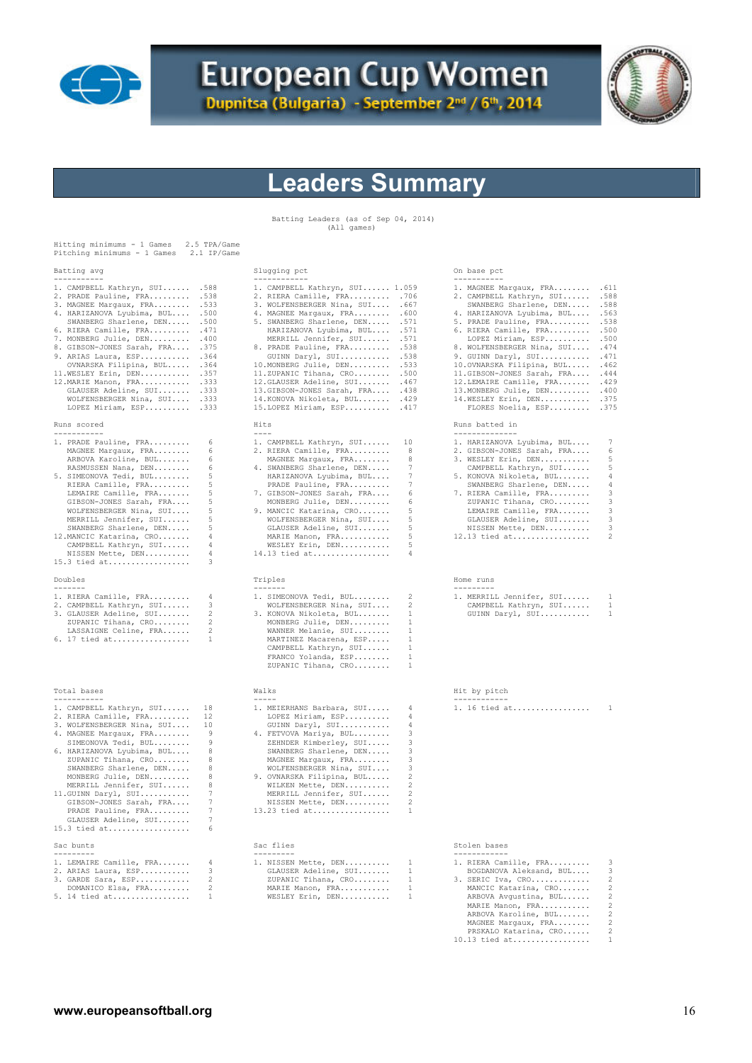# European Cup Women

**Dupnitsa (Bulgaria) - September 2nd / 6th, 2014**

## Leaders Summary

Batting Leaders (as of Sep 04, 2014)
(All games)

Hitting minimums - 1 Games 2.5 TPA/Game
Pitching minimums - 1 Games 2.1 IP/Game

### Batting avg

| Rank | Player | Value |
|---|---|---|
| 1. | CAMPBELL Kathryn, SUI | .588 |
| 2. | PRADE Pauline, FRA | .538 |
| 3. | MAGNEE Margaux, FRA | .533 |
| 4. | HARIZANOVA Lyubima, BUL | .500 |
| | SWANBERG Sharlene, DEN | .500 |
| 6. | RIERA Camille, FRA | .471 |
| 7. | MONBERG Julie, DEN | .400 |
| 8. | GIBSON-JONES Sarah, FRA | .375 |
| 9. | ARIAS Laura, ESP | .364 |
| | OVNARSKA Filipina, BUL | .364 |
| 11. | WESLEY Erin, DEN | .357 |
| 12. | MARIE Manon, FRA | .333 |
| | GLAUSER Adeline, SUI | .333 |
| | WOLFENSBERGER Nina, SUI | .333 |
| | LOPEZ Miriam, ESP | .333 |

### Slugging pct

| Rank | Player | Value |
|---|---|---|
| 1. | CAMPBELL Kathryn, SUI | 1.059 |
| 2. | RIERA Camille, FRA | .706 |
| 3. | WOLFENSBERGER Nina, SUI | .667 |
| 4. | MAGNEE Margaux, FRA | .600 |
| 5. | SWANBERG Sharlene, DEN | .571 |
| | HARIZANOVA Lyubima, BUL | .571 |
| | MERRILL Jennifer, SUI | .571 |
| 8. | PRADE Pauline, FRA | .538 |
| | GUINN Daryl, SUI | .538 |
| 10. | MONBERG Julie, DEN | .533 |
| 11. | ZUPANIC Tihana, CRO | .500 |
| 12. | GLAUSER Adeline, SUI | .467 |
| 13. | GIBSON-JONES Sarah, FRA | .438 |
| 14. | KONOVA Nikoleta, BUL | .429 |
| 15. | LOPEZ Miriam, ESP | .417 |

### On base pct

| Rank | Player | Value |
|---|---|---|
| 1. | MAGNEE Margaux, FRA | .611 |
| 2. | CAMPBELL Kathryn, SUI | .588 |
| | SWANBERG Sharlene, DEN | .588 |
| 4. | HARIZANOVA Lyubima, BUL | .563 |
| 5. | PRADE Pauline, FRA | .538 |
| 6. | RIERA Camille, FRA | .500 |
| | LOPEZ Miriam, ESP | .500 |
| 8. | WOLFENSBERGER Nina, SUI | .474 |
| 9. | GUINN Daryl, SUI | .471 |
| 10. | OVNARSKA Filipina, BUL | .462 |
| 11. | GIBSON-JONES Sarah, FRA | .444 |
| 12. | LEMAIRE Camille, FRA | .429 |
| 13. | MONBERG Julie, DEN | .400 |
| 14. | WESLEY Erin, DEN | .375 |
| | FLORES Noelia, ESP | .375 |

### Runs scored

| Rank | Player | Value |
|---|---|---|
| 1. | PRADE Pauline, FRA | 6 |
| | MAGNEE Margaux, FRA | 6 |
| | ARBOVA Karoline, BUL | 6 |
| | RASMUSSEN Nana, DEN | 6 |
| 5. | SIMEONOVA Tedi, BUL | 5 |
| | RIERA Camille, FRA | 5 |
| | LEMAIRE Camille, FRA | 5 |
| | GIBSON-JONES Sarah, FRA | 5 |
| | WOLFENSBERGER Nina, SUI | 5 |
| | MERRILL Jennifer, SUI | 5 |
| | SWANBERG Sharlene, DEN | 5 |
| 12. | MANCIC Katarina, CRO | 4 |
| | CAMPBELL Kathryn, SUI | 4 |
| | NISSEN Mette, DEN | 4 |
| 15. | 3 tied at | 3 |

### Hits

| Rank | Player | Value |
|---|---|---|
| 1. | CAMPBELL Kathryn, SUI | 10 |
| 2. | RIERA Camille, FRA | 8 |
| | MAGNEE Margaux, FRA | 8 |
| 4. | SWANBERG Sharlene, DEN | 7 |
| | HARIZANOVA Lyubima, BUL | 7 |
| | PRADE Pauline, FRA | 7 |
| 7. | GIBSON-JONES Sarah, FRA | 6 |
| | MONBERG Julie, DEN | 6 |
| 9. | MANCIC Katarina, CRO | 5 |
| | WOLFENSBERGER Nina, SUI | 5 |
| | GLAUSER Adeline, SUI | 5 |
| | MARIE Manon, FRA | 5 |
| | WESLEY Erin, DEN | 5 |
| 14. | 13 tied at | 4 |

### Runs batted in

| Rank | Player | Value |
|---|---|---|
| 1. | HARIZANOVA Lyubima, BUL | 7 |
| 2. | GIBSON-JONES Sarah, FRA | 6 |
| 3. | WESLEY Erin, DEN | 5 |
| | CAMPBELL Kathryn, SUI | 5 |
| 5. | KONOVA Nikoleta, BUL | 4 |
| | SWANBERG Sharlene, DEN | 4 |
| 7. | RIERA Camille, FRA | 3 |
| | ZUPANIC Tihana, CRO | 3 |
| | LEMAIRE Camille, FRA | 3 |
| | GLAUSER Adeline, SUI | 3 |
| | NISSEN Mette, DEN | 3 |
| 12. | 13 tied at | 2 |

### Doubles

| Rank | Player | Value |
|---|---|---|
| 1. | RIERA Camille, FRA | 4 |
| 2. | CAMPBELL Kathryn, SUI | 3 |
| 3. | GLAUSER Adeline, SUI | 2 |
| | ZUPANIC Tihana, CRO | 2 |
| | LASSAIGNE Celine, FRA | 2 |
| 6. | 17 tied at | 1 |

### Triples

| Rank | Player | Value |
|---|---|---|
| 1. | SIMEONOVA Tedi, BUL | 2 |
| | WOLFENSBERGER Nina, SUI | 2 |
| 3. | KONOVA Nikoleta, BUL | 1 |
| | MONBERG Julie, DEN | 1 |
| | WANNER Melanie, SUI | 1 |
| | MARTINEZ Macarena, ESP | 1 |
| | CAMPBELL Kathryn, SUI | 1 |
| | FRANCO Yolanda, ESP | 1 |
| | ZUPANIC Tihana, CRO | 1 |

### Home runs

| Rank | Player | Value |
|---|---|---|
| 1. | MERRILL Jennifer, SUI | 1 |
| | CAMPBELL Kathryn, SUI | 1 |
| | GUINN Daryl, SUI | 1 |

### Total bases

| Rank | Player | Value |
|---|---|---|
| 1. | CAMPBELL Kathryn, SUI | 18 |
| 2. | RIERA Camille, FRA | 12 |
| 3. | WOLFENSBERGER Nina, SUI | 10 |
| 4. | MAGNEE Margaux, FRA | 9 |
| | SIMEONOVA Tedi, BUL | 9 |
| 6. | HARIZANOVA Lyubima, BUL | 8 |
| | ZUPANIC Tihana, CRO | 8 |
| | SWANBERG Sharlene, DEN | 8 |
| | MONBERG Julie, DEN | 8 |
| | MERRILL Jennifer, SUI | 8 |
| 11. | GUINN Daryl, SUI | 7 |
| | GIBSON-JONES Sarah, FRA | 7 |
| | PRADE Pauline, FRA | 7 |
| | GLAUSER Adeline, SUI | 7 |
| 15. | 3 tied at | 6 |

### Walks

| Rank | Player | Value |
|---|---|---|
| 1. | MEIERHANS Barbara, SUI | 4 |
| | LOPEZ Miriam, ESP | 4 |
| | GUINN Daryl, SUI | 4 |
| 4. | FETVOVA Mariya, BUL | 3 |
| | ZEHNDER Kimberley, SUI | 3 |
| | SWANBERG Sharlene, DEN | 3 |
| | MAGNEE Margaux, FRA | 3 |
| | WOLFENSBERGER Nina, SUI | 3 |
| 9. | OVNARSKA Filipina, BUL | 2 |
| | WILKEN Mette, DEN | 2 |
| | MERRILL Jennifer, SUI | 2 |
| | NISSEN Mette, DEN | 2 |
| 13. | 23 tied at | 1 |

### Hit by pitch

| Rank | Player | Value |
|---|---|---|
| 1. | 16 tied at | 1 |

### Sac bunts

| Rank | Player | Value |
|---|---|---|
| 1. | LEMAIRE Camille, FRA | 4 |
| 2. | ARIAS Laura, ESP | 3 |
| 3. | GARDE Sara, ESP | 2 |
| | DOMANICO Elsa, FRA | 2 |
| 5. | 14 tied at | 1 |

### Sac flies

| Rank | Player | Value |
|---|---|---|
| 1. | NISSEN Mette, DEN | 1 |
| | GLAUSER Adeline, SUI | 1 |
| | ZUPANIC Tihana, CRO | 1 |
| | MARIE Manon, FRA | 1 |
| | WESLEY Erin, DEN | 1 |

### Stolen bases

| Rank | Player | Value |
|---|---|---|
| 1. | RIERA Camille, FRA | 3 |
| | BOGDANOVA Aleksand, BUL | 3 |
| 3. | SERIC Iva, CRO | 2 |
| | MANCIC Katarina, CRO | 2 |
| | ARBOVA Avgustina, BUL | 2 |
| | MARIE Manon, FRA | 2 |
| | ARBOVA Karoline, BUL | 2 |
| | MAGNEE Margaux, FRA | 2 |
| | PRSKALO Katarina, CRO | 2 |
| 10. | 13 tied at | 1 |

www.europeansoftball.org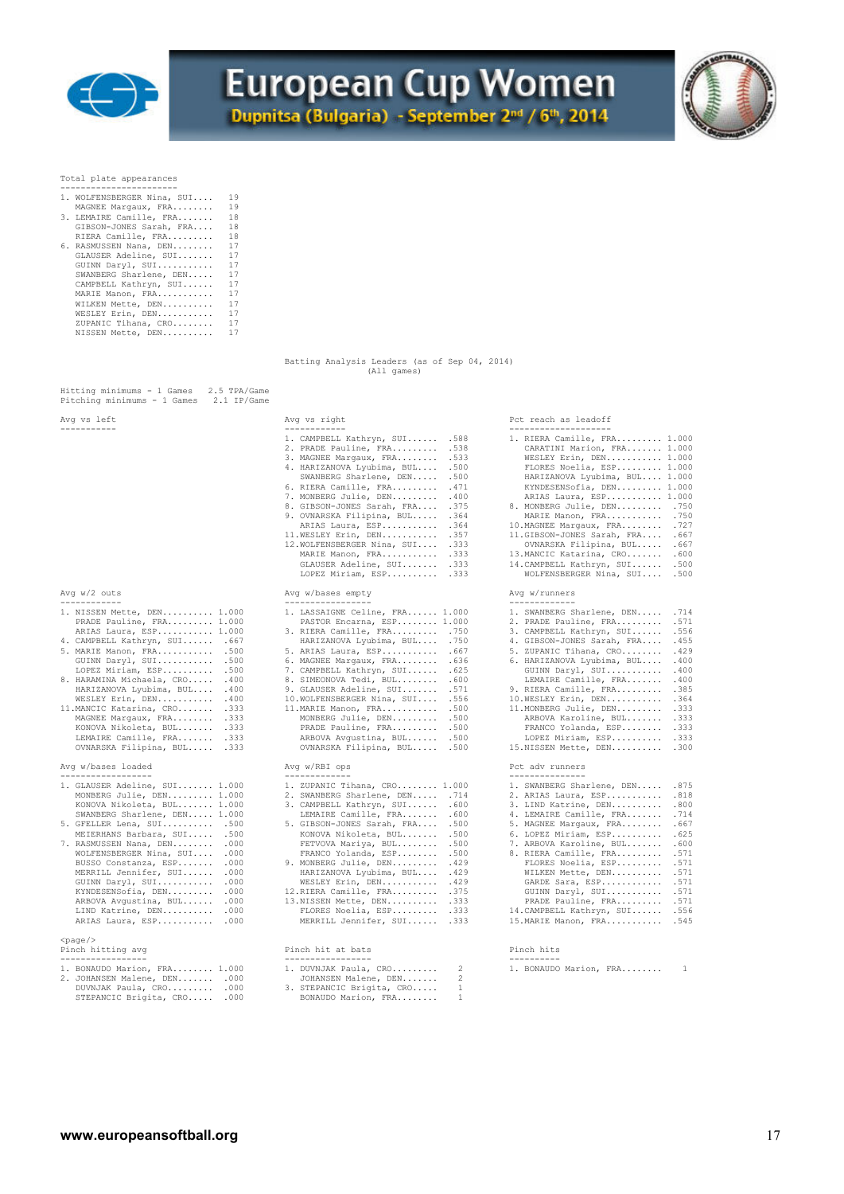# European Cup Women

## Dupnitsa (Bulgaria) - September 2nd / 6th, 2014

### Total plate appearances

| Rank | Player | PA |
|---|---|---|
| 1. | WOLFENSBERGER Nina, SUI | 19 |
| | MAGNEE Margaux, FRA | 19 |
| 3. | LEMAIRE Camille, FRA | 18 |
| | GIBSON-JONES Sarah, FRA | 18 |
| | RIERA Camille, FRA | 18 |
| 6. | RASMUSSEN Nana, DEN | 17 |
| | GLAUSER Adeline, SUI | 17 |
| | GUINN Daryl, SUI | 17 |
| | SWANBERG Sharlene, DEN | 17 |
| | CAMPBELL Kathryn, SUI | 17 |
| | MARIE Manon, FRA | 17 |
| | WILKEN Mette, DEN | 17 |
| | WESLEY Erin, DEN | 17 |
| | ZUPANIC Tihana, CRO | 17 |
| | NISSEN Mette, DEN | 17 |

### Batting Analysis Leaders (as of Sep 04, 2014)
(All games)

Hitting minimums - 1 Games 2.5 TPA/Game
Pitching minimums - 1 Games 2.1 IP/Game

### Avg vs left

### Avg vs right

| Rank | Player | Avg |
|---|---|---|
| 1. | CAMPBELL Kathryn, SUI | .588 |
| 2. | PRADE Pauline, FRA | .538 |
| 3. | MAGNEE Margaux, FRA | .533 |
| 4. | HARIZANOVA Lyubima, BUL | .500 |
| | SWANBERG Sharlene, DEN | .500 |
| 6. | RIERA Camille, FRA | .471 |
| 7. | MONBERG Julie, DEN | .400 |
| 8. | GIBSON-JONES Sarah, FRA | .375 |
| 9. | OVNARSKA Filipina, BUL | .364 |
| | ARIAS Laura, ESP | .364 |
| 11. | WESLEY Erin, DEN | .357 |
| 12. | WOLFENSBERGER Nina, SUI | .333 |
| | MARIE Manon, FRA | .333 |
| | GLAUSER Adeline, SUI | .333 |
| | LOPEZ Miriam, ESP | .333 |

### Pct reach as leadoff

| Rank | Player | Pct |
|---|---|---|
| 1. | RIERA Camille, FRA | 1.000 |
| | CARATINI Marion, FRA | 1.000 |
| | WESLEY Erin, DEN | 1.000 |
| | FLORES Noelia, ESP | 1.000 |
| | HARIZANOVA Lyubima, BUL | 1.000 |
| | KYNDESENSofia, DEN | 1.000 |
| | ARIAS Laura, ESP | 1.000 |
| 8. | MONBERG Julie, DEN | .750 |
| | MARIE Manon, FRA | .750 |
| 10. | MAGNEE Margaux, FRA | .727 |
| 11. | GIBSON-JONES Sarah, FRA | .667 |
| | OVNARSKA Filipina, BUL | .667 |
| 13. | MANCIC Katarina, CRO | .600 |
| 14. | CAMPBELL Kathryn, SUI | .500 |
| | WOLFENSBERGER Nina, SUI | .500 |

### Avg w/2 outs

| Rank | Player | Avg |
|---|---|---|
| 1. | NISSEN Mette, DEN | 1.000 |
| | PRADE Pauline, FRA | 1.000 |
| | ARIAS Laura, ESP | 1.000 |
| 4. | CAMPBELL Kathryn, SUI | .667 |
| 5. | MARIE Manon, FRA | .500 |
| | GUINN Daryl, SUI | .500 |
| | LOPEZ Miriam, ESP | .500 |
| 8. | HARAMINA Michaela, CRO | .400 |
| | HARIZANOVA Lyubima, BUL | .400 |
| | WESLEY Erin, DEN | .400 |
| 11. | MANCIC Katarina, CRO | .333 |
| | MAGNEE Margaux, FRA | .333 |
| | KONOVA Nikoleta, BUL | .333 |
| | LEMAIRE Camille, FRA | .333 |
| | OVNARSKA Filipina, BUL | .333 |

### Avg w/bases empty

| Rank | Player | Avg |
|---|---|---|
| 1. | LASSAIGNE Celine, FRA | 1.000 |
| | PASTOR Encarna, ESP | 1.000 |
| 3. | RIERA Camille, FRA | .750 |
| | HARIZANOVA Lyubima, BUL | .750 |
| 5. | ARIAS Laura, ESP | .667 |
| 6. | MAGNEE Margaux, FRA | .636 |
| 7. | CAMPBELL Kathryn, SUI | .625 |
| 8. | SIMEONOVA Tedi, BUL | .600 |
| 9. | GLAUSER Adeline, SUI | .571 |
| 10. | WOLFENSBERGER Nina, SUI | .556 |
| 11. | MARIE Manon, FRA | .500 |
| | MONBERG Julie, DEN | .500 |
| | PRADE Pauline, FRA | .500 |
| | ARBOVA Avgustina, BUL | .500 |
| | OVNARSKA Filipina, BUL | .500 |

### Avg w/runners

| Rank | Player | Avg |
|---|---|---|
| 1. | SWANBERG Sharlene, DEN | .714 |
| 2. | PRADE Pauline, FRA | .571 |
| 3. | CAMPBELL Kathryn, SUI | .556 |
| 4. | GIBSON-JONES Sarah, FRA | .455 |
| 5. | ZUPANIC Tihana, CRO | .429 |
| 6. | HARIZANOVA Lyubima, BUL | .400 |
| | GUINN Daryl, SUI | .400 |
| | LEMAIRE Camille, FRA | .400 |
| 9. | RIERA Camille, FRA | .385 |
| 10. | WESLEY Erin, DEN | .364 |
| 11. | MONBERG Julie, DEN | .333 |
| | ARBOVA Karoline, BUL | .333 |
| | FRANCO Yolanda, ESP | .333 |
| | LOPEZ Miriam, ESP | .333 |
| 15. | NISSEN Mette, DEN | .300 |

### Avg w/bases loaded

| Rank | Player | Avg |
|---|---|---|
| 1. | GLAUSER Adeline, SUI | 1.000 |
| | MONBERG Julie, DEN | 1.000 |
| | KONOVA Nikoleta, BUL | 1.000 |
| | SWANBERG Sharlene, DEN | 1.000 |
| 5. | GFELLER Lena, SUI | .500 |
| | MEIERHANS Barbara, SUI | .500 |
| 7. | RASMUSSEN Nana, DEN | .000 |
| | WOLFENSBERGER Nina, SUI | .000 |
| | BUSSO Constanza, ESP | .000 |
| | MERRILL Jennifer, SUI | .000 |
| | GUINN Daryl, SUI | .000 |
| | KYNDESENSofia, DEN | .000 |
| | ARBOVA Avgustina, BUL | .000 |
| | LIND Katrine, DEN | .000 |
| | ARIAS Laura, ESP | .000 |

### Avg w/RBI ops

| Rank | Player | Avg |
|---|---|---|
| 1. | ZUPANIC Tihana, CRO | 1.000 |
| 2. | SWANBERG Sharlene, DEN | .714 |
| 3. | CAMPBELL Kathryn, SUI | .600 |
| | LEMAIRE Camille, FRA | .600 |
| 5. | GIBSON-JONES Sarah, FRA | .500 |
| | KONOVA Nikoleta, BUL | .500 |
| | FETVOVA Mariya, BUL | .500 |
| | FRANCO Yolanda, ESP | .500 |
| 9. | MONBERG Julie, DEN | .429 |
| | HARIZANOVA Lyubima, BUL | .429 |
| | WESLEY Erin, DEN | .429 |
| 12. | RIERA Camille, FRA | .375 |
| 13. | NISSEN Mette, DEN | .333 |
| | FLORES Noelia, ESP | .333 |
| | MERRILL Jennifer, SUI | .333 |

### Pct adv runners

| Rank | Player | Pct |
|---|---|---|
| 1. | SWANBERG Sharlene, DEN | .875 |
| 2. | ARIAS Laura, ESP | .818 |
| 3. | LIND Katrine, DEN | .800 |
| 4. | LEMAIRE Camille, FRA | .714 |
| 5. | MAGNEE Margaux, FRA | .667 |
| 6. | LOPEZ Miriam, ESP | .625 |
| 7. | ARBOVA Karoline, BUL | .600 |
| 8. | RIERA Camille, FRA | .571 |
| | FLORES Noelia, ESP | .571 |
| | WILKEN Mette, DEN | .571 |
| | GARDE Sara, ESP | .571 |
| | GUINN Daryl, SUI | .571 |
| | PRADE Pauline, FRA | .571 |
| 14. | CAMPBELL Kathryn, SUI | .556 |
| 15. | MARIE Manon, FRA | .545 |

### Pinch hitting avg

| Rank | Player | Avg |
|---|---|---|
| 1. | BONAUDO Marion, FRA | 1.000 |
| 2. | JOHANSEN Malene, DEN | .000 |
| | DUVNJAK Paula, CRO | .000 |
| | STEPANCIC Brigita, CRO | .000 |

### Pinch hit at bats

| Rank | Player | AB |
|---|---|---|
| 1. | DUVNJAK Paula, CRO | 2 |
| | JOHANSEN Malene, DEN | 2 |
| 3. | STEPANCIC Brigita, CRO | 1 |
| | BONAUDO Marion, FRA | 1 |

### Pinch hits

| Rank | Player | H |
|---|---|---|
| 1. | BONAUDO Marion, FRA | 1 |

www.europeansoftball.org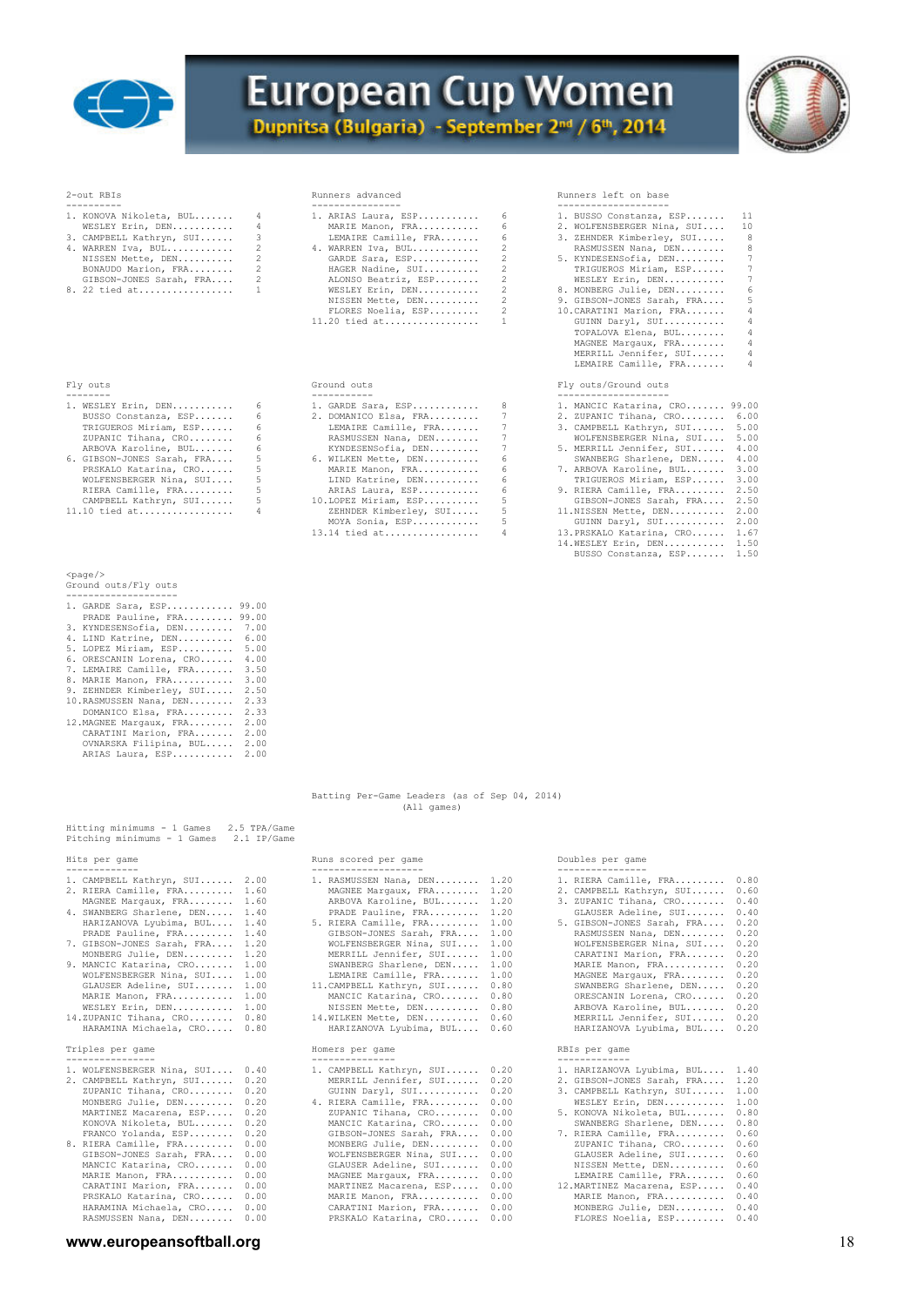# European Cup Women

**Dupnitsa (Bulgaria) - September 2nd / 6th, 2014**

### 2-out RBIs

| Rank | Player | Value |
|---|---|---|
| 1. | KONOVA Nikoleta, BUL | 4 |
| | WESLEY Erin, DEN | 4 |
| 3. | CAMPBELL Kathryn, SUI | 3 |
| 4. | WARREN Iva, BUL | 2 |
| | NISSEN Mette, DEN | 2 |
| | BONAUDO Marion, FRA | 2 |
| | GIBSON-JONES Sarah, FRA | 2 |
| 8. | 22 tied at | 1 |

### Runners advanced

| Rank | Player | Value |
|---|---|---|
| 1. | ARIAS Laura, ESP | 6 |
| | MARIE Manon, FRA | 6 |
| | LEMAIRE Camille, FRA | 6 |
| 4. | WARREN Iva, BUL | 2 |
| | GARDE Sara, ESP | 2 |
| | HAGER Nadine, SUI | 2 |
| | ALONSO Beatriz, ESP | 2 |
| | WESLEY Erin, DEN | 2 |
| | NISSEN Mette, DEN | 2 |
| | FLORES Noelia, ESP | 2 |
| 11. | 20 tied at | 1 |

### Runners left on base

| Rank | Player | Value |
|---|---|---|
| 1. | BUSSO Constanza, ESP | 11 |
| 2. | WOLFENSBERGER Nina, SUI | 10 |
| 3. | ZEHNDER Kimberley, SUI | 8 |
| | RASMUSSEN Nana, DEN | 8 |
| 5. | KYNDESENSofia, DEN | 7 |
| | TRIGUEROS Miriam, ESP | 7 |
| | WESLEY Erin, DEN | 7 |
| 8. | MONBERG Julie, DEN | 6 |
| 9. | GIBSON-JONES Sarah, FRA | 5 |
| 10. | CARATINI Marion, FRA | 4 |
| | GUINN Daryl, SUI | 4 |
| | TOPALOVA Elena, BUL | 4 |
| | MAGNEE Margaux, FRA | 4 |
| | MERRILL Jennifer, SUI | 4 |
| | LEMAIRE Camille, FRA | 4 |

### Fly outs

| Rank | Player | Value |
|---|---|---|
| 1. | WESLEY Erin, DEN | 6 |
| | BUSSO Constanza, ESP | 6 |
| | TRIGUEROS Miriam, ESP | 6 |
| | ZUPANIC Tihana, CRO | 6 |
| | ARBOVA Karoline, BUL | 6 |
| 6. | GIBSON-JONES Sarah, FRA | 5 |
| | PRSKALO Katarina, CRO | 5 |
| | WOLFENSBERGER Nina, SUI | 5 |
| | RIERA Camille, FRA | 5 |
| | CAMPBELL Kathryn, SUI | 5 |
| 11. | 10 tied at | 4 |

### Ground outs

| Rank | Player | Value |
|---|---|---|
| 1. | GARDE Sara, ESP | 8 |
| 2. | DOMANICO Elsa, FRA | 7 |
| | LEMAIRE Camille, FRA | 7 |
| | RASMUSSEN Nana, DEN | 7 |
| | KYNDESENSofia, DEN | 7 |
| 6. | WILKEN Mette, DEN | 6 |
| | MARIE Manon, FRA | 6 |
| | LIND Katrine, DEN | 6 |
| | ARIAS Laura, ESP | 6 |
| 10. | LOPEZ Miriam, ESP | 5 |
| | ZEHNDER Kimberley, SUI | 5 |
| | MOYA Sonia, ESP | 5 |
| 13. | 14 tied at | 4 |

### Fly outs/Ground outs

| Rank | Player | Value |
|---|---|---|
| 1. | MANCIC Katarina, CRO | 99.00 |
| 2. | ZUPANIC Tihana, CRO | 6.00 |
| 3. | CAMPBELL Kathryn, SUI | 5.00 |
| | WOLFENSBERGER Nina, SUI | 5.00 |
| 5. | MERRILL Jennifer, SUI | 4.00 |
| | SWANBERG Sharlene, DEN | 4.00 |
| 7. | ARBOVA Karoline, BUL | 3.00 |
| | TRIGUEROS Miriam, ESP | 3.00 |
| 9. | RIERA Camille, FRA | 2.50 |
| | GIBSON-JONES Sarah, FRA | 2.50 |
| 11. | NISSEN Mette, DEN | 2.00 |
| | GUINN Daryl, SUI | 2.00 |
| 13. | PRSKALO Katarina, CRO | 1.67 |
| 14. | WESLEY Erin, DEN | 1.50 |
| | BUSSO Constanza, ESP | 1.50 |

<page/>

### Ground outs/Fly outs

| Rank | Player | Value |
|---|---|---|
| 1. | GARDE Sara, ESP | 99.00 |
| | PRADE Pauline, FRA | 99.00 |
| 3. | KYNDESENSofia, DEN | 7.00 |
| 4. | LIND Katrine, DEN | 6.00 |
| 5. | LOPEZ Miriam, ESP | 5.00 |
| 6. | ORESCANIN Lorena, CRO | 4.00 |
| 7. | LEMAIRE Camille, FRA | 3.50 |
| 8. | MARIE Manon, FRA | 3.00 |
| 9. | ZEHNDER Kimberley, SUI | 2.50 |
| 10. | RASMUSSEN Nana, DEN | 2.33 |
| | DOMANICO Elsa, FRA | 2.33 |
| 12. | MAGNEE Margaux, FRA | 2.00 |
| | CARATINI Marion, FRA | 2.00 |
| | OVNARSKA Filipina, BUL | 2.00 |
| | ARIAS Laura, ESP | 2.00 |

## Batting Per-Game Leaders (as of Sep 04, 2014)

(All games)

Hitting minimums - 1 Games 2.5 TPA/Game
Pitching minimums - 1 Games 2.1 IP/Game

### Hits per game

| Rank | Player | Value |
|---|---|---|
| 1. | CAMPBELL Kathryn, SUI | 2.00 |
| 2. | RIERA Camille, FRA | 1.60 |
| | MAGNEE Margaux, FRA | 1.60 |
| 4. | SWANBERG Sharlene, DEN | 1.40 |
| | HARIZANOVA Lyubima, BUL | 1.40 |
| | PRADE Pauline, FRA | 1.40 |
| 7. | GIBSON-JONES Sarah, FRA | 1.20 |
| | MONBERG Julie, DEN | 1.20 |
| 9. | MANCIC Katarina, CRO | 1.00 |
| | WOLFENSBERGER Nina, SUI | 1.00 |
| | GLAUSER Adeline, SUI | 1.00 |
| | MARIE Manon, FRA | 1.00 |
| | WESLEY Erin, DEN | 1.00 |
| 14. | ZUPANIC Tihana, CRO | 0.80 |
| | HARAMINA Michaela, CRO | 0.80 |

### Runs scored per game

| Rank | Player | Value |
|---|---|---|
| 1. | RASMUSSEN Nana, DEN | 1.20 |
| | MAGNEE Margaux, FRA | 1.20 |
| | ARBOVA Karoline, BUL | 1.20 |
| | PRADE Pauline, FRA | 1.20 |
| 5. | RIERA Camille, FRA | 1.00 |
| | GIBSON-JONES Sarah, FRA | 1.00 |
| | WOLFENSBERGER Nina, SUI | 1.00 |
| | MERRILL Jennifer, SUI | 1.00 |
| | SWANBERG Sharlene, DEN | 1.00 |
| | LEMAIRE Camille, FRA | 1.00 |
| 11. | CAMPBELL Kathryn, SUI | 0.80 |
| | MANCIC Katarina, CRO | 0.80 |
| | NISSEN Mette, DEN | 0.80 |
| 14. | WILKEN Mette, DEN | 0.60 |
| | HARIZANOVA Lyubima, BUL | 0.60 |

### Doubles per game

| Rank | Player | Value |
|---|---|---|
| 1. | RIERA Camille, FRA | 0.80 |
| 2. | CAMPBELL Kathryn, SUI | 0.60 |
| 3. | ZUPANIC Tihana, CRO | 0.40 |
| | GLAUSER Adeline, SUI | 0.40 |
| 5. | GIBSON-JONES Sarah, FRA | 0.20 |
| | RASMUSSEN Nana, DEN | 0.20 |
| | WOLFENSBERGER Nina, SUI | 0.20 |
| | CARATINI Marion, FRA | 0.20 |
| | MARIE Manon, FRA | 0.20 |
| | MAGNEE Margaux, FRA | 0.20 |
| | SWANBERG Sharlene, DEN | 0.20 |
| | ORESCANIN Lorena, CRO | 0.20 |
| | ARBOVA Karoline, BUL | 0.20 |
| | MERRILL Jennifer, SUI | 0.20 |
| | HARIZANOVA Lyubima, BUL | 0.20 |

### Triples per game

| Rank | Player | Value |
|---|---|---|
| 1. | WOLFENSBERGER Nina, SUI | 0.40 |
| 2. | CAMPBELL Kathryn, SUI | 0.20 |
| | ZUPANIC Tihana, CRO | 0.20 |
| | MONBERG Julie, DEN | 0.20 |
| | MARTINEZ Macarena, ESP | 0.20 |
| | KONOVA Nikoleta, BUL | 0.20 |
| | FRANCO Yolanda, ESP | 0.20 |
| 8. | RIERA Camille, FRA | 0.00 |
| | GIBSON-JONES Sarah, FRA | 0.00 |
| | MANCIC Katarina, CRO | 0.00 |
| | MARIE Manon, FRA | 0.00 |
| | CARATINI Marion, FRA | 0.00 |
| | PRSKALO Katarina, CRO | 0.00 |
| | HARAMINA Michaela, CRO | 0.00 |
| | RASMUSSEN Nana, DEN | 0.00 |

### Homers per game

| Rank | Player | Value |
|---|---|---|
| 1. | CAMPBELL Kathryn, SUI | 0.20 |
| | MERRILL Jennifer, SUI | 0.20 |
| | GUINN Daryl, SUI | 0.20 |
| 4. | RIERA Camille, FRA | 0.00 |
| | ZUPANIC Tihana, CRO | 0.00 |
| | MANCIC Katarina, CRO | 0.00 |
| | GIBSON-JONES Sarah, FRA | 0.00 |
| | MONBERG Julie, DEN | 0.00 |
| | WOLFENSBERGER Nina, SUI | 0.00 |
| | GLAUSER Adeline, SUI | 0.00 |
| | MAGNEE Margaux, FRA | 0.00 |
| | MARTINEZ Macarena, ESP | 0.00 |
| | MARIE Manon, FRA | 0.00 |
| | CARATINI Marion, FRA | 0.00 |
| | PRSKALO Katarina, CRO | 0.00 |

### RBIs per game

| Rank | Player | Value |
|---|---|---|
| 1. | HARIZANOVA Lyubima, BUL | 1.40 |
| 2. | GIBSON-JONES Sarah, FRA | 1.20 |
| 3. | CAMPBELL Kathryn, SUI | 1.00 |
| | WESLEY Erin, DEN | 1.00 |
| 5. | KONOVA Nikoleta, BUL | 0.80 |
| | SWANBERG Sharlene, DEN | 0.80 |
| 7. | RIERA Camille, FRA | 0.60 |
| | ZUPANIC Tihana, CRO | 0.60 |
| | GLAUSER Adeline, SUI | 0.60 |
| | NISSEN Mette, DEN | 0.60 |
| | LEMAIRE Camille, FRA | 0.60 |
| 12. | MARTINEZ Macarena, ESP | 0.40 |
| | MARIE Manon, FRA | 0.40 |
| | MONBERG Julie, DEN | 0.40 |
| | FLORES Noelia, ESP | 0.40 |

www.europeansoftball.org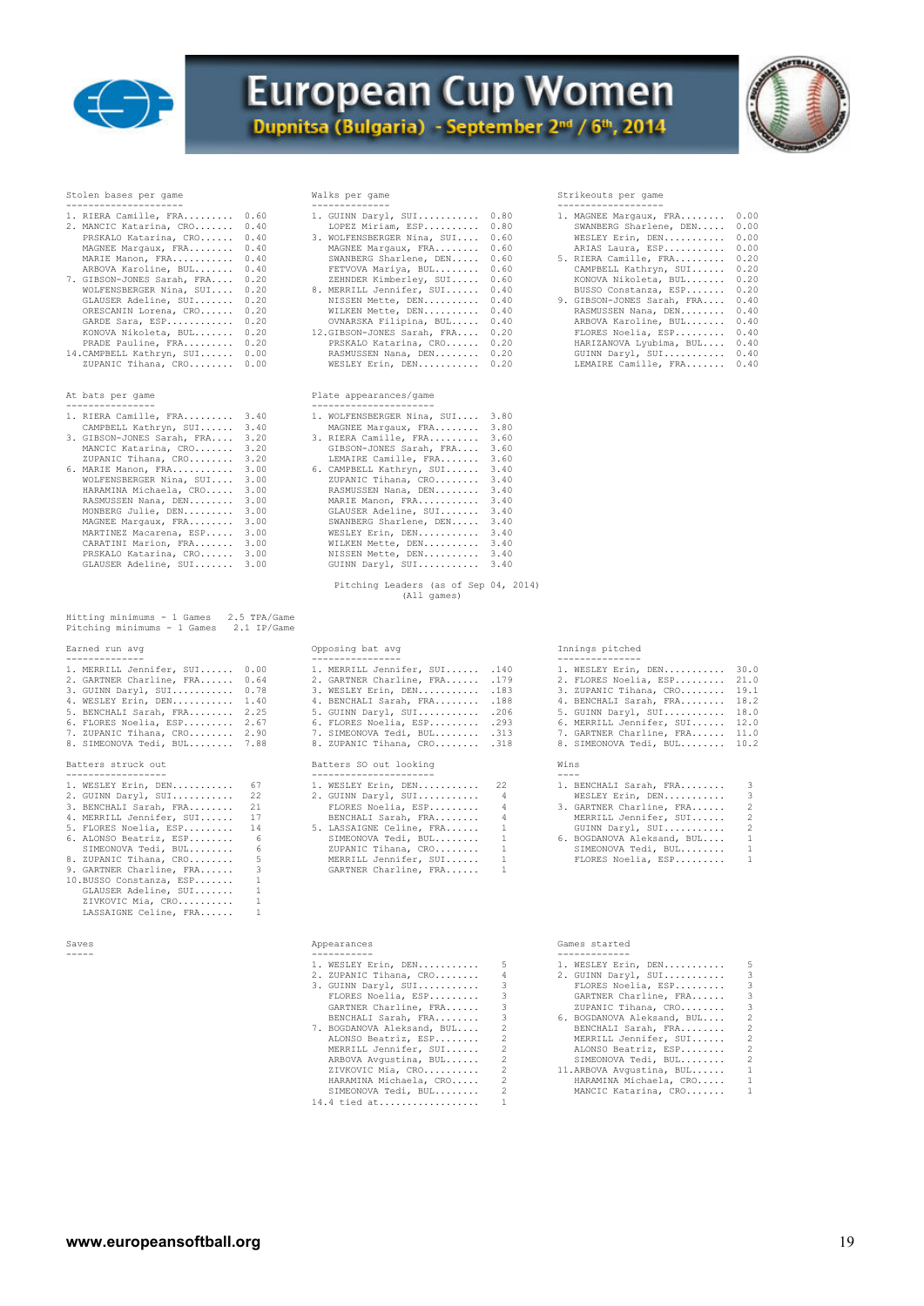# European Cup Women

**Dupnitsa (Bulgaria) - September 2nd / 6th, 2014**

### Stolen bases per game

| Rank | Player | SB/G |
|---|---|---|
| 1. | RIERA Camille, FRA | 0.60 |
| 2. | MANCIC Katarina, CRO | 0.40 |
| | PRSKALO Katarina, CRO | 0.40 |
| | MAGNEE Margaux, FRA | 0.40 |
| | MARIE Manon, FRA | 0.40 |
| | ARBOVA Karoline, BUL | 0.40 |
| 7. | GIBSON-JONES Sarah, FRA | 0.20 |
| | WOLFENSBERGER Nina, SUI | 0.20 |
| | GLAUSER Adeline, SUI | 0.20 |
| | ORESCANIN Lorena, CRO | 0.20 |
| | GARDE Sara, ESP | 0.20 |
| | KONOVA Nikoleta, BUL | 0.20 |
| | PRADE Pauline, FRA | 0.20 |
| 14. | CAMPBELL Kathryn, SUI | 0.00 |
| | ZUPANIC Tihana, CRO | 0.00 |

### Walks per game

| Rank | Player | BB/G |
|---|---|---|
| 1. | GUINN Daryl, SUI | 0.80 |
| | LOPEZ Miriam, ESP | 0.80 |
| 3. | WOLFENSBERGER Nina, SUI | 0.60 |
| | MAGNEE Margaux, FRA | 0.60 |
| | SWANBERG Sharlene, DEN | 0.60 |
| | FETVOVA Mariya, BUL | 0.60 |
| | ZEHNDER Kimberley, SUI | 0.60 |
| 8. | MERRILL Jennifer, SUI | 0.40 |
| | NISSEN Mette, DEN | 0.40 |
| | WILKEN Mette, DEN | 0.40 |
| | OVNARSKA Filipina, BUL | 0.40 |
| 12. | GIBSON-JONES Sarah, FRA | 0.20 |
| | PRSKALO Katarina, CRO | 0.20 |
| | RASMUSSEN Nana, DEN | 0.20 |
| | WESLEY Erin, DEN | 0.20 |

### Strikeouts per game

| Rank | Player | SO/G |
|---|---|---|
| 1. | MAGNEE Margaux, FRA | 0.00 |
| | SWANBERG Sharlene, DEN | 0.00 |
| | WESLEY Erin, DEN | 0.00 |
| | ARIAS Laura, ESP | 0.00 |
| 5. | RIERA Camille, FRA | 0.20 |
| | CAMPBELL Kathryn, SUI | 0.20 |
| | KONOVA Nikoleta, BUL | 0.20 |
| | BUSSO Constanza, ESP | 0.20 |
| 9. | GIBSON-JONES Sarah, FRA | 0.40 |
| | RASMUSSEN Nana, DEN | 0.40 |
| | ARBOVA Karoline, BUL | 0.40 |
| | FLORES Noelia, ESP | 0.40 |
| | HARIZANOVA Lyubima, BUL | 0.40 |
| | GUINN Daryl, SUI | 0.40 |
| | LEMAIRE Camille, FRA | 0.40 |

### At bats per game

| Rank | Player | AB/G |
|---|---|---|
| 1. | RIERA Camille, FRA | 3.40 |
| | CAMPBELL Kathryn, SUI | 3.40 |
| 3. | GIBSON-JONES Sarah, FRA | 3.20 |
| | MANCIC Katarina, CRO | 3.20 |
| | ZUPANIC Tihana, CRO | 3.20 |
| 6. | MARIE Manon, FRA | 3.00 |
| | WOLFENSBERGER Nina, SUI | 3.00 |
| | HARAMINA Michaela, CRO | 3.00 |
| | RASMUSSEN Nana, DEN | 3.00 |
| | MONBERG Julie, DEN | 3.00 |
| | MAGNEE Margaux, FRA | 3.00 |
| | MARTINEZ Macarena, ESP | 3.00 |
| | CARATINI Marion, FRA | 3.00 |
| | PRSKALO Katarina, CRO | 3.00 |
| | GLAUSER Adeline, SUI | 3.00 |

### Plate appearances/game

| Rank | Player | PA/G |
|---|---|---|
| 1. | WOLFENSBERGER Nina, SUI | 3.80 |
| | MAGNEE Margaux, FRA | 3.80 |
| 3. | RIERA Camille, FRA | 3.60 |
| | GIBSON-JONES Sarah, FRA | 3.60 |
| | LEMAIRE Camille, FRA | 3.60 |
| 6. | CAMPBELL Kathryn, SUI | 3.40 |
| | ZUPANIC Tihana, CRO | 3.40 |
| | RASMUSSEN Nana, DEN | 3.40 |
| | MARIE Manon, FRA | 3.40 |
| | GLAUSER Adeline, SUI | 3.40 |
| | SWANBERG Sharlene, DEN | 3.40 |
| | WESLEY Erin, DEN | 3.40 |
| | WILKEN Mette, DEN | 3.40 |
| | NISSEN Mette, DEN | 3.40 |
| | GUINN Daryl, SUI | 3.40 |

## Pitching Leaders (as of Sep 04, 2014)
(All games)

Hitting minimums - 1 Games 2.5 TPA/Game
Pitching minimums - 1 Games 2.1 IP/Game

### Earned run avg

| Rank | Player | ERA |
|---|---|---|
| 1. | MERRILL Jennifer, SUI | 0.00 |
| 2. | GARTNER Charline, FRA | 0.64 |
| 3. | GUINN Daryl, SUI | 0.78 |
| 4. | WESLEY Erin, DEN | 1.40 |
| 5. | BENCHALI Sarah, FRA | 2.25 |
| 6. | FLORES Noelia, ESP | 2.67 |
| 7. | ZUPANIC Tihana, CRO | 2.90 |
| 8. | SIMEONOVA Tedi, BUL | 7.88 |

### Opposing bat avg

| Rank | Player | AVG |
|---|---|---|
| 1. | MERRILL Jennifer, SUI | .140 |
| 2. | GARTNER Charline, FRA | .179 |
| 3. | GUINN Daryl, SUI | .183 |
| 4. | BENCHALI Sarah, FRA | .188 |
| 5. | GUINN Daryl, SUI | .206 |
| 6. | FLORES Noelia, ESP | .293 |
| 7. | SIMEONOVA Tedi, BUL | .313 |
| 8. | ZUPANIC Tihana, CRO | .318 |

### Innings pitched

| Rank | Player | IP |
|---|---|---|
| 1. | WESLEY Erin, DEN | 30.0 |
| 2. | FLORES Noelia, ESP | 21.0 |
| 3. | ZUPANIC Tihana, CRO | 19.1 |
| 4. | BENCHALI Sarah, FRA | 18.2 |
| 5. | GUINN Daryl, SUI | 18.0 |
| 6. | MERRILL Jennifer, SUI | 12.0 |
| 7. | GARTNER Charline, FRA | 11.0 |
| 8. | SIMEONOVA Tedi, BUL | 10.2 |

### Batters struck out

| Rank | Player | SO |
|---|---|---|
| 1. | WESLEY Erin, DEN | 67 |
| 2. | GUINN Daryl, SUI | 22 |
| 3. | BENCHALI Sarah, FRA | 21 |
| 4. | MERRILL Jennifer, SUI | 17 |
| 5. | FLORES Noelia, ESP | 14 |
| 6. | ALONSO Beatriz, ESP | 6 |
| | SIMEONOVA Tedi, BUL | 6 |
| 8. | ZUPANIC Tihana, CRO | 5 |
| 9. | GARTNER Charline, FRA | 3 |
| 10. | BUSSO Constanza, ESP | 1 |
| | GLAUSER Adeline, SUI | 1 |
| | ZIVKOVIC Mia, CRO | 1 |
| | LASSAIGNE Celine, FRA | 1 |

### Batters SO out looking

| Rank | Player | SO |
|---|---|---|
| 1. | WESLEY Erin, DEN | 22 |
| 2. | GUINN Daryl, SUI | 4 |
| | FLORES Noelia, ESP | 4 |
| | BENCHALI Sarah, FRA | 4 |
| 5. | LASSAIGNE Celine, FRA | 1 |
| | SIMEONOVA Tedi, BUL | 1 |
| | ZUPANIC Tihana, CRO | 1 |
| | MERRILL Jennifer, SUI | 1 |
| | GARTNER Charline, FRA | 1 |

### Wins

| Rank | Player | W |
|---|---|---|
| 1. | BENCHALI Sarah, FRA | 3 |
| | WESLEY Erin, DEN | 3 |
| 3. | GARTNER Charline, FRA | 2 |
| | MERRILL Jennifer, SUI | 2 |
| | GUINN Daryl, SUI | 2 |
| 6. | BOGDANOVA Aleksand, BUL | 1 |
| | SIMEONOVA Tedi, BUL | 1 |
| | FLORES Noelia, ESP | 1 |

### Saves

-----

### Appearances

| Rank | Player | APP |
|---|---|---|
| 1. | WESLEY Erin, DEN | 5 |
| 2. | ZUPANIC Tihana, CRO | 4 |
| 3. | GUINN Daryl, SUI | 3 |
| | FLORES Noelia, ESP | 3 |
| | GARTNER Charline, FRA | 3 |
| | BENCHALI Sarah, FRA | 3 |
| 7. | BOGDANOVA Aleksand, BUL | 2 |
| | ALONSO Beatriz, ESP | 2 |
| | MERRILL Jennifer, SUI | 2 |
| | ARBOVA Avgustina, BUL | 2 |
| | ZIVKOVIC Mia, CRO | 2 |
| | HARAMINA Michaela, CRO | 2 |
| | SIMEONOVA Tedi, BUL | 2 |
| 14. | 4 tied at | 1 |

### Games started

| Rank | Player | GS |
|---|---|---|
| 1. | WESLEY Erin, DEN | 5 |
| 2. | GUINN Daryl, SUI | 3 |
| | FLORES Noelia, ESP | 3 |
| | GARTNER Charline, FRA | 3 |
| | ZUPANIC Tihana, CRO | 3 |
| 6. | BOGDANOVA Aleksand, BUL | 2 |
| | BENCHALI Sarah, FRA | 2 |
| | MERRILL Jennifer, SUI | 2 |
| | ALONSO Beatriz, ESP | 2 |
| | SIMEONOVA Tedi, BUL | 2 |
| 11. | ARBOVA Avgustina, BUL | 1 |
| | HARAMINA Michaela, CRO | 1 |
| | MANCIC Katarina, CRO | 1 |

**www.europeansoftball.org**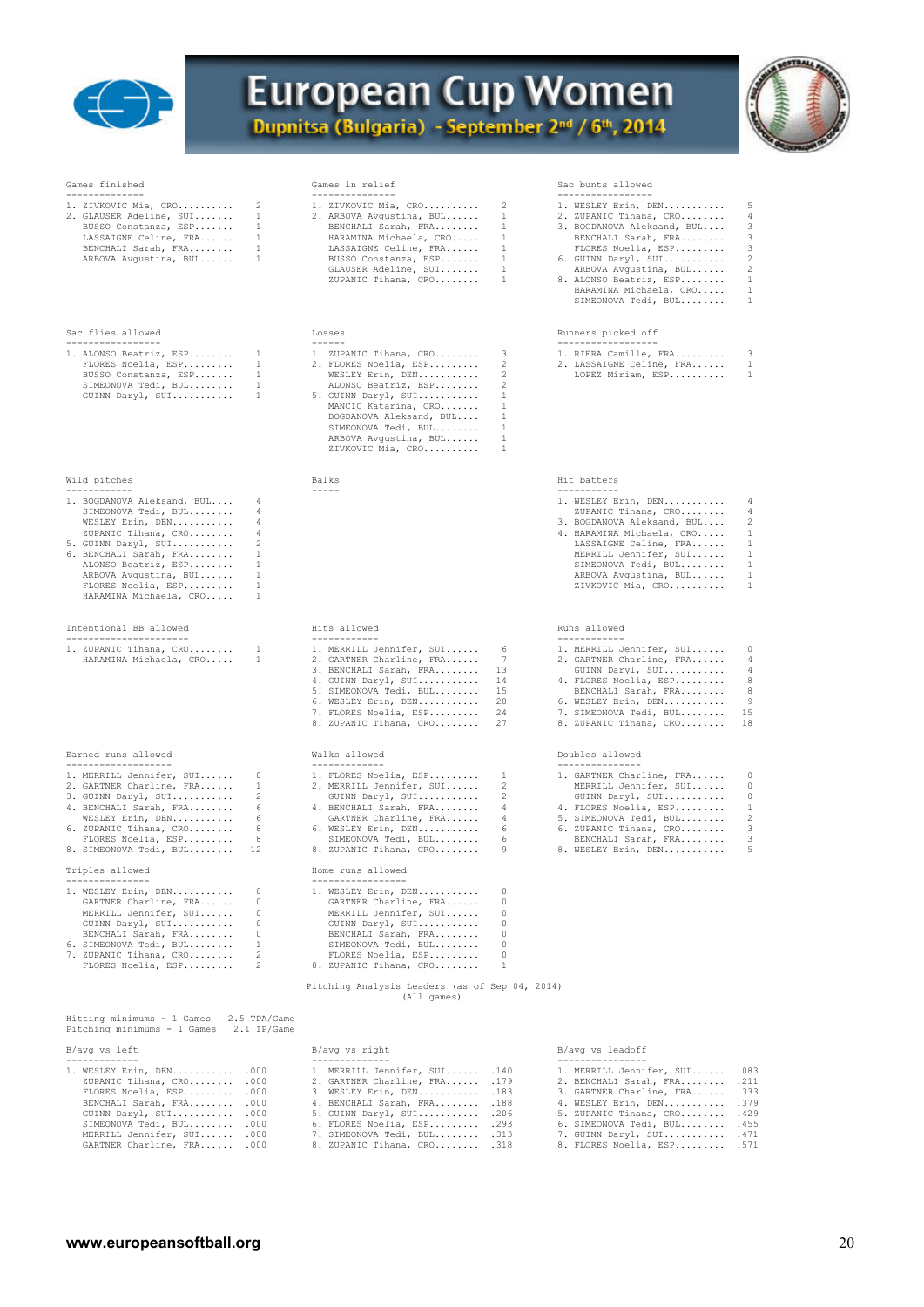# European Cup Women

**Dupnitsa (Bulgaria) - September 2nd / 6th, 2014**

### Games finished

| Rank | Player | G |
|---|---|---|
| 1. | ZIVKOVIC Mia, CRO | 2 |
| 2. | GLAUSER Adeline, SUI | 1 |
| | BUSSO Constanza, ESP | 1 |
| | LASSAIGNE Celine, FRA | 1 |
| | BENCHALI Sarah, FRA | 1 |
| | ARBOVA Avgustina, BUL | 1 |

### Games in relief

| Rank | Player | G |
|---|---|---|
| 1. | ZIVKOVIC Mia, CRO | 2 |
| 2. | ARBOVA Avgustina, BUL | 1 |
| | BENCHALI Sarah, FRA | 1 |
| | HARAMINA Michaela, CRO | 1 |
| | LASSAIGNE Celine, FRA | 1 |
| | BUSSO Constanza, ESP | 1 |
| | GLAUSER Adeline, SUI | 1 |
| | ZUPANIC Tihana, CRO | 1 |

### Sac bunts allowed

| Rank | Player | SH |
|---|---|---|
| 1. | WESLEY Erin, DEN | 5 |
| 2. | ZUPANIC Tihana, CRO | 4 |
| 3. | BOGDANOVA Aleksand, BUL | 3 |
| | BENCHALI Sarah, FRA | 3 |
| | FLORES Noelia, ESP | 3 |
| 6. | GUINN Daryl, SUI | 2 |
| | ARBOVA Avgustina, BUL | 2 |
| 8. | ALONSO Beatriz, ESP | 1 |
| | HARAMINA Michaela, CRO | 1 |
| | SIMEONOVA Tedi, BUL | 1 |

### Sac flies allowed

| Rank | Player | SF |
|---|---|---|
| 1. | ALONSO Beatriz, ESP | 1 |
| | FLORES Noelia, ESP | 1 |
| | BUSSO Constanza, ESP | 1 |
| | SIMEONOVA Tedi, BUL | 1 |
| | GUINN Daryl, SUI | 1 |

### Losses

| Rank | Player | L |
|---|---|---|
| 1. | ZUPANIC Tihana, CRO | 3 |
| 2. | FLORES Noelia, ESP | 2 |
| | WESLEY Erin, DEN | 2 |
| | ALONSO Beatriz, ESP | 2 |
| 5. | GUINN Daryl, SUI | 1 |
| | MANCIC Katarina, CRO | 1 |
| | BOGDANOVA Aleksand, BUL | 1 |
| | SIMEONOVA Tedi, BUL | 1 |
| | ARBOVA Avgustina, BUL | 1 |
| | ZIVKOVIC Mia, CRO | 1 |

### Runners picked off

| Rank | Player | PO |
|---|---|---|
| 1. | RIERA Camille, FRA | 3 |
| 2. | LASSAIGNE Celine, FRA | 1 |
| | LOPEZ Miriam, ESP | 1 |

### Wild pitches

| Rank | Player | WP |
|---|---|---|
| 1. | BOGDANOVA Aleksand, BUL | 4 |
| | SIMEONOVA Tedi, BUL | 4 |
| | WESLEY Erin, DEN | 4 |
| | ZUPANIC Tihana, CRO | 4 |
| 5. | GUINN Daryl, SUI | 2 |
| 6. | BENCHALI Sarah, FRA | 1 |
| | ALONSO Beatriz, ESP | 1 |
| | ARBOVA Avgustina, BUL | 1 |
| | FLORES Noelia, ESP | 1 |
| | HARAMINA Michaela, CRO | 1 |

### Balks

-----

### Hit batters

| Rank | Player | HB |
|---|---|---|
| 1. | WESLEY Erin, DEN | 4 |
| | ZUPANIC Tihana, CRO | 4 |
| 3. | BOGDANOVA Aleksand, BUL | 2 |
| 4. | HARAMINA Michaela, CRO | 1 |
| | LASSAIGNE Celine, FRA | 1 |
| | MERRILL Jennifer, SUI | 1 |
| | SIMEONOVA Tedi, BUL | 1 |
| | ARBOVA Avgustina, BUL | 1 |
| | ZIVKOVIC Mia, CRO | 1 |

### Intentional BB allowed

| Rank | Player | IBB |
|---|---|---|
| 1. | ZUPANIC Tihana, CRO | 1 |
| | HARAMINA Michaela, CRO | 1 |

### Hits allowed

| Rank | Player | H |
|---|---|---|
| 1. | MERRILL Jennifer, SUI | 6 |
| 2. | GARTNER Charline, FRA | 7 |
| 3. | BENCHALI Sarah, FRA | 13 |
| 4. | GUINN Daryl, SUI | 14 |
| 5. | SIMEONOVA Tedi, BUL | 15 |
| 6. | WESLEY Erin, DEN | 20 |
| 7. | FLORES Noelia, ESP | 24 |
| 8. | ZUPANIC Tihana, CRO | 27 |

### Runs allowed

| Rank | Player | R |
|---|---|---|
| 1. | MERRILL Jennifer, SUI | 0 |
| 2. | GARTNER Charline, FRA | 4 |
| | GUINN Daryl, SUI | 4 |
| 4. | FLORES Noelia, ESP | 8 |
| | BENCHALI Sarah, FRA | 8 |
| 6. | WESLEY Erin, DEN | 9 |
| 7. | SIMEONOVA Tedi, BUL | 15 |
| 8. | ZUPANIC Tihana, CRO | 18 |

### Earned runs allowed

| Rank | Player | ER |
|---|---|---|
| 1. | MERRILL Jennifer, SUI | 0 |
| 2. | GARTNER Charline, FRA | 1 |
| 3. | GUINN Daryl, SUI | 2 |
| 4. | BENCHALI Sarah, FRA | 6 |
| | WESLEY Erin, DEN | 6 |
| 6. | ZUPANIC Tihana, CRO | 8 |
| | FLORES Noelia, ESP | 8 |
| 8. | SIMEONOVA Tedi, BUL | 12 |

### Walks allowed

| Rank | Player | BB |
|---|---|---|
| 1. | FLORES Noelia, ESP | 1 |
| 2. | MERRILL Jennifer, SUI | 2 |
| | GUINN Daryl, SUI | 2 |
| 4. | BENCHALI Sarah, FRA | 4 |
| | GARTNER Charline, FRA | 4 |
| 6. | WESLEY Erin, DEN | 6 |
| | SIMEONOVA Tedi, BUL | 6 |
| 8. | ZUPANIC Tihana, CRO | 9 |

### Doubles allowed

| Rank | Player | 2B |
|---|---|---|
| 1. | GARTNER Charline, FRA | 0 |
| | MERRILL Jennifer, SUI | 0 |
| | GUINN Daryl, SUI | 0 |
| 4. | FLORES Noelia, ESP | 1 |
| 5. | SIMEONOVA Tedi, BUL | 2 |
| 6. | ZUPANIC Tihana, CRO | 3 |
| | BENCHALI Sarah, FRA | 3 |
| 8. | WESLEY Erin, DEN | 5 |

### Triples allowed

| Rank | Player | 3B |
|---|---|---|
| 1. | WESLEY Erin, DEN | 0 |
| | GARTNER Charline, FRA | 0 |
| | MERRILL Jennifer, SUI | 0 |
| | GUINN Daryl, SUI | 0 |
| | BENCHALI Sarah, FRA | 0 |
| 6. | SIMEONOVA Tedi, BUL | 1 |
| 7. | ZUPANIC Tihana, CRO | 2 |
| | FLORES Noelia, ESP | 2 |

### Home runs allowed

| Rank | Player | HR |
|---|---|---|
| 1. | WESLEY Erin, DEN | 0 |
| | GARTNER Charline, FRA | 0 |
| | MERRILL Jennifer, SUI | 0 |
| | GUINN Daryl, SUI | 0 |
| | BENCHALI Sarah, FRA | 0 |
| | SIMEONOVA Tedi, BUL | 0 |
| | FLORES Noelia, ESP | 0 |
| 8. | ZUPANIC Tihana, CRO | 1 |

## Pitching Analysis Leaders (as of Sep 04, 2014)

(All games)

Hitting minimums - 1 Games 2.5 TPA/Game
Pitching minimums - 1 Games 2.1 IP/Game

### B/avg vs left

| Rank | Player | AVG |
|---|---|---|
| 1. | WESLEY Erin, DEN | .000 |
| | ZUPANIC Tihana, CRO | .000 |
| | FLORES Noelia, ESP | .000 |
| | BENCHALI Sarah, FRA | .000 |
| | GUINN Daryl, SUI | .000 |
| | SIMEONOVA Tedi, BUL | .000 |
| | MERRILL Jennifer, SUI | .000 |
| | GARTNER Charline, FRA | .000 |

### B/avg vs right

| Rank | Player | AVG |
|---|---|---|
| 1. | MERRILL Jennifer, SUI | .140 |
| 2. | GARTNER Charline, FRA | .179 |
| 3. | WESLEY Erin, DEN | .183 |
| 4. | BENCHALI Sarah, FRA | .188 |
| 5. | GUINN Daryl, SUI | .206 |
| 6. | FLORES Noelia, ESP | .293 |
| 7. | SIMEONOVA Tedi, BUL | .313 |
| 8. | ZUPANIC Tihana, CRO | .318 |

### B/avg vs leadoff

| Rank | Player | AVG |
|---|---|---|
| 1. | MERRILL Jennifer, SUI | .083 |
| 2. | BENCHALI Sarah, FRA | .211 |
| 3. | GARTNER Charline, FRA | .333 |
| 4. | WESLEY Erin, DEN | .379 |
| 5. | ZUPANIC Tihana, CRO | .429 |
| 6. | SIMEONOVA Tedi, BUL | .455 |
| 7. | GUINN Daryl, SUI | .471 |
| 8. | FLORES Noelia, ESP | .571 |

www.europeansoftball.org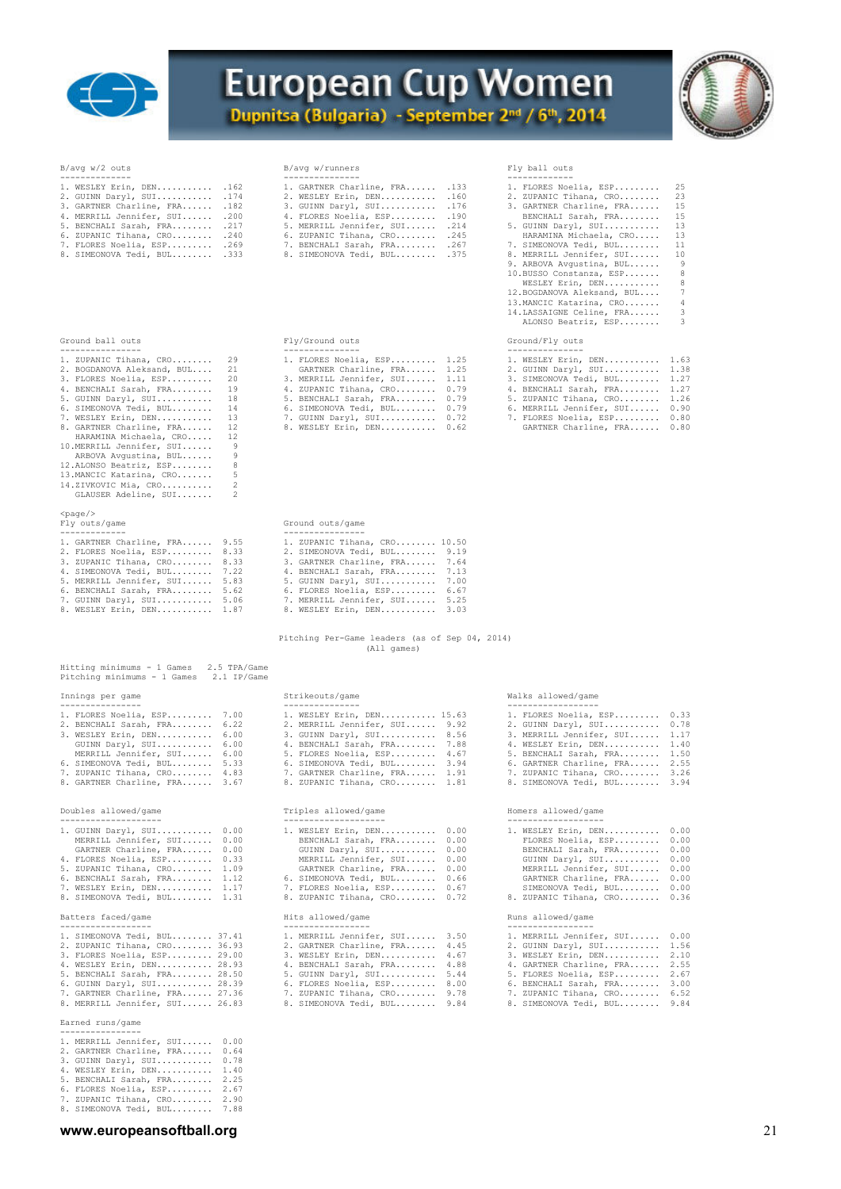# European Cup Women

**Dupnitsa (Bulgaria) - September 2nd / 6th, 2014**

### B/avg w/2 outs

| Rank | Player | Value |
|---|---|---|
| 1. | WESLEY Erin, DEN | .162 |
| 2. | GUINN Daryl, SUI | .174 |
| 3. | GARTNER Charline, FRA | .182 |
| 4. | MERRILL Jennifer, SUI | .200 |
| 5. | BENCHALI Sarah, FRA | .217 |
| 6. | ZUPANIC Tihana, CRO | .240 |
| 7. | FLORES Noelia, ESP | .269 |
| 8. | SIMEONOVA Tedi, BUL | .333 |

### B/avg w/runners

| Rank | Player | Value |
|---|---|---|
| 1. | GARTNER Charline, FRA | .133 |
| 2. | WESLEY Erin, DEN | .160 |
| 3. | GUINN Daryl, SUI | .176 |
| 4. | FLORES Noelia, ESP | .190 |
| 5. | MERRILL Jennifer, SUI | .214 |
| 6. | ZUPANIC Tihana, CRO | .245 |
| 7. | BENCHALI Sarah, FRA | .267 |
| 8. | SIMEONOVA Tedi, BUL | .375 |

### Fly ball outs

| Rank | Player | Value |
|---|---|---|
| 1. | FLORES Noelia, ESP | 25 |
| 2. | ZUPANIC Tihana, CRO | 23 |
| 3. | GARTNER Charline, FRA | 15 |
| | BENCHALI Sarah, FRA | 15 |
| 5. | GUINN Daryl, SUI | 13 |
| | HARAMINA Michaela, CRO | 13 |
| 7. | SIMEONOVA Tedi, BUL | 11 |
| 8. | MERRILL Jennifer, SUI | 10 |
| 9. | ARBOVA Avgustina, BUL | 9 |
| 10. | BUSSO Constanza, ESP | 8 |
| | WESLEY Erin, DEN | 8 |
| 12. | BOGDANOVA Aleksand, BUL | 7 |
| 13. | MANCIC Katarina, CRO | 4 |
| 14. | LASSAIGNE Celine, FRA | 3 |
| | ALONSO Beatriz, ESP | 3 |

### Ground ball outs

| Rank | Player | Value |
|---|---|---|
| 1. | ZUPANIC Tihana, CRO | 29 |
| 2. | BOGDANOVA Aleksand, BUL | 21 |
| 3. | FLORES Noelia, ESP | 20 |
| 4. | BENCHALI Sarah, FRA | 19 |
| 5. | GUINN Daryl, SUI | 18 |
| 6. | SIMEONOVA Tedi, BUL | 14 |
| 7. | WESLEY Erin, DEN | 13 |
| 8. | GARTNER Charline, FRA | 12 |
| | HARAMINA Michaela, CRO | 12 |
| 10. | MERRILL Jennifer, SUI | 9 |
| | ARBOVA Avgustina, BUL | 9 |
| 12. | ALONSO Beatriz, ESP | 8 |
| 13. | MANCIC Katarina, CRO | 5 |
| 14. | ZIVKOVIC Mia, CRO | 2 |
| | GLAUSER Adeline, SUI | 2 |

### Fly/Ground outs

| Rank | Player | Value |
|---|---|---|
| 1. | FLORES Noelia, ESP | 1.25 |
| | GARTNER Charline, FRA | 1.25 |
| 3. | MERRILL Jennifer, SUI | 1.11 |
| 4. | ZUPANIC Tihana, CRO | 0.79 |
| 5. | BENCHALI Sarah, FRA | 0.79 |
| 6. | SIMEONOVA Tedi, BUL | 0.79 |
| 7. | GUINN Daryl, SUI | 0.72 |
| 8. | WESLEY Erin, DEN | 0.62 |

### Ground/Fly outs

| Rank | Player | Value |
|---|---|---|
| 1. | WESLEY Erin, DEN | 1.63 |
| 2. | GUINN Daryl, SUI | 1.38 |
| 3. | SIMEONOVA Tedi, BUL | 1.27 |
| 4. | BENCHALI Sarah, FRA | 1.27 |
| 5. | ZUPANIC Tihana, CRO | 1.26 |
| 6. | MERRILL Jennifer, SUI | 0.90 |
| 7. | FLORES Noelia, ESP | 0.80 |
| | GARTNER Charline, FRA | 0.80 |

### Fly outs/game

| Rank | Player | Value |
|---|---|---|
| 1. | GARTNER Charline, FRA | 9.55 |
| 2. | FLORES Noelia, ESP | 8.33 |
| 3. | ZUPANIC Tihana, CRO | 8.33 |
| 4. | SIMEONOVA Tedi, BUL | 7.22 |
| 5. | MERRILL Jennifer, SUI | 5.83 |
| 6. | BENCHALI Sarah, FRA | 5.62 |
| 7. | GUINN Daryl, SUI | 5.06 |
| 8. | WESLEY Erin, DEN | 1.87 |

### Ground outs/game

| Rank | Player | Value |
|---|---|---|
| 1. | ZUPANIC Tihana, CRO | 10.50 |
| 2. | SIMEONOVA Tedi, BUL | 9.19 |
| 3. | GARTNER Charline, FRA | 7.64 |
| 4. | BENCHALI Sarah, FRA | 7.13 |
| 5. | GUINN Daryl, SUI | 7.00 |
| 6. | FLORES Noelia, ESP | 6.67 |
| 7. | MERRILL Jennifer, SUI | 5.25 |
| 8. | WESLEY Erin, DEN | 3.03 |

## Pitching Per-Game leaders (as of Sep 04, 2014)
(All games)

Hitting minimums - 1 Games 2.5 TPA/Game
Pitching minimums - 1 Games 2.1 IP/Game

### Innings per game

| Rank | Player | Value |
|---|---|---|
| 1. | FLORES Noelia, ESP | 7.00 |
| 2. | BENCHALI Sarah, FRA | 6.22 |
| 3. | WESLEY Erin, DEN | 6.00 |
| | GUINN Daryl, SUI | 6.00 |
| | MERRILL Jennifer, SUI | 6.00 |
| 6. | SIMEONOVA Tedi, BUL | 5.33 |
| 7. | ZUPANIC Tihana, CRO | 4.83 |
| 8. | GARTNER Charline, FRA | 3.67 |

### Strikeouts/game

| Rank | Player | Value |
|---|---|---|
| 1. | WESLEY Erin, DEN | 15.63 |
| 2. | MERRILL Jennifer, SUI | 9.92 |
| 3. | GUINN Daryl, SUI | 8.56 |
| 4. | BENCHALI Sarah, FRA | 7.88 |
| 5. | FLORES Noelia, ESP | 4.67 |
| 6. | SIMEONOVA Tedi, BUL | 3.94 |
| 7. | GARTNER Charline, FRA | 1.91 |
| 8. | ZUPANIC Tihana, CRO | 1.81 |

### Walks allowed/game

| Rank | Player | Value |
|---|---|---|
| 1. | FLORES Noelia, ESP | 0.33 |
| 2. | GUINN Daryl, SUI | 0.78 |
| 3. | MERRILL Jennifer, SUI | 1.17 |
| 4. | WESLEY Erin, DEN | 1.40 |
| 5. | BENCHALI Sarah, FRA | 1.50 |
| 6. | GARTNER Charline, FRA | 2.55 |
| 7. | ZUPANIC Tihana, CRO | 3.26 |
| 8. | SIMEONOVA Tedi, BUL | 3.94 |

### Doubles allowed/game

| Rank | Player | Value |
|---|---|---|
| 1. | GUINN Daryl, SUI | 0.00 |
| | MERRILL Jennifer, SUI | 0.00 |
| | GARTNER Charline, FRA | 0.00 |
| 4. | FLORES Noelia, ESP | 0.33 |
| 5. | ZUPANIC Tihana, CRO | 1.09 |
| 6. | BENCHALI Sarah, FRA | 1.12 |
| 7. | WESLEY Erin, DEN | 1.17 |
| 8. | SIMEONOVA Tedi, BUL | 1.31 |

### Triples allowed/game

| Rank | Player | Value |
|---|---|---|
| 1. | WESLEY Erin, DEN | 0.00 |
| | BENCHALI Sarah, FRA | 0.00 |
| | GUINN Daryl, SUI | 0.00 |
| | MERRILL Jennifer, SUI | 0.00 |
| | GARTNER Charline, FRA | 0.00 |
| 6. | SIMEONOVA Tedi, BUL | 0.66 |
| 7. | FLORES Noelia, ESP | 0.67 |
| 8. | ZUPANIC Tihana, CRO | 0.72 |

### Homers allowed/game

| Rank | Player | Value |
|---|---|---|
| 1. | WESLEY Erin, DEN | 0.00 |
| | FLORES Noelia, ESP | 0.00 |
| | BENCHALI Sarah, FRA | 0.00 |
| | GUINN Daryl, SUI | 0.00 |
| | MERRILL Jennifer, SUI | 0.00 |
| | GARTNER Charline, FRA | 0.00 |
| | SIMEONOVA Tedi, BUL | 0.00 |
| 8. | ZUPANIC Tihana, CRO | 0.36 |

### Batters faced/game

| Rank | Player | Value |
|---|---|---|
| 1. | SIMEONOVA Tedi, BUL | 37.41 |
| 2. | ZUPANIC Tihana, CRO | 36.93 |
| 3. | FLORES Noelia, ESP | 29.00 |
| 4. | WESLEY Erin, DEN | 28.93 |
| 5. | BENCHALI Sarah, FRA | 28.50 |
| 6. | GUINN Daryl, SUI | 28.39 |
| 7. | GARTNER Charline, FRA | 27.36 |
| 8. | MERRILL Jennifer, SUI | 26.83 |

### Hits allowed/game

| Rank | Player | Value |
|---|---|---|
| 1. | MERRILL Jennifer, SUI | 3.50 |
| 2. | GARTNER Charline, FRA | 4.45 |
| 3. | WESLEY Erin, DEN | 4.67 |
| 4. | BENCHALI Sarah, FRA | 4.88 |
| 5. | GUINN Daryl, SUI | 5.44 |
| 6. | FLORES Noelia, ESP | 8.00 |
| 7. | ZUPANIC Tihana, CRO | 9.78 |
| 8. | SIMEONOVA Tedi, BUL | 9.84 |

### Runs allowed/game

| Rank | Player | Value |
|---|---|---|
| 1. | MERRILL Jennifer, SUI | 0.00 |
| 2. | GUINN Daryl, SUI | 1.56 |
| 3. | WESLEY Erin, DEN | 2.10 |
| 4. | GARTNER Charline, FRA | 2.55 |
| 5. | FLORES Noelia, ESP | 2.67 |
| 6. | BENCHALI Sarah, FRA | 3.00 |
| 7. | ZUPANIC Tihana, CRO | 6.52 |
| 8. | SIMEONOVA Tedi, BUL | 9.84 |

### Earned runs/game

| Rank | Player | Value |
|---|---|---|
| 1. | MERRILL Jennifer, SUI | 0.00 |
| 2. | GARTNER Charline, FRA | 0.64 |
| 3. | GUINN Daryl, SUI | 0.78 |
| 4. | WESLEY Erin, DEN | 1.40 |
| 5. | BENCHALI Sarah, FRA | 2.25 |
| 6. | FLORES Noelia, ESP | 2.67 |
| 7. | ZUPANIC Tihana, CRO | 2.90 |
| 8. | SIMEONOVA Tedi, BUL | 7.88 |

www.europeansoftball.org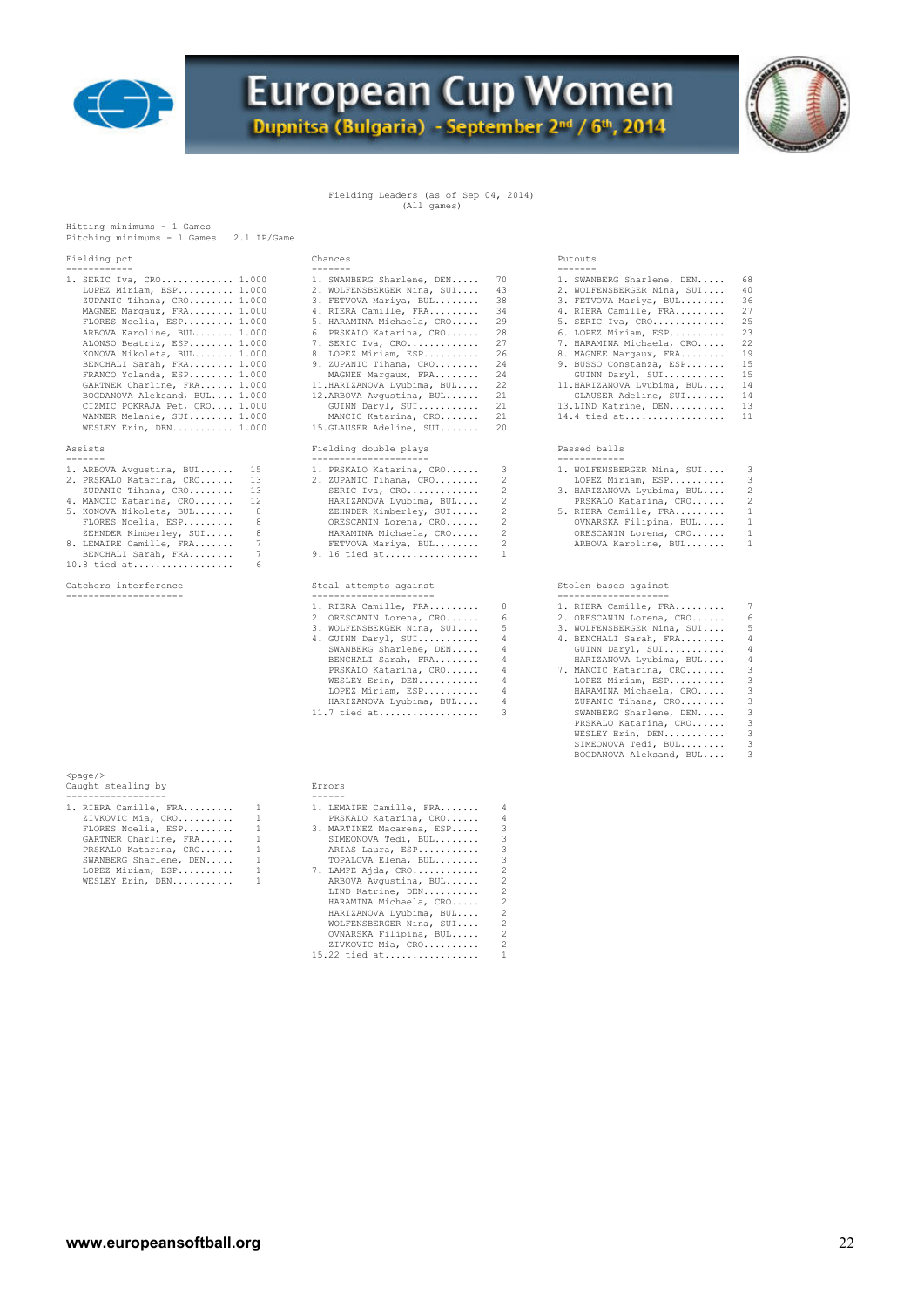# European Cup Women

**Dupnitsa (Bulgaria) - September 2nd / 6th, 2014**

Fielding Leaders (as of Sep 04, 2014)
(All games)

Hitting minimums - 1 Games
Pitching minimums - 1 Games 2.1 IP/Game

**Fielding pct**

| Rank | Player | Pct |
|---|---|---|
| 1. | SERIC Iva, CRO | 1.000 |
| | LOPEZ Miriam, ESP | 1.000 |
| | ZUPANIC Tihana, CRO | 1.000 |
| | MAGNEE Margaux, FRA | 1.000 |
| | FLORES Noelia, ESP | 1.000 |
| | ARBOVA Karoline, BUL | 1.000 |
| | ALONSO Beatriz, ESP | 1.000 |
| | KONOVA Nikoleta, BUL | 1.000 |
| | BENCHALI Sarah, FRA | 1.000 |
| | FRANCO Yolanda, ESP | 1.000 |
| | GARTNER Charline, FRA | 1.000 |
| | BOGDANOVA Aleksand, BUL | 1.000 |
| | CIZMIC POKRAJA Pet, CRO | 1.000 |
| | WANNER Melanie, SUI | 1.000 |
| | WESLEY Erin, DEN | 1.000 |

**Chances**

| Rank | Player | Chances |
|---|---|---|
| 1. | SWANBERG Sharlene, DEN | 70 |
| 2. | WOLFENSBERGER Nina, SUI | 43 |
| 3. | FETVOVA Mariya, BUL | 38 |
| 4. | RIERA Camille, FRA | 34 |
| 5. | HARAMINA Michaela, CRO | 29 |
| 6. | PRSKALO Katarina, CRO | 28 |
| 7. | SERIC Iva, CRO | 27 |
| 8. | LOPEZ Miriam, ESP | 26 |
| 9. | ZUPANIC Tihana, CRO | 24 |
| | MAGNEE Margaux, FRA | 24 |
| 11. | HARIZANOVA Lyubima, BUL | 22 |
| 12. | ARBOVA Avgustina, BUL | 21 |
| | GUINN Daryl, SUI | 21 |
| | MANCIC Katarina, CRO | 21 |
| 15. | GLAUSER Adeline, SUI | 20 |

**Putouts**

| Rank | Player | Putouts |
|---|---|---|
| 1. | SWANBERG Sharlene, DEN | 68 |
| 2. | WOLFENSBERGER Nina, SUI | 40 |
| 3. | FETVOVA Mariya, BUL | 36 |
| 4. | RIERA Camille, FRA | 27 |
| 5. | SERIC Iva, CRO | 25 |
| 6. | LOPEZ Miriam, ESP | 23 |
| 7. | HARAMINA Michaela, CRO | 22 |
| 8. | MAGNEE Margaux, FRA | 19 |
| 9. | BUSSO Constanza, ESP | 15 |
| | GUINN Daryl, SUI | 15 |
| 11. | HARIZANOVA Lyubima, BUL | 14 |
| | GLAUSER Adeline, SUI | 14 |
| 13. | LIND Katrine, DEN | 13 |
| 14. | 4 tied at | 11 |

**Assists**

| Rank | Player | Assists |
|---|---|---|
| 1. | ARBOVA Avgustina, BUL | 15 |
| 2. | PRSKALO Katarina, CRO | 13 |
| | ZUPANIC Tihana, CRO | 13 |
| 4. | MANCIC Katarina, CRO | 12 |
| 5. | KONOVA Nikoleta, BUL | 8 |
| | FLORES Noelia, ESP | 8 |
| | ZEHNDER Kimberley, SUI | 8 |
| 8. | LEMAIRE Camille, FRA | 7 |
| | BENCHALI Sarah, FRA | 7 |
| 10. | 8 tied at | 6 |

**Fielding double plays**

| Rank | Player | DP |
|---|---|---|
| 1. | PRSKALO Katarina, CRO | 3 |
| 2. | ZUPANIC Tihana, CRO | 2 |
| | SERIC Iva, CRO | 2 |
| | HARIZANOVA Lyubima, BUL | 2 |
| | ZEHNDER Kimberley, SUI | 2 |
| | ORESCANIN Lorena, CRO | 2 |
| | HARAMINA Michaela, CRO | 2 |
| | FETVOVA Mariya, BUL | 2 |
| 9. | 16 tied at | 1 |

**Passed balls**

| Rank | Player | PB |
|---|---|---|
| 1. | WOLFENSBERGER Nina, SUI | 3 |
| | LOPEZ Miriam, ESP | 3 |
| 3. | HARIZANOVA Lyubima, BUL | 2 |
| | PRSKALO Katarina, CRO | 2 |
| 5. | RIERA Camille, FRA | 1 |
| | OVNARSKA Filipina, BUL | 1 |
| | ORESCANIN Lorena, CRO | 1 |
| | ARBOVA Karoline, BUL | 1 |

**Catchers interference**

**Steal attempts against**

| Rank | Player | Attempts |
|---|---|---|
| 1. | RIERA Camille, FRA | 8 |
| 2. | ORESCANIN Lorena, CRO | 6 |
| 3. | WOLFENSBERGER Nina, SUI | 5 |
| 4. | GUINN Daryl, SUI | 4 |
| | SWANBERG Sharlene, DEN | 4 |
| | BENCHALI Sarah, FRA | 4 |
| | PRSKALO Katarina, CRO | 4 |
| | WESLEY Erin, DEN | 4 |
| | LOPEZ Miriam, ESP | 4 |
| | HARIZANOVA Lyubima, BUL | 4 |
| 11. | 7 tied at | 3 |

**Stolen bases against**

| Rank | Player | SB |
|---|---|---|
| 1. | RIERA Camille, FRA | 7 |
| 2. | ORESCANIN Lorena, CRO | 6 |
| 3. | WOLFENSBERGER Nina, SUI | 5 |
| 4. | BENCHALI Sarah, FRA | 4 |
| | GUINN Daryl, SUI | 4 |
| | HARIZANOVA Lyubima, BUL | 4 |
| 7. | MANCIC Katarina, CRO | 3 |
| | LOPEZ Miriam, ESP | 3 |
| | HARAMINA Michaela, CRO | 3 |
| | ZUPANIC Tihana, CRO | 3 |
| | SWANBERG Sharlene, DEN | 3 |
| | PRSKALO Katarina, CRO | 3 |
| | WESLEY Erin, DEN | 3 |
| | SIMEONOVA Tedi, BUL | 3 |
| | BOGDANOVA Aleksand, BUL | 3 |

<page/>

**Caught stealing by**

| Rank | Player | CS |
|---|---|---|
| 1. | RIERA Camille, FRA | 1 |
| | ZIVKOVIC Mia, CRO | 1 |
| | FLORES Noelia, ESP | 1 |
| | GARTNER Charline, FRA | 1 |
| | PRSKALO Katarina, CRO | 1 |
| | SWANBERG Sharlene, DEN | 1 |
| | LOPEZ Miriam, ESP | 1 |
| | WESLEY Erin, DEN | 1 |

**Errors**

| Rank | Player | Errors |
|---|---|---|
| 1. | LEMAIRE Camille, FRA | 4 |
| | PRSKALO Katarina, CRO | 4 |
| 3. | MARTINEZ Macarena, ESP | 3 |
| | SIMEONOVA Tedi, BUL | 3 |
| | ARIAS Laura, ESP | 3 |
| | TOPALOVA Elena, BUL | 3 |
| 7. | LAMPE Ajda, CRO | 2 |
| | ARBOVA Avgustina, BUL | 2 |
| | LIND Katrine, DEN | 2 |
| | HARAMINA Michaela, CRO | 2 |
| | HARIZANOVA Lyubima, BUL | 2 |
| | WOLFENSBERGER Nina, SUI | 2 |
| | OVNARSKA Filipina, BUL | 2 |
| | ZIVKOVIC Mia, CRO | 2 |
| 15. | 22 tied at | 1 |

**www.europeansoftball.org**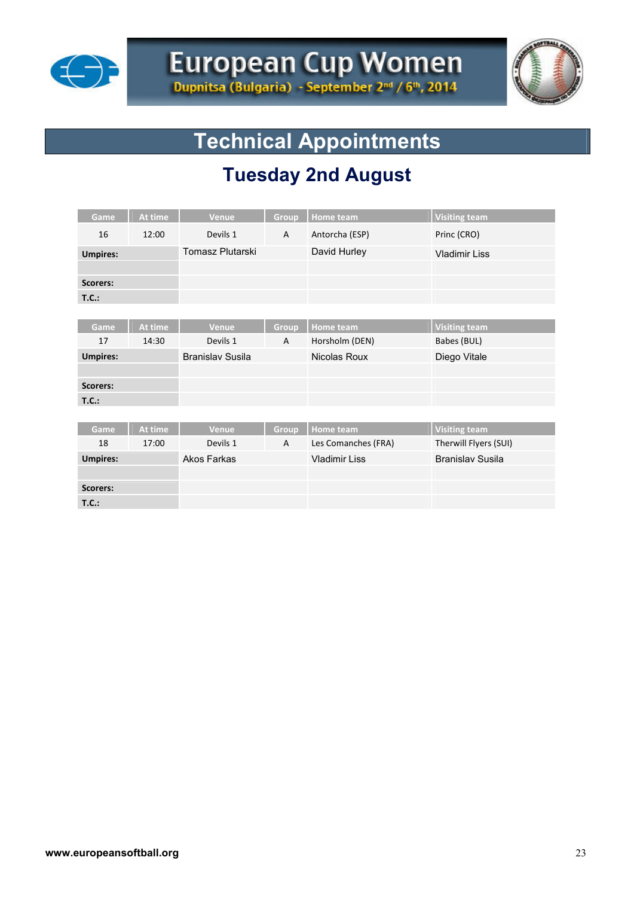# European Cup Women

**Dupnitsa (Bulgaria) - September 2nd / 6th, 2014**

## Technical Appointments

### Tuesday 2nd August

| Game | At time | Venue | Group | Home team | Visiting team |
|---|---|---|---|---|---|
| 16 | 12:00 | Devils 1 | A | Antorcha (ESP) | Princ (CRO) |
| **Umpires:** | | Tomasz Plutarski | | David Hurley | Vladimir Liss |
| | | | | | |
| **Scorers:** | | | | | |
| **T.C.:** | | | | | |

| Game | At time | Venue | Group | Home team | Visiting team |
|---|---|---|---|---|---|
| 17 | 14:30 | Devils 1 | A | Horsholm (DEN) | Babes (BUL) |
| **Umpires:** | | Branislav Susila | | Nicolas Roux | Diego Vitale |
| | | | | | |
| **Scorers:** | | | | | |
| **T.C.:** | | | | | |

| Game | At time | Venue | Group | Home team | Visiting team |
|---|---|---|---|---|---|
| 18 | 17:00 | Devils 1 | A | Les Comanches (FRA) | Therwill Flyers (SUI) |
| **Umpires:** | | Akos Farkas | | Vladimir Liss | Branislav Susila |
| | | | | | |
| **Scorers:** | | | | | |
| **T.C.:** | | | | | |

www.europeansoftball.org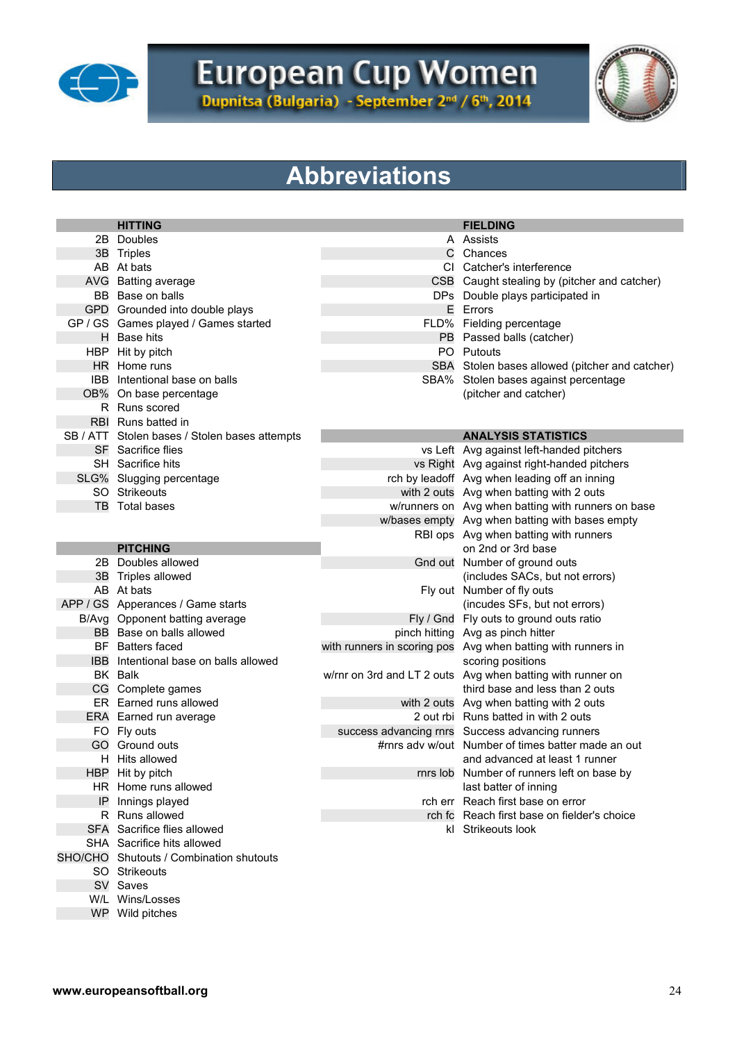# European Cup Women

**Dupnitsa (Bulgaria) - September 2nd / 6th, 2014**

## Abbreviations

### HITTING

| | |
|---|---|
| 2B | Doubles |
| 3B | Triples |
| AB | At bats |
| AVG | Batting average |
| BB | Base on balls |
| GPD | Grounded into double plays |
| GP / GS | Games played / Games started |
| H | Base hits |
| HBP | Hit by pitch |
| HR | Home runs |
| IBB | Intentional base on balls |
| OB% | On base percentage |
| R | Runs scored |
| RBI | Runs batted in |
| SB / ATT | Stolen bases / Stolen bases attempts |
| SF | Sacrifice flies |
| SH | Sacrifice hits |
| SLG% | Slugging percentage |
| SO | Strikeouts |
| TB | Total bases |

### PITCHING

| | |
|---|---|
| 2B | Doubles allowed |
| 3B | Triples allowed |
| AB | At bats |
| APP / GS | Apperances / Game starts |
| B/Avg | Opponent batting average |
| BB | Base on balls allowed |
| BF | Batters faced |
| IBB | Intentional base on balls allowed |
| BK | Balk |
| CG | Complete games |
| ER | Earned runs allowed |
| ERA | Earned run average |
| FO | Fly outs |
| GO | Ground outs |
| H | Hits allowed |
| HBP | Hit by pitch |
| HR | Home runs allowed |
| IP | Innings played |
| R | Runs allowed |
| SFA | Sacrifice flies allowed |
| SHA | Sacrifice hits allowed |
| SHO/CHO | Shutouts / Combination shutouts |
| SO | Strikeouts |
| SV | Saves |
| W/L | Wins/Losses |
| WP | Wild pitches |

### FIELDING

| | |
|---|---|
| A | Assists |
| C | Chances |
| CI | Catcher's interference |
| CSB | Caught stealing by (pitcher and catcher) |
| DPs | Double plays participated in |
| E | Errors |
| FLD% | Fielding percentage |
| PB | Passed balls (catcher) |
| PO | Putouts |
| SBA | Stolen bases allowed (pitcher and catcher) |
| SBA% | Stolen bases against percentage (pitcher and catcher) |

### ANALYSIS STATISTICS

| | |
|---|---|
| vs Left | Avg against left-handed pitchers |
| vs Right | Avg against right-handed pitchers |
| rch by leadoff | Avg when leading off an inning |
| with 2 outs | Avg when batting with 2 outs |
| w/runners on | Avg when batting with runners on base |
| w/bases empty | Avg when batting with bases empty |
| RBI ops | Avg when batting with runners on 2nd or 3rd base |
| Gnd out | Number of ground outs (includes SACs, but not errors) |
| Fly out | Number of fly outs (incudes SFs, but not errors) |
| Fly / Gnd | Fly outs to ground outs ratio |
| pinch hitting | Avg as pinch hitter |
| with runners in scoring pos | Avg when batting with runners in scoring positions |
| w/rnr on 3rd and LT 2 outs | Avg when batting with runner on third base and less than 2 outs |
| with 2 outs | Avg when batting with 2 outs |
| 2 out rbi | Runs batted in with 2 outs |
| success advancing rnrs | Success advancing runners |
| #rnrs adv w/out | Number of times batter made an out and advanced at least 1 runner |
| rnrs lob | Number of runners left on base by last batter of inning |
| rch err | Reach first base on error |
| rch fc | Reach first base on fielder's choice |
| kl | Strikeouts look |

www.europeansoftball.org